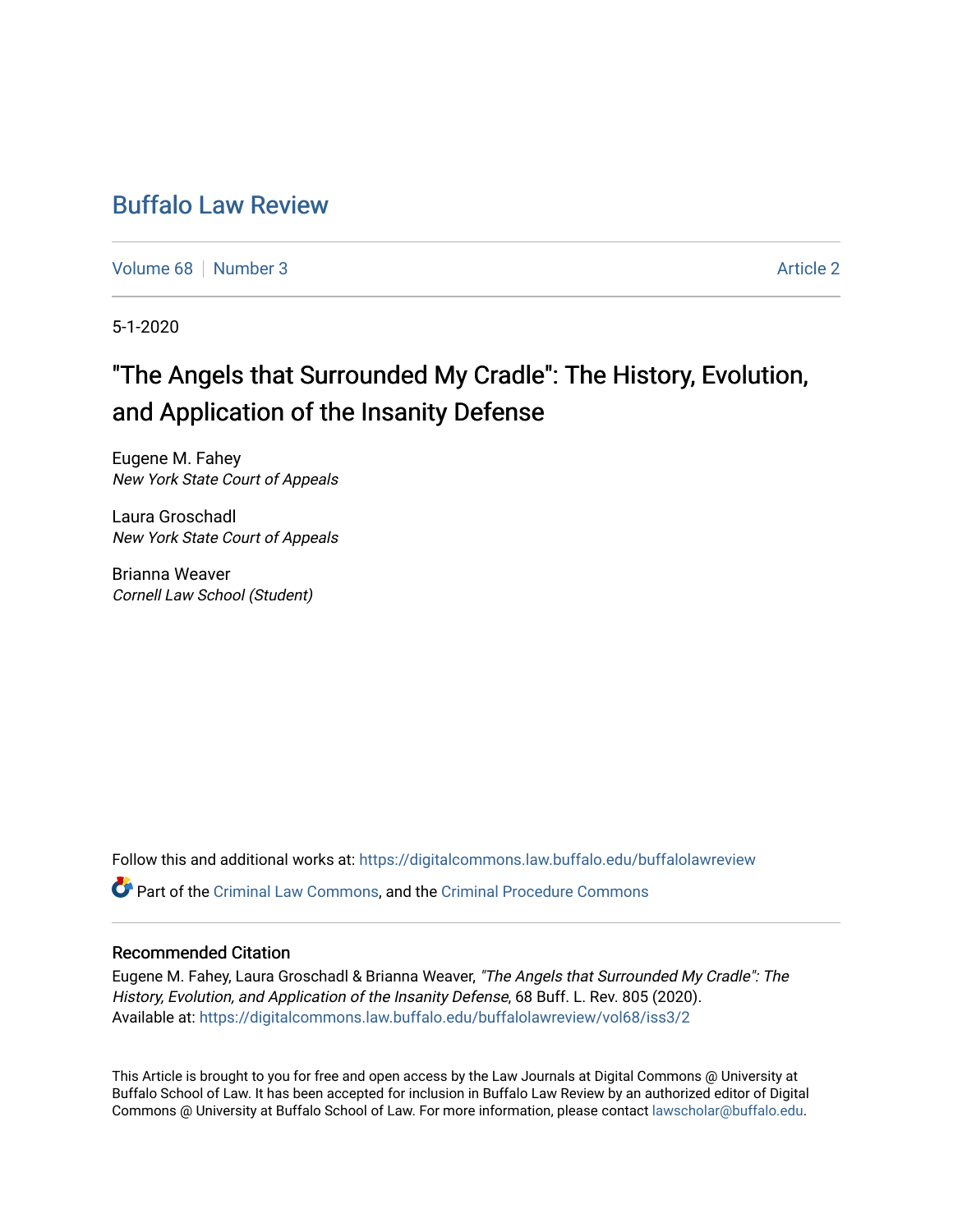# Buffalo Law Review

Volume 68 | Number 3 Article 2

5-1-2020

## "The Angels that Surrounded My Cradle": The History, Evolution, and Application of the Insanity Defense

Eugene M. Fahey
*New York State Court of Appeals*

Laura Groschadl
*New York State Court of Appeals*

Brianna Weaver
*Cornell Law School (Student)*

Follow this and additional works at: https://digitalcommons.law.buffalo.edu/buffalolawreview

Part of the Criminal Law Commons, and the Criminal Procedure Commons

### Recommended Citation

Eugene M. Fahey, Laura Groschadl & Brianna Weaver, *"The Angels that Surrounded My Cradle": The History, Evolution, and Application of the Insanity Defense*, 68 Buff. L. Rev. 805 (2020).
Available at: https://digitalcommons.law.buffalo.edu/buffalolawreview/vol68/iss3/2

This Article is brought to you for free and open access by the Law Journals at Digital Commons @ University at Buffalo School of Law. It has been accepted for inclusion in Buffalo Law Review by an authorized editor of Digital Commons @ University at Buffalo School of Law. For more information, please contact lawscholar@buffalo.edu.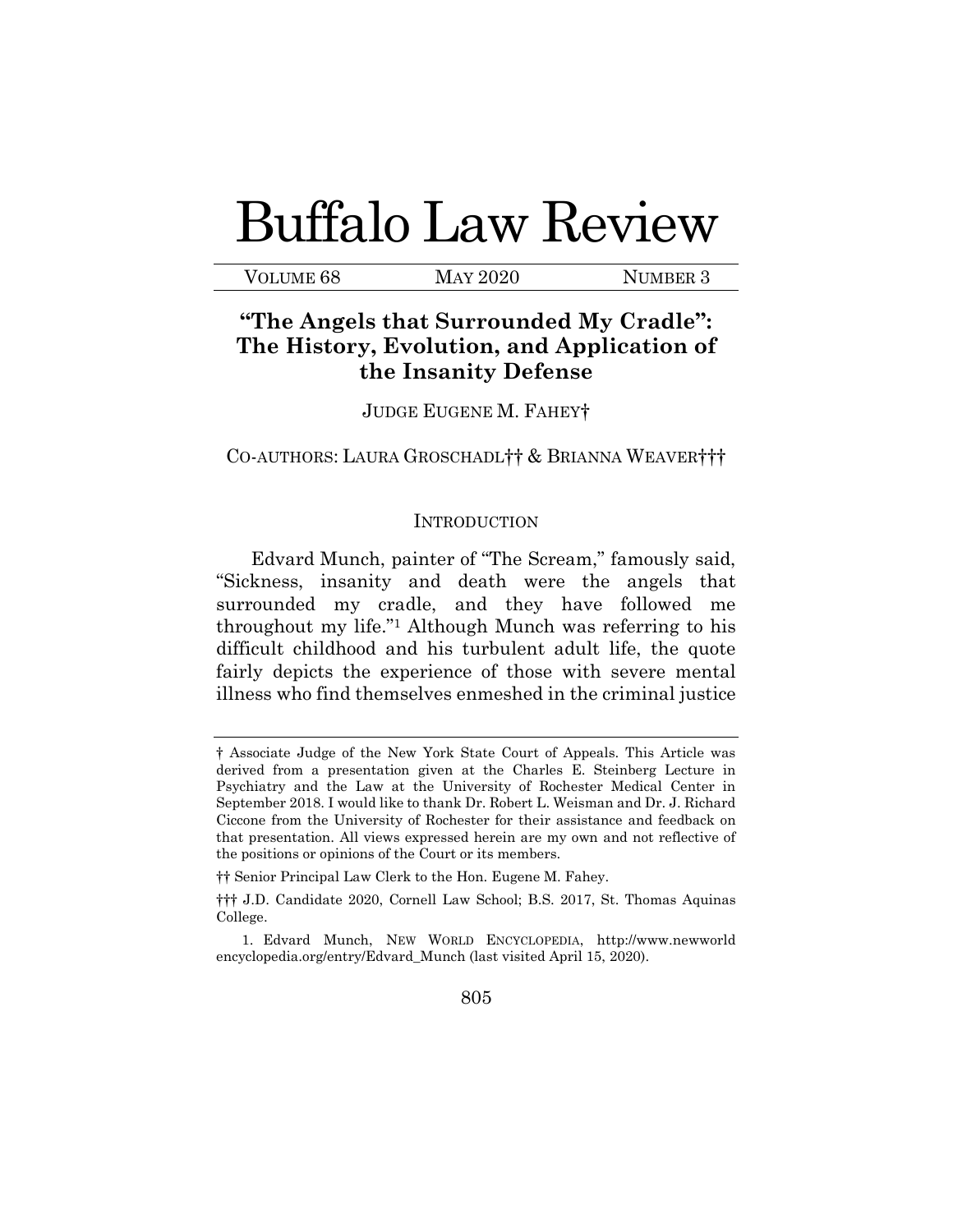# Buffalo Law Review

VOLUME 68 MAY 2020 NUMBER 3

## "The Angels that Surrounded My Cradle": The History, Evolution, and Application of the Insanity Defense

JUDGE EUGENE M. FAHEY†

CO-AUTHORS: LAURA GROSCHADL†† & BRIANNA WEAVER†††

### INTRODUCTION

Edvard Munch, painter of "The Scream," famously said, "Sickness, insanity and death were the angels that surrounded my cradle, and they have followed me throughout my life."[1] Although Munch was referring to his difficult childhood and his turbulent adult life, the quote fairly depicts the experience of those with severe mental illness who find themselves enmeshed in the criminal justice

---

† Associate Judge of the New York State Court of Appeals. This Article was derived from a presentation given at the Charles E. Steinberg Lecture in Psychiatry and the Law at the University of Rochester Medical Center in September 2018. I would like to thank Dr. Robert L. Weisman and Dr. J. Richard Ciccone from the University of Rochester for their assistance and feedback on that presentation. All views expressed herein are my own and not reflective of the positions or opinions of the Court or its members.

†† Senior Principal Law Clerk to the Hon. Eugene M. Fahey.

††† J.D. Candidate 2020, Cornell Law School; B.S. 2017, St. Thomas Aquinas College.

1. Edvard Munch, NEW WORLD ENCYCLOPEDIA, http://www.newworldencyclopedia.org/entry/Edvard_Munch (last visited April 15, 2020).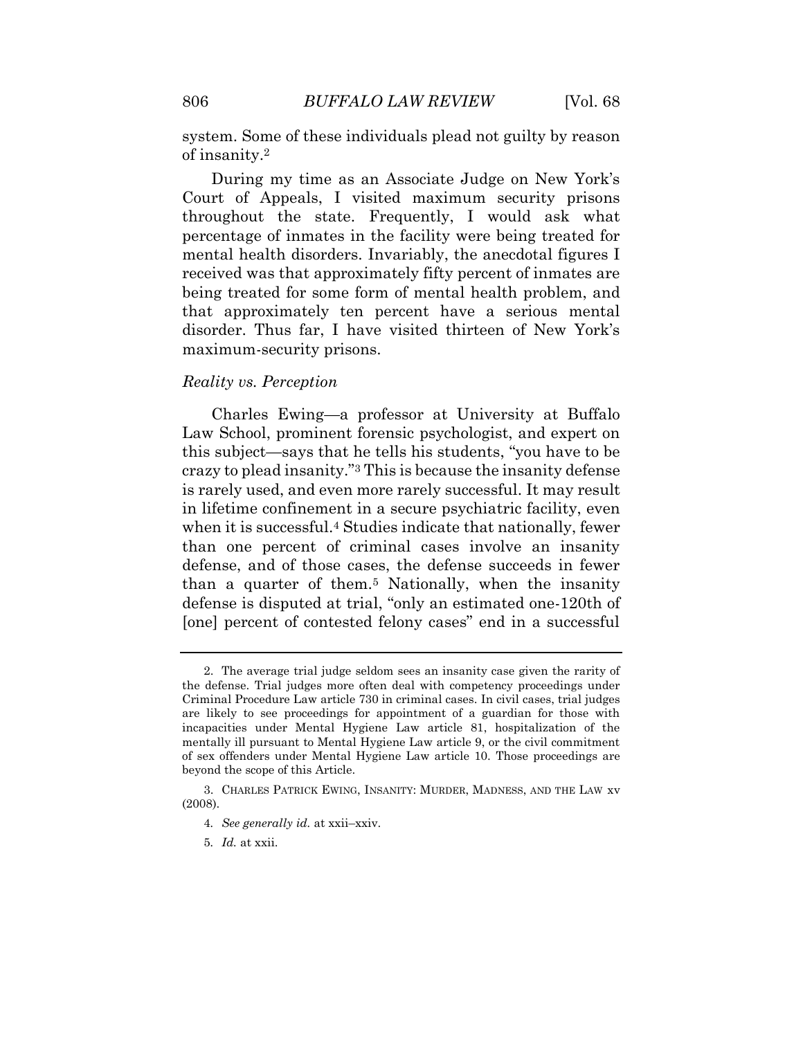system. Some of these individuals plead not guilty by reason of insanity.[2]

During my time as an Associate Judge on New York's Court of Appeals, I visited maximum security prisons throughout the state. Frequently, I would ask what percentage of inmates in the facility were being treated for mental health disorders. Invariably, the anecdotal figures I received was that approximately fifty percent of inmates are being treated for some form of mental health problem, and that approximately ten percent have a serious mental disorder. Thus far, I have visited thirteen of New York's maximum-security prisons.

*Reality vs. Perception*

Charles Ewing—a professor at University at Buffalo Law School, prominent forensic psychologist, and expert on this subject—says that he tells his students, "you have to be crazy to plead insanity."[3] This is because the insanity defense is rarely used, and even more rarely successful. It may result in lifetime confinement in a secure psychiatric facility, even when it is successful.[4] Studies indicate that nationally, fewer than one percent of criminal cases involve an insanity defense, and of those cases, the defense succeeds in fewer than a quarter of them.[5] Nationally, when the insanity defense is disputed at trial, "only an estimated one-120th of [one] percent of contested felony cases" end in a successful

---

2. The average trial judge seldom sees an insanity case given the rarity of the defense. Trial judges more often deal with competency proceedings under Criminal Procedure Law article 730 in criminal cases. In civil cases, trial judges are likely to see proceedings for appointment of a guardian for those with incapacities under Mental Hygiene Law article 81, hospitalization of the mentally ill pursuant to Mental Hygiene Law article 9, or the civil commitment of sex offenders under Mental Hygiene Law article 10. Those proceedings are beyond the scope of this Article.

3. CHARLES PATRICK EWING, INSANITY: MURDER, MADNESS, AND THE LAW xv (2008).

4. *See generally id.* at xxii–xxiv.

5. *Id.* at xxii.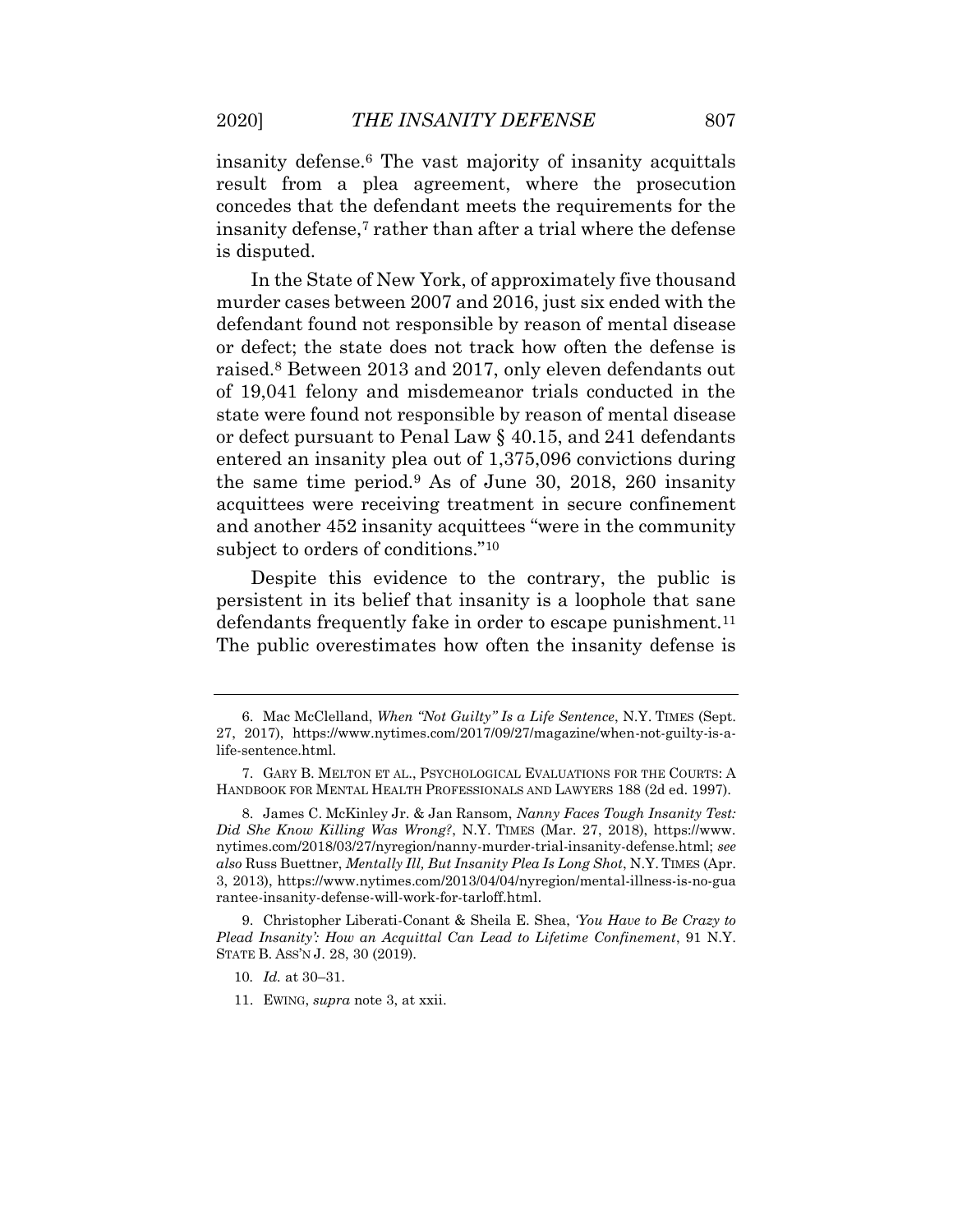insanity defense.[6] The vast majority of insanity acquittals result from a plea agreement, where the prosecution concedes that the defendant meets the requirements for the insanity defense,[7] rather than after a trial where the defense is disputed.

In the State of New York, of approximately five thousand murder cases between 2007 and 2016, just six ended with the defendant found not responsible by reason of mental disease or defect; the state does not track how often the defense is raised.[8] Between 2013 and 2017, only eleven defendants out of 19,041 felony and misdemeanor trials conducted in the state were found not responsible by reason of mental disease or defect pursuant to Penal Law § 40.15, and 241 defendants entered an insanity plea out of 1,375,096 convictions during the same time period.[9] As of June 30, 2018, 260 insanity acquittees were receiving treatment in secure confinement and another 452 insanity acquittees "were in the community subject to orders of conditions."[10]

Despite this evidence to the contrary, the public is persistent in its belief that insanity is a loophole that sane defendants frequently fake in order to escape punishment.[11] The public overestimates how often the insanity defense is

---

6. Mac McClelland, *When "Not Guilty" Is a Life Sentence*, N.Y. TIMES (Sept. 27, 2017), https://www.nytimes.com/2017/09/27/magazine/when-not-guilty-is-a-life-sentence.html.

7. GARY B. MELTON ET AL., PSYCHOLOGICAL EVALUATIONS FOR THE COURTS: A HANDBOOK FOR MENTAL HEALTH PROFESSIONALS AND LAWYERS 188 (2d ed. 1997).

8. James C. McKinley Jr. & Jan Ransom, *Nanny Faces Tough Insanity Test: Did She Know Killing Was Wrong?*, N.Y. TIMES (Mar. 27, 2018), https://www.nytimes.com/2018/03/27/nyregion/nanny-murder-trial-insanity-defense.html; *see also* Russ Buettner, *Mentally Ill, But Insanity Plea Is Long Shot*, N.Y. TIMES (Apr. 3, 2013), https://www.nytimes.com/2013/04/04/nyregion/mental-illness-is-no-guarantee-insanity-defense-will-work-for-tarloff.html.

9. Christopher Liberati-Conant & Sheila E. Shea, *'You Have to Be Crazy to Plead Insanity': How an Acquittal Can Lead to Lifetime Confinement*, 91 N.Y. STATE B. ASS'N J. 28, 30 (2019).

10. *Id.* at 30–31.

11. EWING, *supra* note 3, at xxii.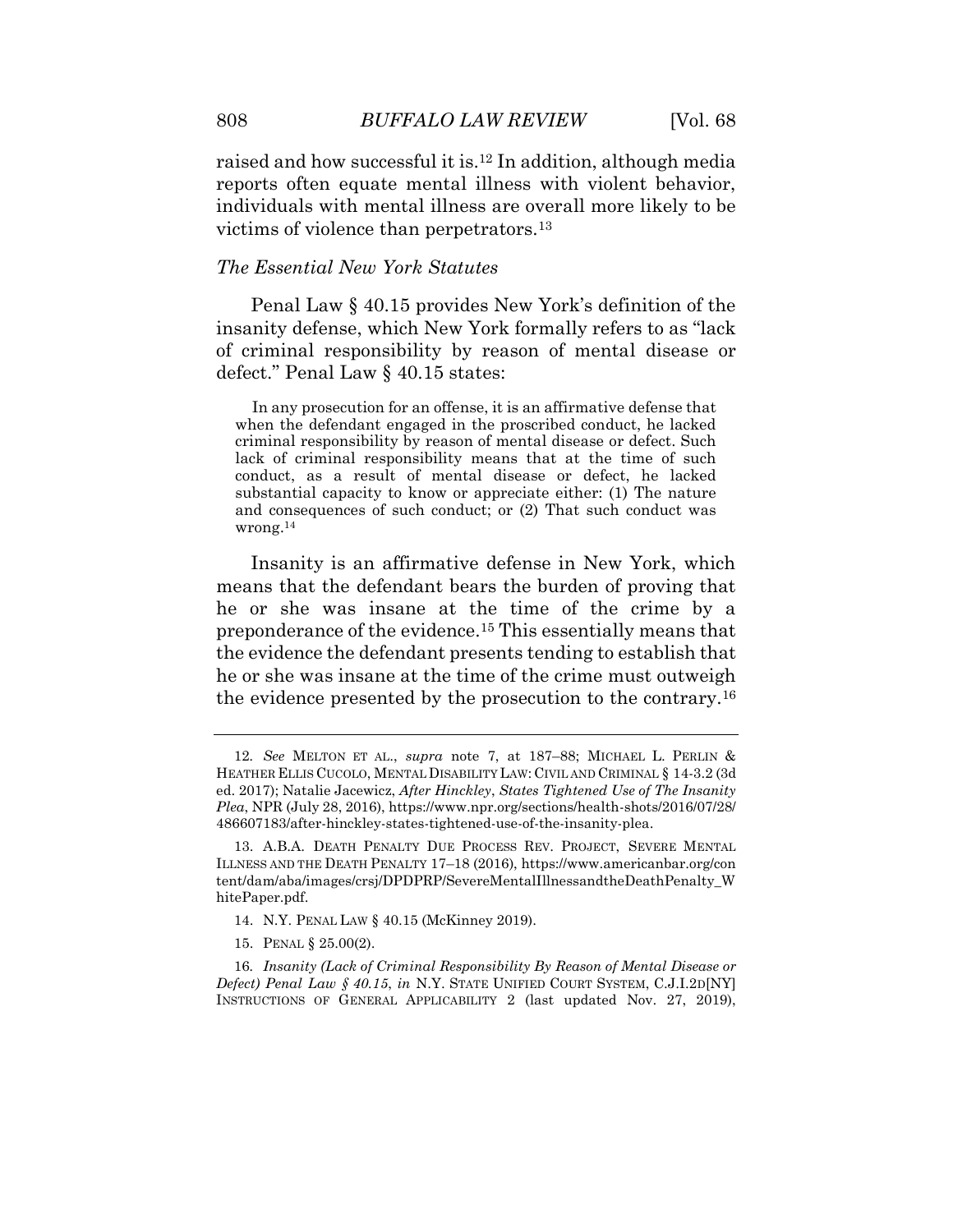raised and how successful it is.[12] In addition, although media reports often equate mental illness with violent behavior, individuals with mental illness are overall more likely to be victims of violence than perpetrators.[13]

### *The Essential New York Statutes*

Penal Law § 40.15 provides New York's definition of the insanity defense, which New York formally refers to as "lack of criminal responsibility by reason of mental disease or defect." Penal Law § 40.15 states:

> In any prosecution for an offense, it is an affirmative defense that when the defendant engaged in the proscribed conduct, he lacked criminal responsibility by reason of mental disease or defect. Such lack of criminal responsibility means that at the time of such conduct, as a result of mental disease or defect, he lacked substantial capacity to know or appreciate either: (1) The nature and consequences of such conduct; or (2) That such conduct was wrong.[14]

Insanity is an affirmative defense in New York, which means that the defendant bears the burden of proving that he or she was insane at the time of the crime by a preponderance of the evidence.[15] This essentially means that the evidence the defendant presents tending to establish that he or she was insane at the time of the crime must outweigh the evidence presented by the prosecution to the contrary.[16]

---

12. *See* MELTON ET AL., *supra* note 7, at 187–88; MICHAEL L. PERLIN & HEATHER ELLIS CUCOLO, MENTAL DISABILITY LAW: CIVIL AND CRIMINAL § 14-3.2 (3d ed. 2017); Natalie Jacewicz, *After Hinckley*, *States Tightened Use of The Insanity Plea*, NPR (July 28, 2016), https://www.npr.org/sections/health-shots/2016/07/28/486607183/after-hinckley-states-tightened-use-of-the-insanity-plea.

13. A.B.A. DEATH PENALTY DUE PROCESS REV. PROJECT, SEVERE MENTAL ILLNESS AND THE DEATH PENALTY 17–18 (2016), https://www.americanbar.org/content/dam/aba/images/crsj/DPDPRP/SevereMentalIllnessandtheDeathPenalty_WhitePaper.pdf.

14. N.Y. PENAL LAW § 40.15 (McKinney 2019).

15. PENAL § 25.00(2).

16. *Insanity (Lack of Criminal Responsibility By Reason of Mental Disease or Defect) Penal Law § 40.15*, *in* N.Y. STATE UNIFIED COURT SYSTEM, C.J.I.2D[NY] INSTRUCTIONS OF GENERAL APPLICABILITY 2 (last updated Nov. 27, 2019),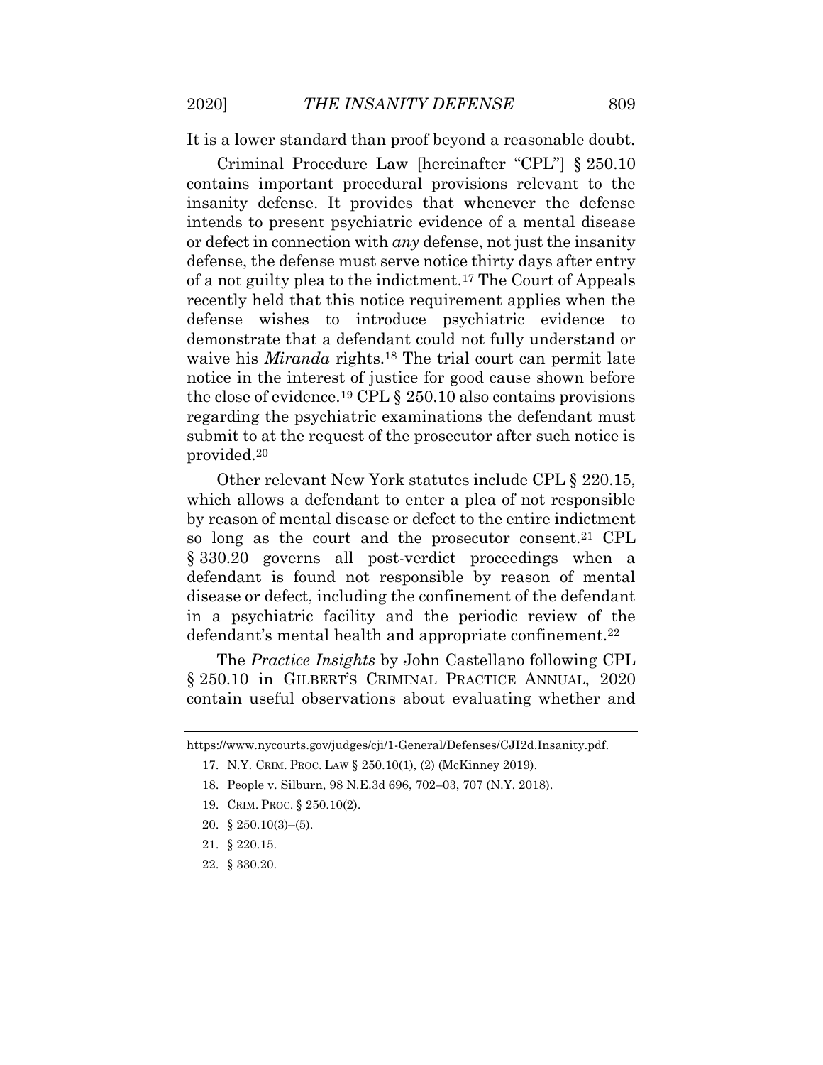It is a lower standard than proof beyond a reasonable doubt.

Criminal Procedure Law [hereinafter "CPL"] § 250.10 contains important procedural provisions relevant to the insanity defense. It provides that whenever the defense intends to present psychiatric evidence of a mental disease or defect in connection with *any* defense, not just the insanity defense, the defense must serve notice thirty days after entry of a not guilty plea to the indictment.[17] The Court of Appeals recently held that this notice requirement applies when the defense wishes to introduce psychiatric evidence to demonstrate that a defendant could not fully understand or waive his *Miranda* rights.[18] The trial court can permit late notice in the interest of justice for good cause shown before the close of evidence.[19] CPL § 250.10 also contains provisions regarding the psychiatric examinations the defendant must submit to at the request of the prosecutor after such notice is provided.[20]

Other relevant New York statutes include CPL § 220.15, which allows a defendant to enter a plea of not responsible by reason of mental disease or defect to the entire indictment so long as the court and the prosecutor consent.[21] CPL § 330.20 governs all post-verdict proceedings when a defendant is found not responsible by reason of mental disease or defect, including the confinement of the defendant in a psychiatric facility and the periodic review of the defendant's mental health and appropriate confinement.[22]

The *Practice Insights* by John Castellano following CPL § 250.10 in GILBERT'S CRIMINAL PRACTICE ANNUAL, 2020 contain useful observations about evaluating whether and

---

https://www.nycourts.gov/judges/cji/1-General/Defenses/CJI2d.Insanity.pdf.

17. N.Y. CRIM. PROC. LAW § 250.10(1), (2) (McKinney 2019).

18. People v. Silburn, 98 N.E.3d 696, 702–03, 707 (N.Y. 2018).

19. CRIM. PROC. § 250.10(2).

20. § 250.10(3)–(5).

21. § 220.15.

22. § 330.20.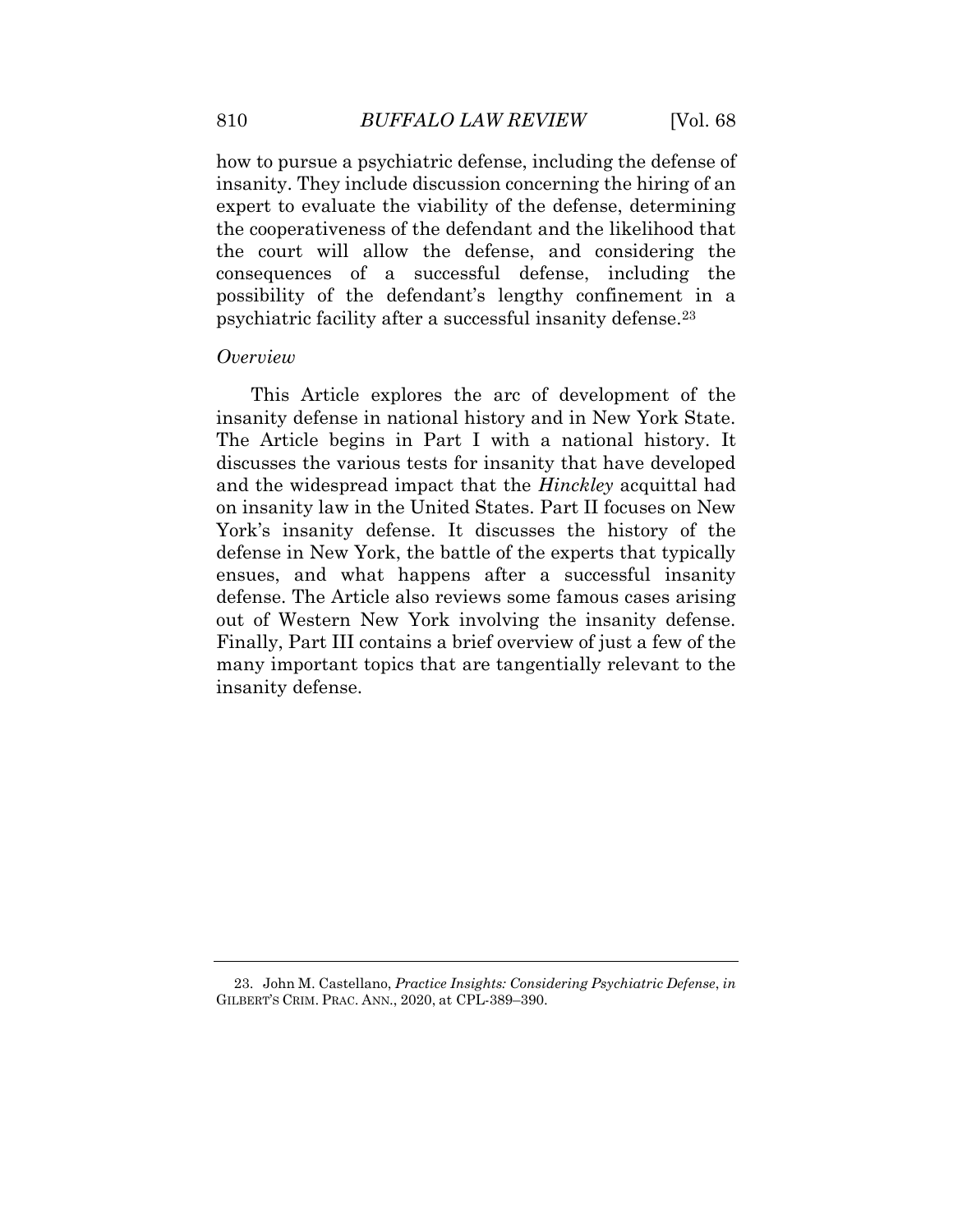how to pursue a psychiatric defense, including the defense of insanity. They include discussion concerning the hiring of an expert to evaluate the viability of the defense, determining the cooperativeness of the defendant and the likelihood that the court will allow the defense, and considering the consequences of a successful defense, including the possibility of the defendant's lengthy confinement in a psychiatric facility after a successful insanity defense.[23]

*Overview*

This Article explores the arc of development of the insanity defense in national history and in New York State. The Article begins in Part I with a national history. It discusses the various tests for insanity that have developed and the widespread impact that the *Hinckley* acquittal had on insanity law in the United States. Part II focuses on New York's insanity defense. It discusses the history of the defense in New York, the battle of the experts that typically ensues, and what happens after a successful insanity defense. The Article also reviews some famous cases arising out of Western New York involving the insanity defense. Finally, Part III contains a brief overview of just a few of the many important topics that are tangentially relevant to the insanity defense.

---

23. John M. Castellano, *Practice Insights: Considering Psychiatric Defense*, *in* GILBERT'S CRIM. PRAC. ANN., 2020, at CPL-389–390.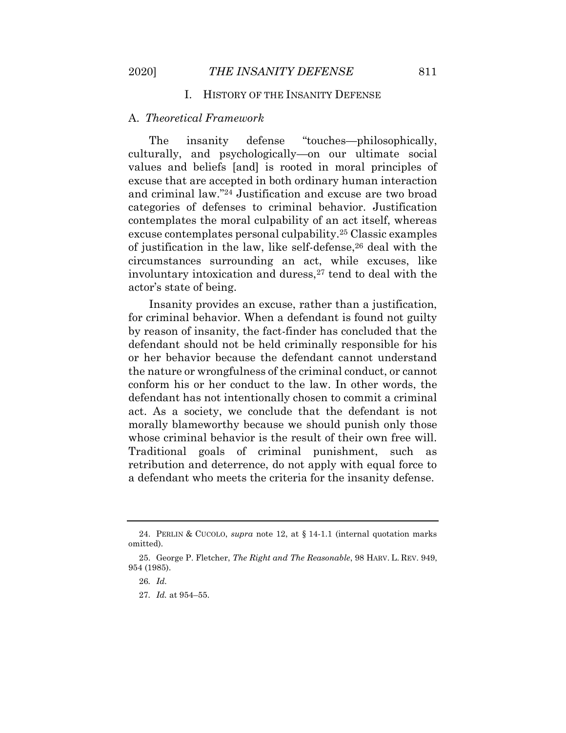## I. History of the Insanity Defense

### A. *Theoretical Framework*

The insanity defense "touches—philosophically, culturally, and psychologically—on our ultimate social values and beliefs [and] is rooted in moral principles of excuse that are accepted in both ordinary human interaction and criminal law."[24] Justification and excuse are two broad categories of defenses to criminal behavior. Justification contemplates the moral culpability of an act itself, whereas excuse contemplates personal culpability.[25] Classic examples of justification in the law, like self-defense,[26] deal with the circumstances surrounding an act, while excuses, like involuntary intoxication and duress,[27] tend to deal with the actor's state of being.

Insanity provides an excuse, rather than a justification, for criminal behavior. When a defendant is found not guilty by reason of insanity, the fact-finder has concluded that the defendant should not be held criminally responsible for his or her behavior because the defendant cannot understand the nature or wrongfulness of the criminal conduct, or cannot conform his or her conduct to the law. In other words, the defendant has not intentionally chosen to commit a criminal act. As a society, we conclude that the defendant is not morally blameworthy because we should punish only those whose criminal behavior is the result of their own free will. Traditional goals of criminal punishment, such as retribution and deterrence, do not apply with equal force to a defendant who meets the criteria for the insanity defense.

---

24. PERLIN & CUCOLO, *supra* note 12, at § 14-1.1 (internal quotation marks omitted).

25. George P. Fletcher, *The Right and The Reasonable*, 98 HARV. L. REV. 949, 954 (1985).

26. *Id.*

27. *Id.* at 954–55.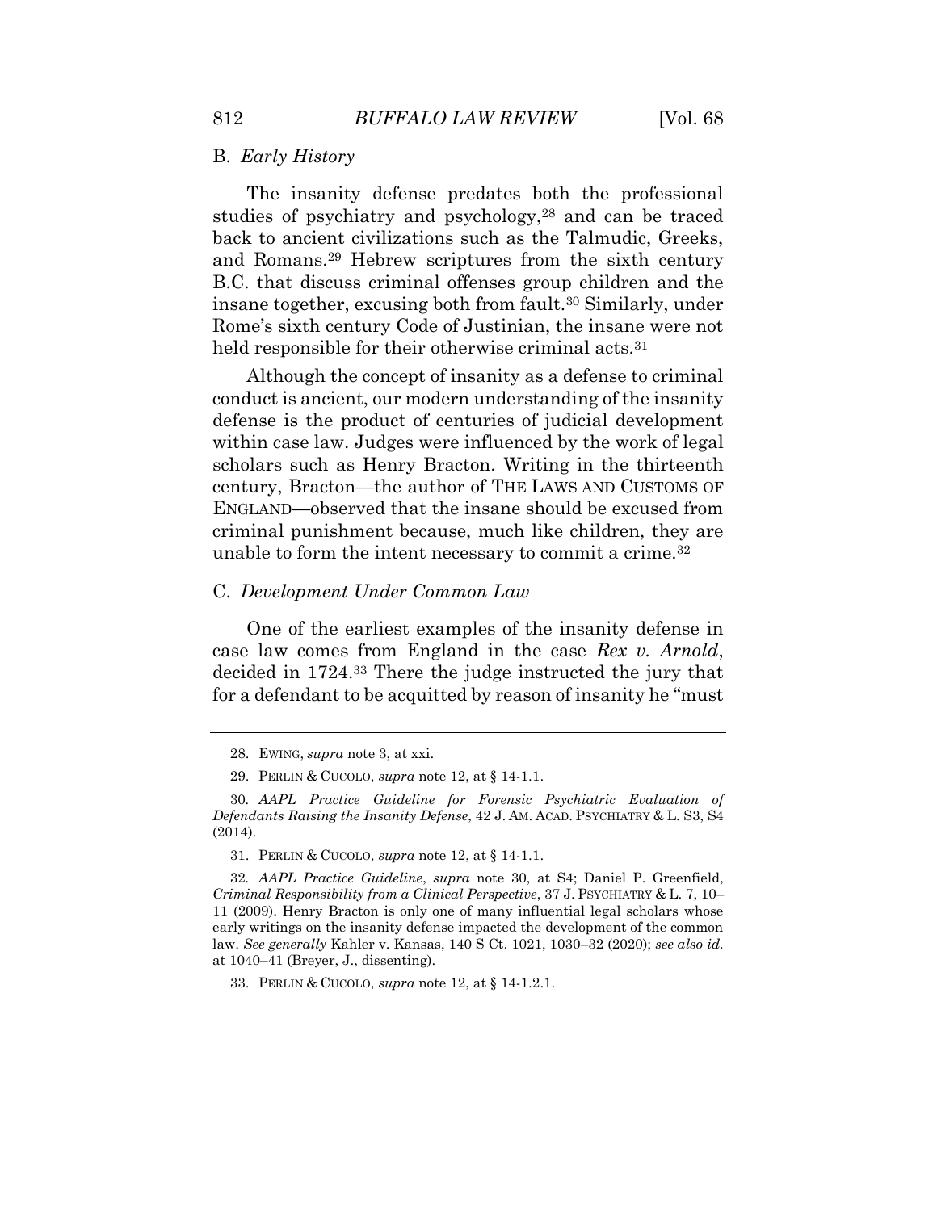### B. *Early History*

The insanity defense predates both the professional studies of psychiatry and psychology,[28] and can be traced back to ancient civilizations such as the Talmudic, Greeks, and Romans.[29] Hebrew scriptures from the sixth century B.C. that discuss criminal offenses group children and the insane together, excusing both from fault.[30] Similarly, under Rome's sixth century Code of Justinian, the insane were not held responsible for their otherwise criminal acts.[31]

Although the concept of insanity as a defense to criminal conduct is ancient, our modern understanding of the insanity defense is the product of centuries of judicial development within case law. Judges were influenced by the work of legal scholars such as Henry Bracton. Writing in the thirteenth century, Bracton—the author of THE LAWS AND CUSTOMS OF ENGLAND—observed that the insane should be excused from criminal punishment because, much like children, they are unable to form the intent necessary to commit a crime.[32]

### C. *Development Under Common Law*

One of the earliest examples of the insanity defense in case law comes from England in the case *Rex v. Arnold*, decided in 1724.[33] There the judge instructed the jury that for a defendant to be acquitted by reason of insanity he "must

---

28. EWING, *supra* note 3, at xxi.

29. PERLIN & CUCOLO, *supra* note 12, at § 14-1.1.

30. *AAPL Practice Guideline for Forensic Psychiatric Evaluation of Defendants Raising the Insanity Defense*, 42 J. AM. ACAD. PSYCHIATRY & L. S3, S4 (2014).

31. PERLIN & CUCOLO, *supra* note 12, at § 14-1.1.

32. *AAPL Practice Guideline*, *supra* note 30, at S4; Daniel P. Greenfield, *Criminal Responsibility from a Clinical Perspective*, 37 J. PSYCHIATRY & L. 7, 10–11 (2009). Henry Bracton is only one of many influential legal scholars whose early writings on the insanity defense impacted the development of the common law. *See generally* Kahler v. Kansas, 140 S Ct. 1021, 1030–32 (2020); *see also id.* at 1040–41 (Breyer, J., dissenting).

33. PERLIN & CUCOLO, *supra* note 12, at § 14-1.2.1.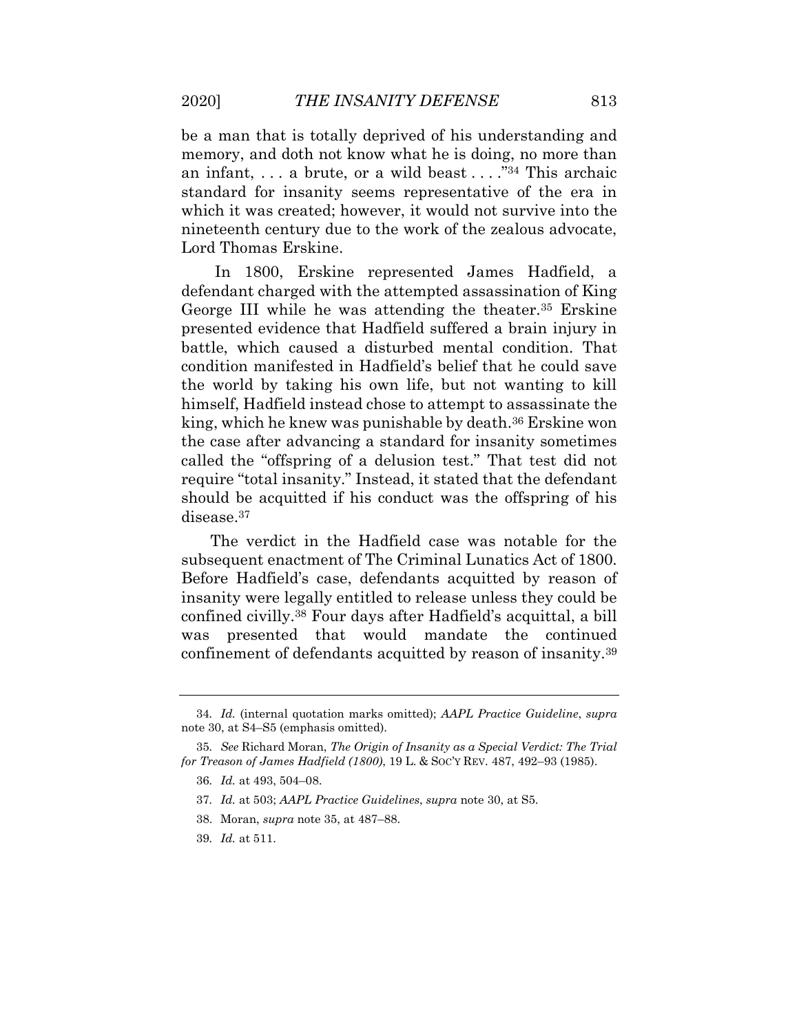be a man that is totally deprived of his understanding and memory, and doth not know what he is doing, no more than an infant, . . . a brute, or a wild beast . . . ."[34] This archaic standard for insanity seems representative of the era in which it was created; however, it would not survive into the nineteenth century due to the work of the zealous advocate, Lord Thomas Erskine.

In 1800, Erskine represented James Hadfield, a defendant charged with the attempted assassination of King George III while he was attending the theater.[35] Erskine presented evidence that Hadfield suffered a brain injury in battle, which caused a disturbed mental condition. That condition manifested in Hadfield's belief that he could save the world by taking his own life, but not wanting to kill himself, Hadfield instead chose to attempt to assassinate the king, which he knew was punishable by death.[36] Erskine won the case after advancing a standard for insanity sometimes called the "offspring of a delusion test." That test did not require "total insanity." Instead, it stated that the defendant should be acquitted if his conduct was the offspring of his disease.[37]

The verdict in the Hadfield case was notable for the subsequent enactment of The Criminal Lunatics Act of 1800. Before Hadfield's case, defendants acquitted by reason of insanity were legally entitled to release unless they could be confined civilly.[38] Four days after Hadfield's acquittal, a bill was presented that would mandate the continued confinement of defendants acquitted by reason of insanity.[39]

---

34. *Id.* (internal quotation marks omitted); *AAPL Practice Guideline*, *supra* note 30, at S4–S5 (emphasis omitted).

35. *See* Richard Moran, *The Origin of Insanity as a Special Verdict: The Trial for Treason of James Hadfield (1800)*, 19 L. & SOC'Y REV. 487, 492–93 (1985).

36. *Id.* at 493, 504–08.

37. *Id.* at 503; *AAPL Practice Guidelines*, *supra* note 30, at S5.

38. Moran, *supra* note 35, at 487–88.

39. *Id.* at 511.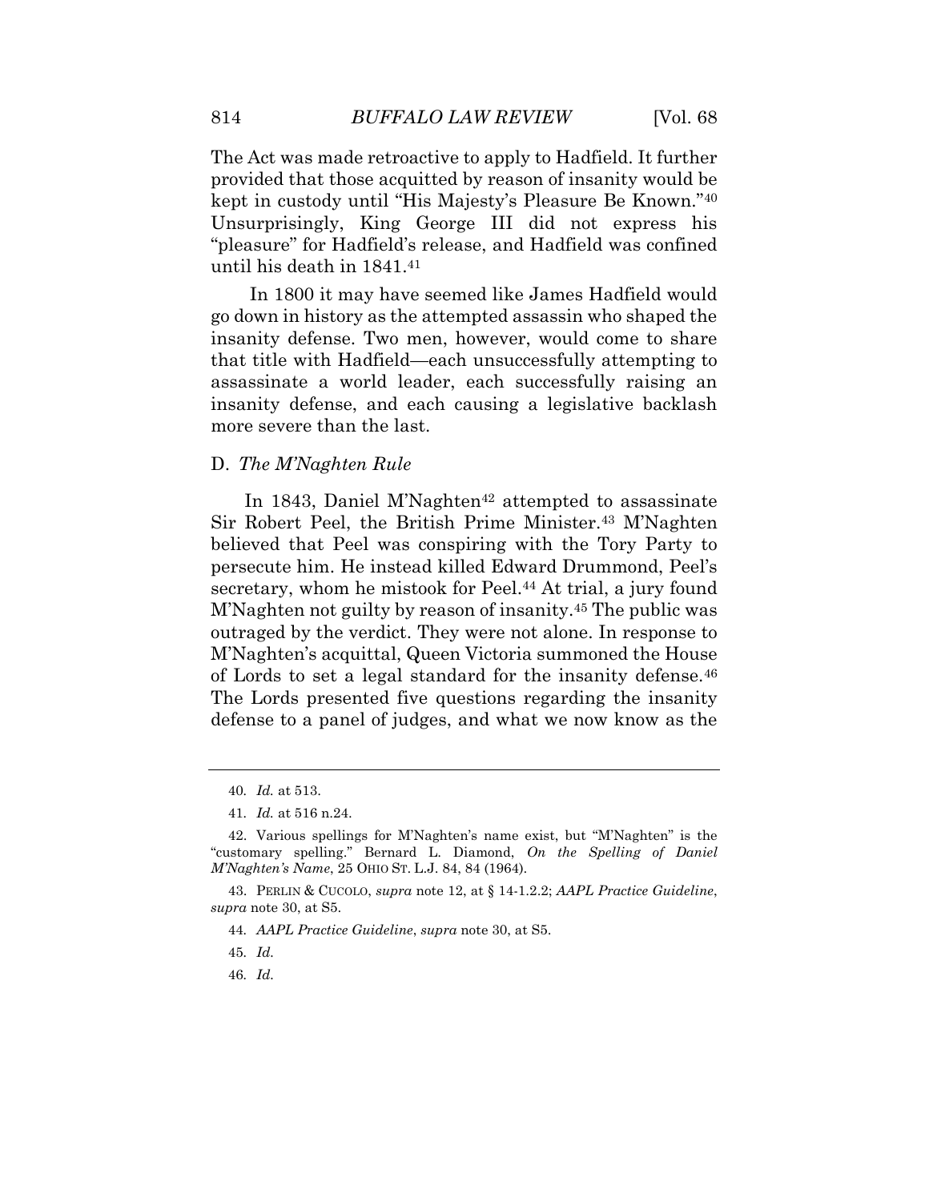The Act was made retroactive to apply to Hadfield. It further provided that those acquitted by reason of insanity would be kept in custody until "His Majesty's Pleasure Be Known."[40] Unsurprisingly, King George III did not express his "pleasure" for Hadfield's release, and Hadfield was confined until his death in 1841.[41]

In 1800 it may have seemed like James Hadfield would go down in history as the attempted assassin who shaped the insanity defense. Two men, however, would come to share that title with Hadfield—each unsuccessfully attempting to assassinate a world leader, each successfully raising an insanity defense, and each causing a legislative backlash more severe than the last.

### D. *The M'Naghten Rule*

In 1843, Daniel M'Naghten[42] attempted to assassinate Sir Robert Peel, the British Prime Minister.[43] M'Naghten believed that Peel was conspiring with the Tory Party to persecute him. He instead killed Edward Drummond, Peel's secretary, whom he mistook for Peel.[44] At trial, a jury found M'Naghten not guilty by reason of insanity.[45] The public was outraged by the verdict. They were not alone. In response to M'Naghten's acquittal, Queen Victoria summoned the House of Lords to set a legal standard for the insanity defense.[46] The Lords presented five questions regarding the insanity defense to a panel of judges, and what we now know as the

---

40. *Id.* at 513.

41. *Id.* at 516 n.24.

42. Various spellings for M'Naghten's name exist, but "M'Naghten" is the "customary spelling." Bernard L. Diamond, *On the Spelling of Daniel M'Naghten's Name*, 25 OHIO ST. L.J. 84, 84 (1964).

43. PERLIN & CUCOLO, *supra* note 12, at § 14-1.2.2; *AAPL Practice Guideline*, *supra* note 30, at S5.

44. *AAPL Practice Guideline*, *supra* note 30, at S5.

45. *Id.*

46. *Id.*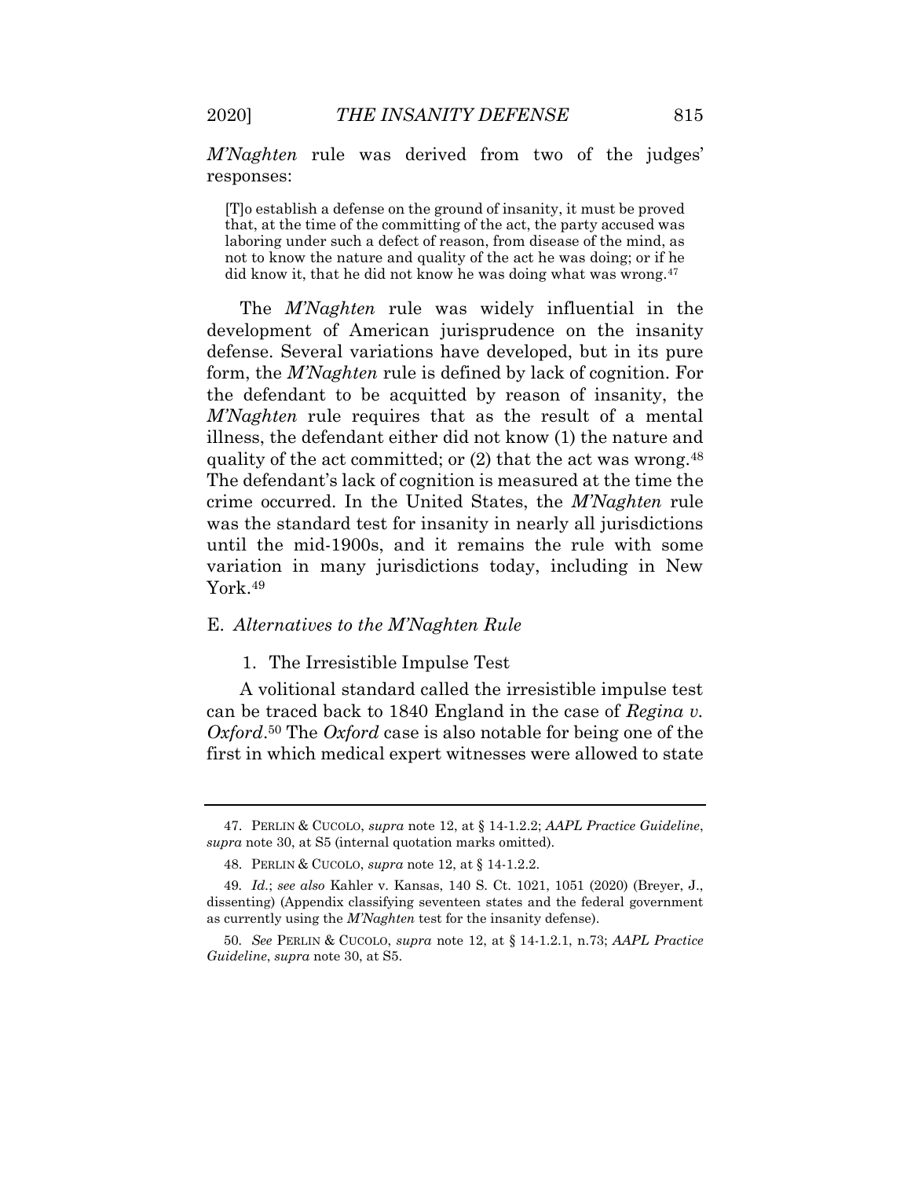*M'Naghten* rule was derived from two of the judges' responses:

> [T]o establish a defense on the ground of insanity, it must be proved that, at the time of the committing of the act, the party accused was laboring under such a defect of reason, from disease of the mind, as not to know the nature and quality of the act he was doing; or if he did know it, that he did not know he was doing what was wrong.[47]

The *M'Naghten* rule was widely influential in the development of American jurisprudence on the insanity defense. Several variations have developed, but in its pure form, the *M'Naghten* rule is defined by lack of cognition. For the defendant to be acquitted by reason of insanity, the *M'Naghten* rule requires that as the result of a mental illness, the defendant either did not know (1) the nature and quality of the act committed; or (2) that the act was wrong.[48] The defendant's lack of cognition is measured at the time the crime occurred. In the United States, the *M'Naghten* rule was the standard test for insanity in nearly all jurisdictions until the mid-1900s, and it remains the rule with some variation in many jurisdictions today, including in New York.[49]

### E. *Alternatives to the M'Naghten Rule*

#### 1. The Irresistible Impulse Test

A volitional standard called the irresistible impulse test can be traced back to 1840 England in the case of *Regina v. Oxford*.[50] The *Oxford* case is also notable for being one of the first in which medical expert witnesses were allowed to state

---

47. PERLIN & CUCOLO, *supra* note 12, at § 14-1.2.2; *AAPL Practice Guideline*, *supra* note 30, at S5 (internal quotation marks omitted).

48. PERLIN & CUCOLO, *supra* note 12, at § 14-1.2.2.

49. *Id.*; *see also* Kahler v. Kansas, 140 S. Ct. 1021, 1051 (2020) (Breyer, J., dissenting) (Appendix classifying seventeen states and the federal government as currently using the *M'Naghten* test for the insanity defense).

50. *See* PERLIN & CUCOLO, *supra* note 12, at § 14-1.2.1, n.73; *AAPL Practice Guideline*, *supra* note 30, at S5.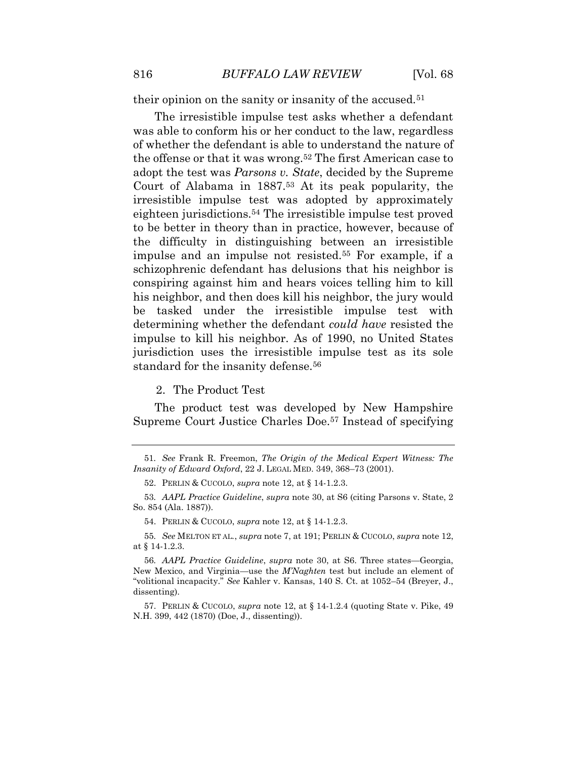their opinion on the sanity or insanity of the accused.[51]

The irresistible impulse test asks whether a defendant was able to conform his or her conduct to the law, regardless of whether the defendant is able to understand the nature of the offense or that it was wrong.[52] The first American case to adopt the test was *Parsons v. State*, decided by the Supreme Court of Alabama in 1887.[53] At its peak popularity, the irresistible impulse test was adopted by approximately eighteen jurisdictions.[54] The irresistible impulse test proved to be better in theory than in practice, however, because of the difficulty in distinguishing between an irresistible impulse and an impulse not resisted.[55] For example, if a schizophrenic defendant has delusions that his neighbor is conspiring against him and hears voices telling him to kill his neighbor, and then does kill his neighbor, the jury would be tasked under the irresistible impulse test with determining whether the defendant *could have* resisted the impulse to kill his neighbor. As of 1990, no United States jurisdiction uses the irresistible impulse test as its sole standard for the insanity defense.[56]

### 2. The Product Test

The product test was developed by New Hampshire Supreme Court Justice Charles Doe.[57] Instead of specifying

---

51. *See* Frank R. Freemon, *The Origin of the Medical Expert Witness: The Insanity of Edward Oxford*, 22 J. LEGAL MED. 349, 368–73 (2001).

52. PERLIN & CUCOLO, *supra* note 12, at § 14-1.2.3.

53. *AAPL Practice Guideline*, *supra* note 30, at S6 (citing Parsons v. State, 2 So. 854 (Ala. 1887)).

54. PERLIN & CUCOLO, *supra* note 12, at § 14-1.2.3.

55. *See* MELTON ET AL., *supra* note 7, at 191; PERLIN & CUCOLO, *supra* note 12, at § 14-1.2.3.

56. *AAPL Practice Guideline*, *supra* note 30, at S6. Three states—Georgia, New Mexico, and Virginia—use the *M'Naghten* test but include an element of "volitional incapacity." *See* Kahler v. Kansas, 140 S. Ct. at 1052–54 (Breyer, J., dissenting).

57. PERLIN & CUCOLO, *supra* note 12, at § 14-1.2.4 (quoting State v. Pike, 49 N.H. 399, 442 (1870) (Doe, J., dissenting)).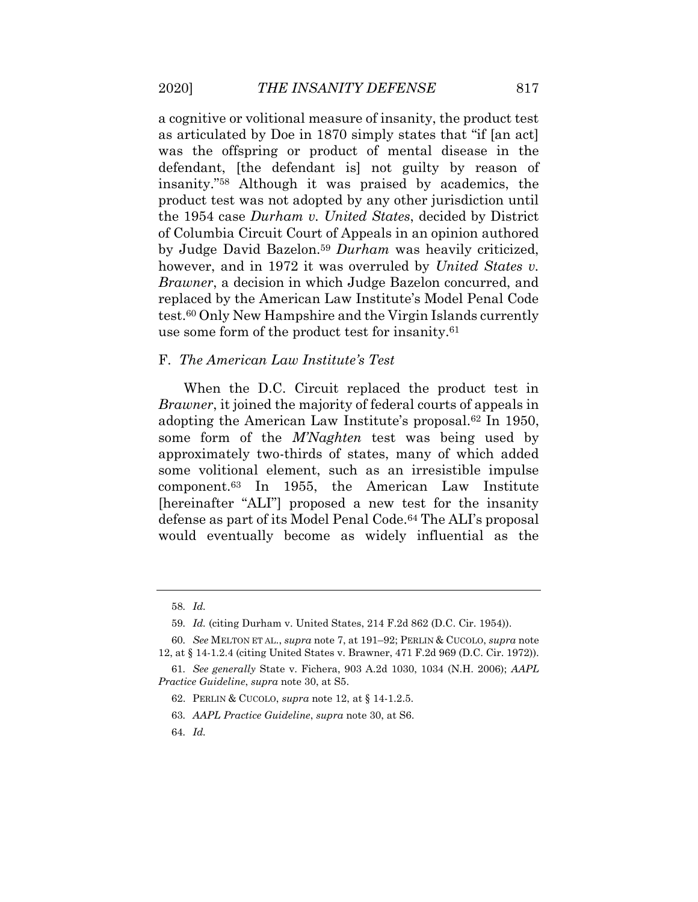a cognitive or volitional measure of insanity, the product test as articulated by Doe in 1870 simply states that "if [an act] was the offspring or product of mental disease in the defendant, [the defendant is] not guilty by reason of insanity."[58] Although it was praised by academics, the product test was not adopted by any other jurisdiction until the 1954 case *Durham v. United States*, decided by District of Columbia Circuit Court of Appeals in an opinion authored by Judge David Bazelon.[59] *Durham* was heavily criticized, however, and in 1972 it was overruled by *United States v. Brawner*, a decision in which Judge Bazelon concurred, and replaced by the American Law Institute's Model Penal Code test.[60] Only New Hampshire and the Virgin Islands currently use some form of the product test for insanity.[61]

## F. *The American Law Institute's Test*

When the D.C. Circuit replaced the product test in *Brawner*, it joined the majority of federal courts of appeals in adopting the American Law Institute's proposal.[62] In 1950, some form of the *M'Naghten* test was being used by approximately two-thirds of states, many of which added some volitional element, such as an irresistible impulse component.[63] In 1955, the American Law Institute [hereinafter "ALI"] proposed a new test for the insanity defense as part of its Model Penal Code.[64] The ALI's proposal would eventually become as widely influential as the

---

58. *Id.*

59. *Id.* (citing Durham v. United States, 214 F.2d 862 (D.C. Cir. 1954)).

60. *See* MELTON ET AL., *supra* note 7, at 191–92; PERLIN & CUCOLO, *supra* note 12, at § 14-1.2.4 (citing United States v. Brawner, 471 F.2d 969 (D.C. Cir. 1972)).

61. *See generally* State v. Fichera, 903 A.2d 1030, 1034 (N.H. 2006); *AAPL Practice Guideline*, *supra* note 30, at S5.

62. PERLIN & CUCOLO, *supra* note 12, at § 14-1.2.5.

63. *AAPL Practice Guideline*, *supra* note 30, at S6.

64. *Id.*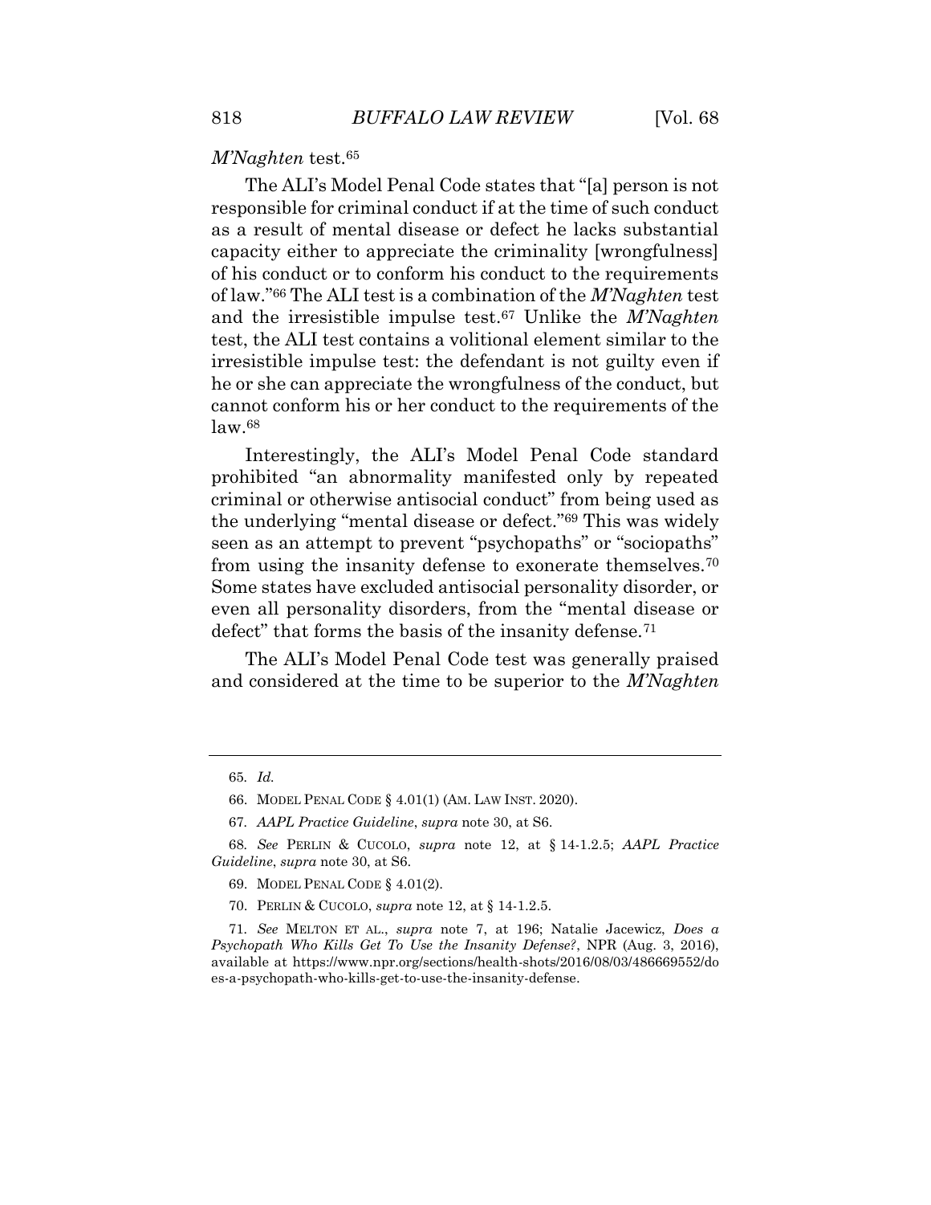*M'Naghten* test.[65]

The ALI's Model Penal Code states that "[a] person is not responsible for criminal conduct if at the time of such conduct as a result of mental disease or defect he lacks substantial capacity either to appreciate the criminality [wrongfulness] of his conduct or to conform his conduct to the requirements of law."[66] The ALI test is a combination of the *M'Naghten* test and the irresistible impulse test.[67] Unlike the *M'Naghten* test, the ALI test contains a volitional element similar to the irresistible impulse test: the defendant is not guilty even if he or she can appreciate the wrongfulness of the conduct, but cannot conform his or her conduct to the requirements of the law.[68]

Interestingly, the ALI's Model Penal Code standard prohibited "an abnormality manifested only by repeated criminal or otherwise antisocial conduct" from being used as the underlying "mental disease or defect."[69] This was widely seen as an attempt to prevent "psychopaths" or "sociopaths" from using the insanity defense to exonerate themselves.[70] Some states have excluded antisocial personality disorder, or even all personality disorders, from the "mental disease or defect" that forms the basis of the insanity defense.[71]

The ALI's Model Penal Code test was generally praised and considered at the time to be superior to the *M'Naghten*

---

65. *Id.*

66. MODEL PENAL CODE § 4.01(1) (AM. LAW INST. 2020).

67. *AAPL Practice Guideline*, *supra* note 30, at S6.

68. *See* PERLIN & CUCOLO, *supra* note 12, at § 14-1.2.5; *AAPL Practice Guideline*, *supra* note 30, at S6.

69. MODEL PENAL CODE § 4.01(2).

70. PERLIN & CUCOLO, *supra* note 12, at § 14-1.2.5.

71. *See* MELTON ET AL., *supra* note 7, at 196; Natalie Jacewicz, *Does a Psychopath Who Kills Get To Use the Insanity Defense?*, NPR (Aug. 3, 2016), available at https://www.npr.org/sections/health-shots/2016/08/03/486669552/does-a-psychopath-who-kills-get-to-use-the-insanity-defense.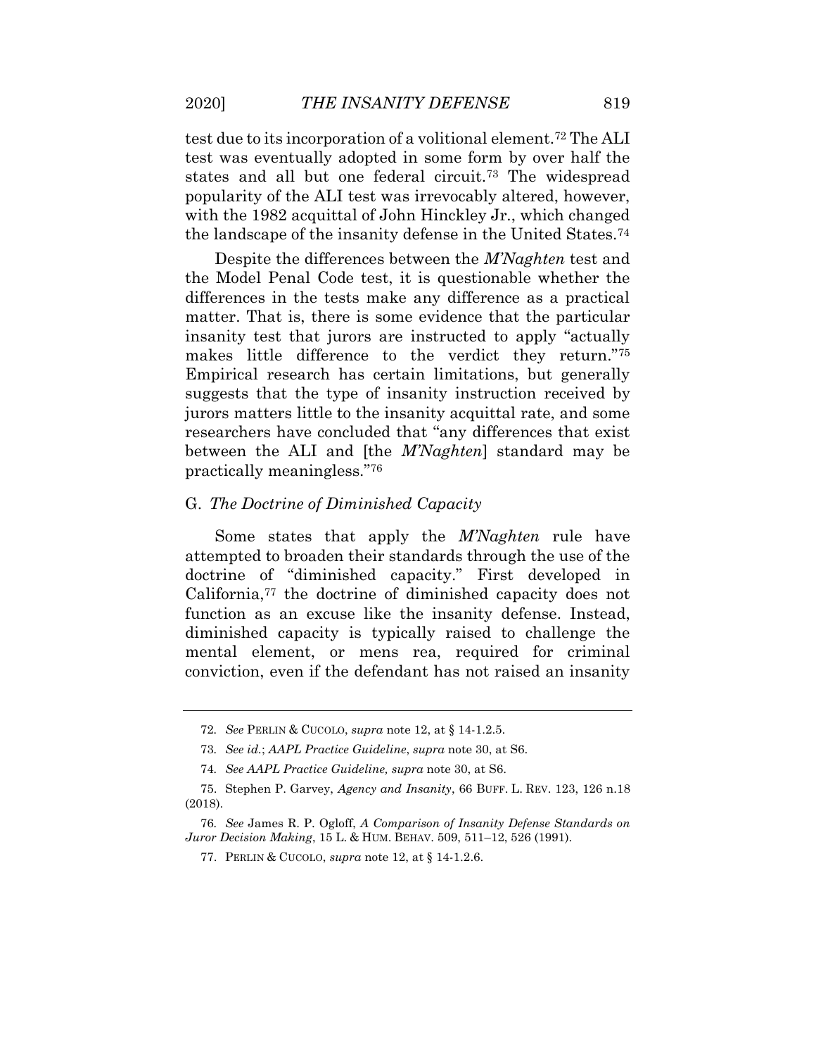test due to its incorporation of a volitional element.[72] The ALI test was eventually adopted in some form by over half the states and all but one federal circuit.[73] The widespread popularity of the ALI test was irrevocably altered, however, with the 1982 acquittal of John Hinckley Jr., which changed the landscape of the insanity defense in the United States.[74]

Despite the differences between the *M'Naghten* test and the Model Penal Code test, it is questionable whether the differences in the tests make any difference as a practical matter. That is, there is some evidence that the particular insanity test that jurors are instructed to apply "actually makes little difference to the verdict they return."[75] Empirical research has certain limitations, but generally suggests that the type of insanity instruction received by jurors matters little to the insanity acquittal rate, and some researchers have concluded that "any differences that exist between the ALI and [the *M'Naghten*] standard may be practically meaningless."[76]

### G. *The Doctrine of Diminished Capacity*

Some states that apply the *M'Naghten* rule have attempted to broaden their standards through the use of the doctrine of "diminished capacity." First developed in California,[77] the doctrine of diminished capacity does not function as an excuse like the insanity defense. Instead, diminished capacity is typically raised to challenge the mental element, or mens rea, required for criminal conviction, even if the defendant has not raised an insanity

---

72. *See* PERLIN & CUCOLO, *supra* note 12, at § 14-1.2.5.

73. *See id.*; *AAPL Practice Guideline*, *supra* note 30, at S6.

74. *See AAPL Practice Guideline, supra* note 30, at S6.

75. Stephen P. Garvey, *Agency and Insanity*, 66 BUFF. L. REV. 123, 126 n.18 (2018).

76. *See* James R. P. Ogloff, *A Comparison of Insanity Defense Standards on Juror Decision Making*, 15 L. & HUM. BEHAV. 509, 511–12, 526 (1991).

77. PERLIN & CUCOLO, *supra* note 12, at § 14-1.2.6.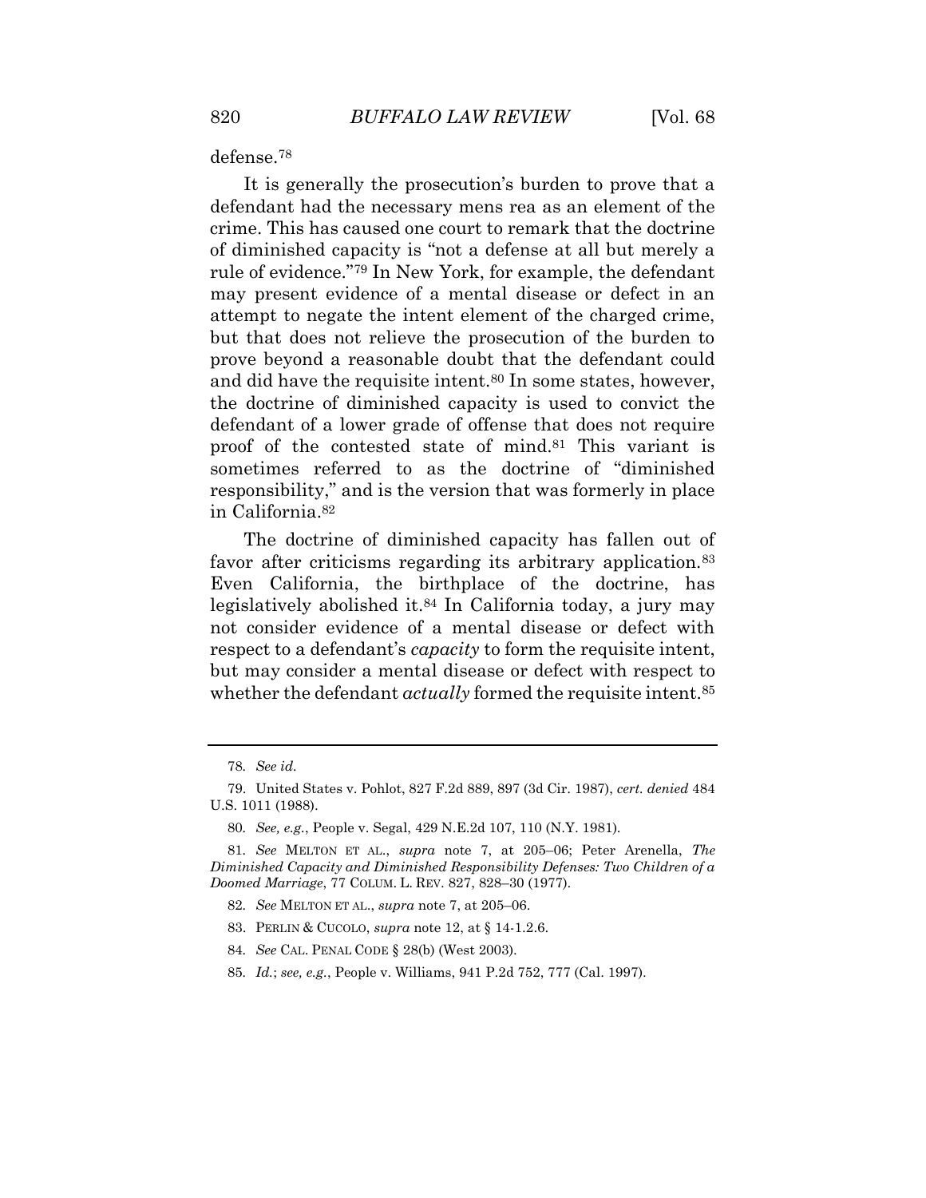defense.[78]

It is generally the prosecution's burden to prove that a defendant had the necessary mens rea as an element of the crime. This has caused one court to remark that the doctrine of diminished capacity is "not a defense at all but merely a rule of evidence."[79] In New York, for example, the defendant may present evidence of a mental disease or defect in an attempt to negate the intent element of the charged crime, but that does not relieve the prosecution of the burden to prove beyond a reasonable doubt that the defendant could and did have the requisite intent.[80] In some states, however, the doctrine of diminished capacity is used to convict the defendant of a lower grade of offense that does not require proof of the contested state of mind.[81] This variant is sometimes referred to as the doctrine of "diminished responsibility," and is the version that was formerly in place in California.[82]

The doctrine of diminished capacity has fallen out of favor after criticisms regarding its arbitrary application.[83] Even California, the birthplace of the doctrine, has legislatively abolished it.[84] In California today, a jury may not consider evidence of a mental disease or defect with respect to a defendant's *capacity* to form the requisite intent, but may consider a mental disease or defect with respect to whether the defendant *actually* formed the requisite intent.[85]

---

78. *See id.*

79. United States v. Pohlot, 827 F.2d 889, 897 (3d Cir. 1987), *cert. denied* 484 U.S. 1011 (1988).

80. *See, e.g.*, People v. Segal, 429 N.E.2d 107, 110 (N.Y. 1981).

81. *See* MELTON ET AL., *supra* note 7, at 205–06; Peter Arenella, *The Diminished Capacity and Diminished Responsibility Defenses: Two Children of a Doomed Marriage*, 77 COLUM. L. REV. 827, 828–30 (1977).

82. *See* MELTON ET AL., *supra* note 7, at 205–06.

83. PERLIN & CUCOLO, *supra* note 12, at § 14-1.2.6.

84. *See* CAL. PENAL CODE § 28(b) (West 2003).

85. *Id.*; *see, e.g.*, People v. Williams, 941 P.2d 752, 777 (Cal. 1997).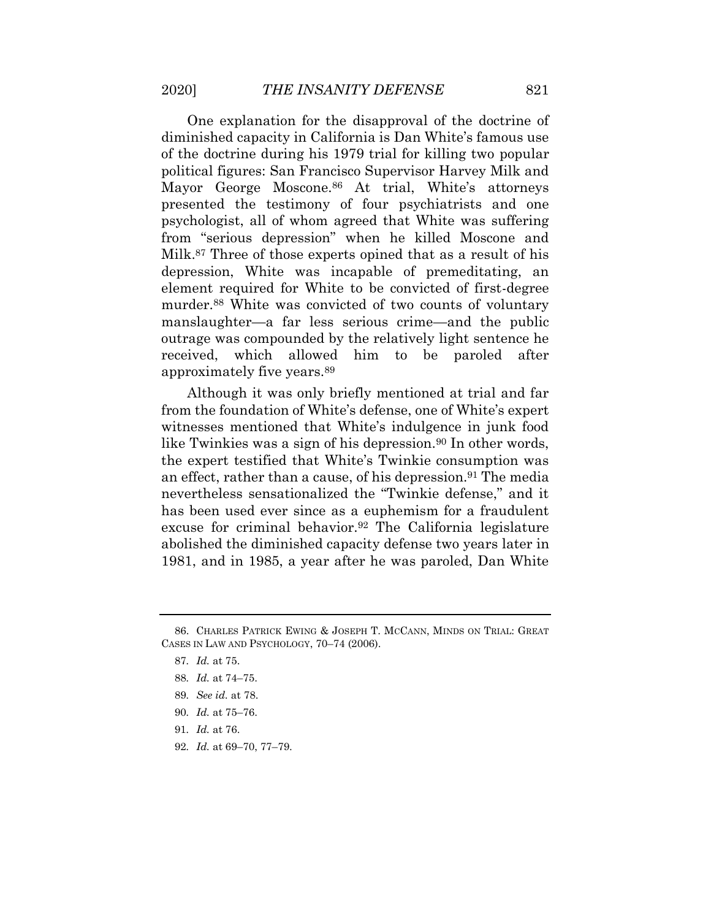One explanation for the disapproval of the doctrine of diminished capacity in California is Dan White's famous use of the doctrine during his 1979 trial for killing two popular political figures: San Francisco Supervisor Harvey Milk and Mayor George Moscone.[86] At trial, White's attorneys presented the testimony of four psychiatrists and one psychologist, all of whom agreed that White was suffering from "serious depression" when he killed Moscone and Milk.[87] Three of those experts opined that as a result of his depression, White was incapable of premeditating, an element required for White to be convicted of first-degree murder.[88] White was convicted of two counts of voluntary manslaughter—a far less serious crime—and the public outrage was compounded by the relatively light sentence he received, which allowed him to be paroled after approximately five years.[89]

Although it was only briefly mentioned at trial and far from the foundation of White's defense, one of White's expert witnesses mentioned that White's indulgence in junk food like Twinkies was a sign of his depression.[90] In other words, the expert testified that White's Twinkie consumption was an effect, rather than a cause, of his depression.[91] The media nevertheless sensationalized the "Twinkie defense," and it has been used ever since as a euphemism for a fraudulent excuse for criminal behavior.[92] The California legislature abolished the diminished capacity defense two years later in 1981, and in 1985, a year after he was paroled, Dan White

---

86. CHARLES PATRICK EWING & JOSEPH T. MCCANN, MINDS ON TRIAL: GREAT CASES IN LAW AND PSYCHOLOGY, 70–74 (2006).

87. *Id.* at 75.

88. *Id.* at 74–75.

89. *See id.* at 78.

90. *Id.* at 75–76.

91. *Id.* at 76.

92. *Id.* at 69–70, 77–79.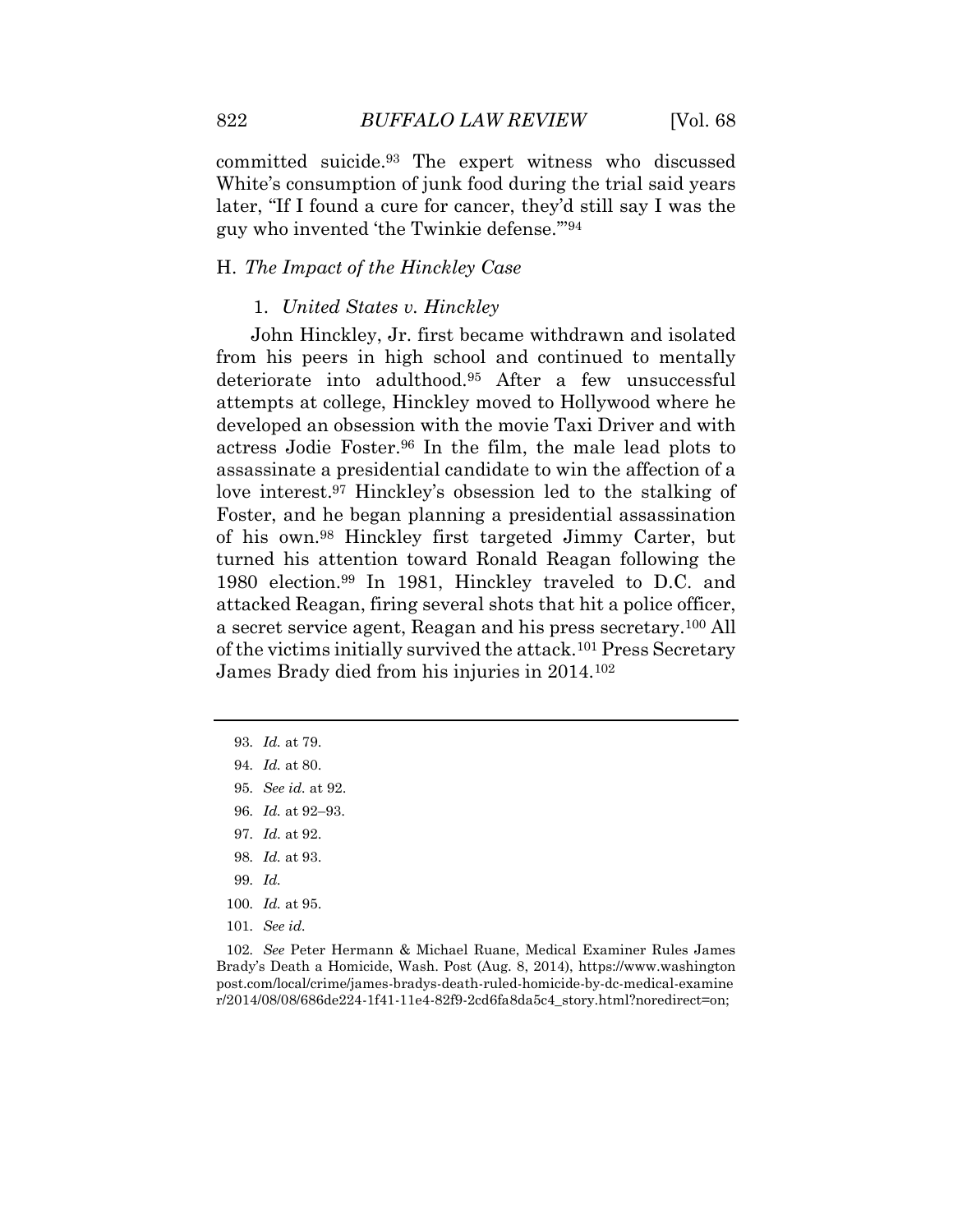committed suicide.[93] The expert witness who discussed White's consumption of junk food during the trial said years later, "If I found a cure for cancer, they'd still say I was the guy who invented 'the Twinkie defense.'"[94]

### H. *The Impact of the Hinckley Case*

#### 1. *United States v. Hinckley*

John Hinckley, Jr. first became withdrawn and isolated from his peers in high school and continued to mentally deteriorate into adulthood.[95] After a few unsuccessful attempts at college, Hinckley moved to Hollywood where he developed an obsession with the movie Taxi Driver and with actress Jodie Foster.[96] In the film, the male lead plots to assassinate a presidential candidate to win the affection of a love interest.[97] Hinckley's obsession led to the stalking of Foster, and he began planning a presidential assassination of his own.[98] Hinckley first targeted Jimmy Carter, but turned his attention toward Ronald Reagan following the 1980 election.[99] In 1981, Hinckley traveled to D.C. and attacked Reagan, firing several shots that hit a police officer, a secret service agent, Reagan and his press secretary.[100] All of the victims initially survived the attack.[101] Press Secretary James Brady died from his injuries in 2014.[102]

---

93. *Id.* at 79.

94. *Id.* at 80.

95. *See id.* at 92.

96. *Id.* at 92–93.

97. *Id.* at 92.

98. *Id.* at 93.

99. *Id.*

100. *Id.* at 95.

101. *See id.*

102. *See* Peter Hermann & Michael Ruane, Medical Examiner Rules James Brady's Death a Homicide, Wash. Post (Aug. 8, 2014), https://www.washingtonpost.com/local/crime/james-bradys-death-ruled-homicide-by-dc-medical-examiner/2014/08/08/686de224-1f41-11e4-82f9-2cd6fa8da5c4_story.html?noredirect=on;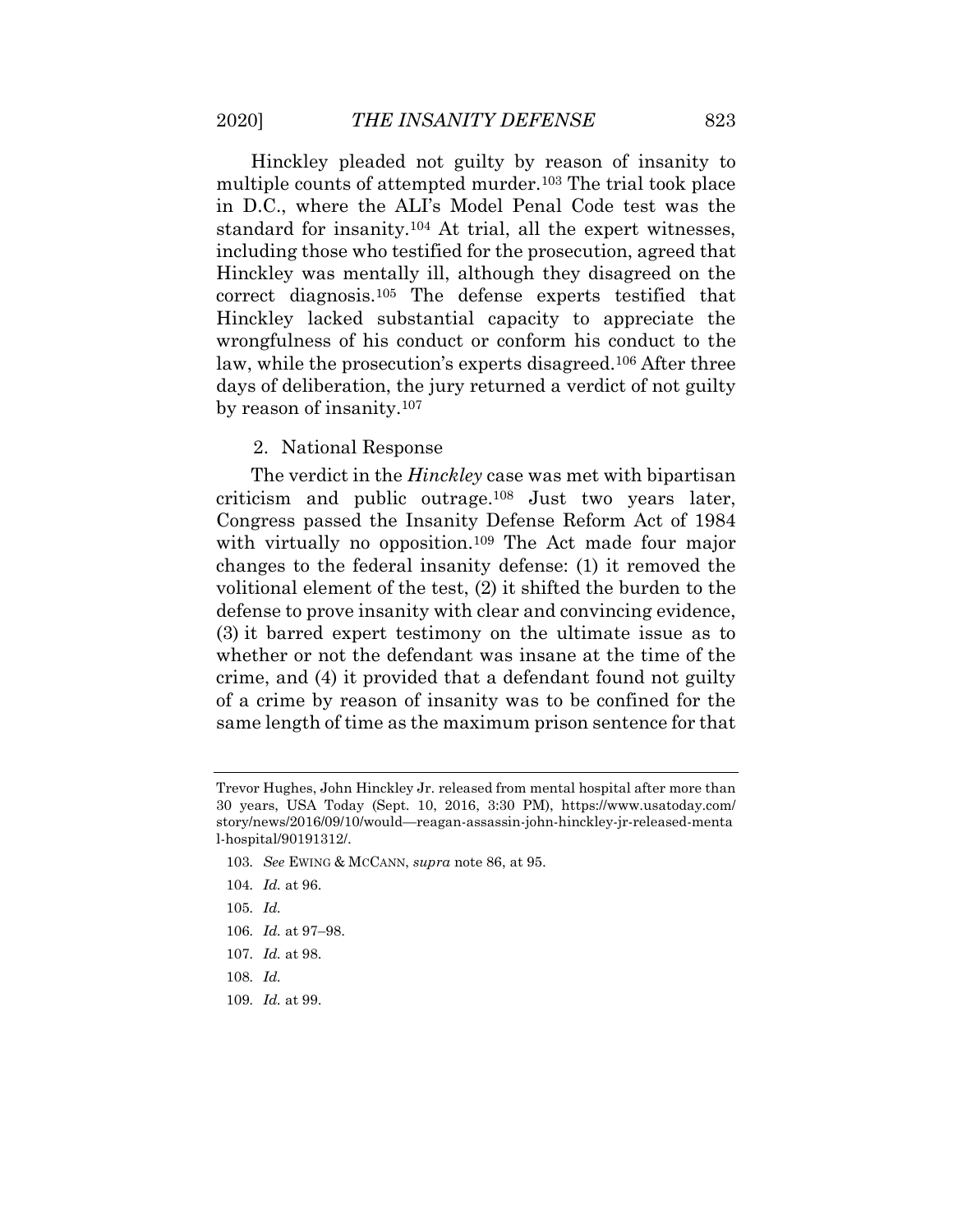Hinckley pleaded not guilty by reason of insanity to multiple counts of attempted murder.[103] The trial took place in D.C., where the ALI's Model Penal Code test was the standard for insanity.[104] At trial, all the expert witnesses, including those who testified for the prosecution, agreed that Hinckley was mentally ill, although they disagreed on the correct diagnosis.[105] The defense experts testified that Hinckley lacked substantial capacity to appreciate the wrongfulness of his conduct or conform his conduct to the law, while the prosecution's experts disagreed.[106] After three days of deliberation, the jury returned a verdict of not guilty by reason of insanity.[107]

#### 2. National Response

The verdict in the *Hinckley* case was met with bipartisan criticism and public outrage.[108] Just two years later, Congress passed the Insanity Defense Reform Act of 1984 with virtually no opposition.[109] The Act made four major changes to the federal insanity defense: (1) it removed the volitional element of the test, (2) it shifted the burden to the defense to prove insanity with clear and convincing evidence, (3) it barred expert testimony on the ultimate issue as to whether or not the defendant was insane at the time of the crime, and (4) it provided that a defendant found not guilty of a crime by reason of insanity was to be confined for the same length of time as the maximum prison sentence for that

---

Trevor Hughes, John Hinckley Jr. released from mental hospital after more than 30 years, USA Today (Sept. 10, 2016, 3:30 PM), https://www.usatoday.com/story/news/2016/09/10/would—reagan-assassin-john-hinckley-jr-released-mental-hospital/90191312/.

103. *See* EWING & MCCANN, *supra* note 86, at 95.

104. *Id.* at 96.

105. *Id.*

106. *Id.* at 97–98.

107. *Id.* at 98.

108. *Id.*

109. *Id.* at 99.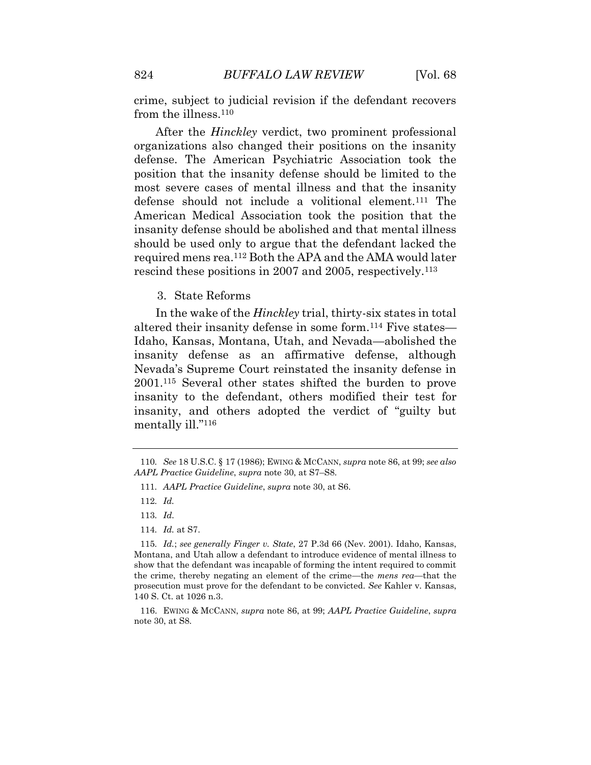crime, subject to judicial revision if the defendant recovers from the illness.[110]

After the *Hinckley* verdict, two prominent professional organizations also changed their positions on the insanity defense. The American Psychiatric Association took the position that the insanity defense should be limited to the most severe cases of mental illness and that the insanity defense should not include a volitional element.[111] The American Medical Association took the position that the insanity defense should be abolished and that mental illness should be used only to argue that the defendant lacked the required mens rea.[112] Both the APA and the AMA would later rescind these positions in 2007 and 2005, respectively.[113]

### 3. State Reforms

In the wake of the *Hinckley* trial, thirty-six states in total altered their insanity defense in some form.[114] Five states—Idaho, Kansas, Montana, Utah, and Nevada—abolished the insanity defense as an affirmative defense, although Nevada's Supreme Court reinstated the insanity defense in 2001.[115] Several other states shifted the burden to prove insanity to the defendant, others modified their test for insanity, and others adopted the verdict of "guilty but mentally ill."[116]

---

110. *See* 18 U.S.C. § 17 (1986); EWING & MCCANN, *supra* note 86, at 99; *see also AAPL Practice Guideline*, *supra* note 30, at S7–S8.

111. *AAPL Practice Guideline*, *supra* note 30, at S6.

112. *Id.*

113. *Id.*

114. *Id.* at S7.

115. *Id.*; *see generally Finger v. State*, 27 P.3d 66 (Nev. 2001). Idaho, Kansas, Montana, and Utah allow a defendant to introduce evidence of mental illness to show that the defendant was incapable of forming the intent required to commit the crime, thereby negating an element of the crime—the *mens rea*—that the prosecution must prove for the defendant to be convicted. *See* Kahler v. Kansas, 140 S. Ct. at 1026 n.3.

116. EWING & MCCANN, *supra* note 86, at 99; *AAPL Practice Guideline*, *supra* note 30, at S8.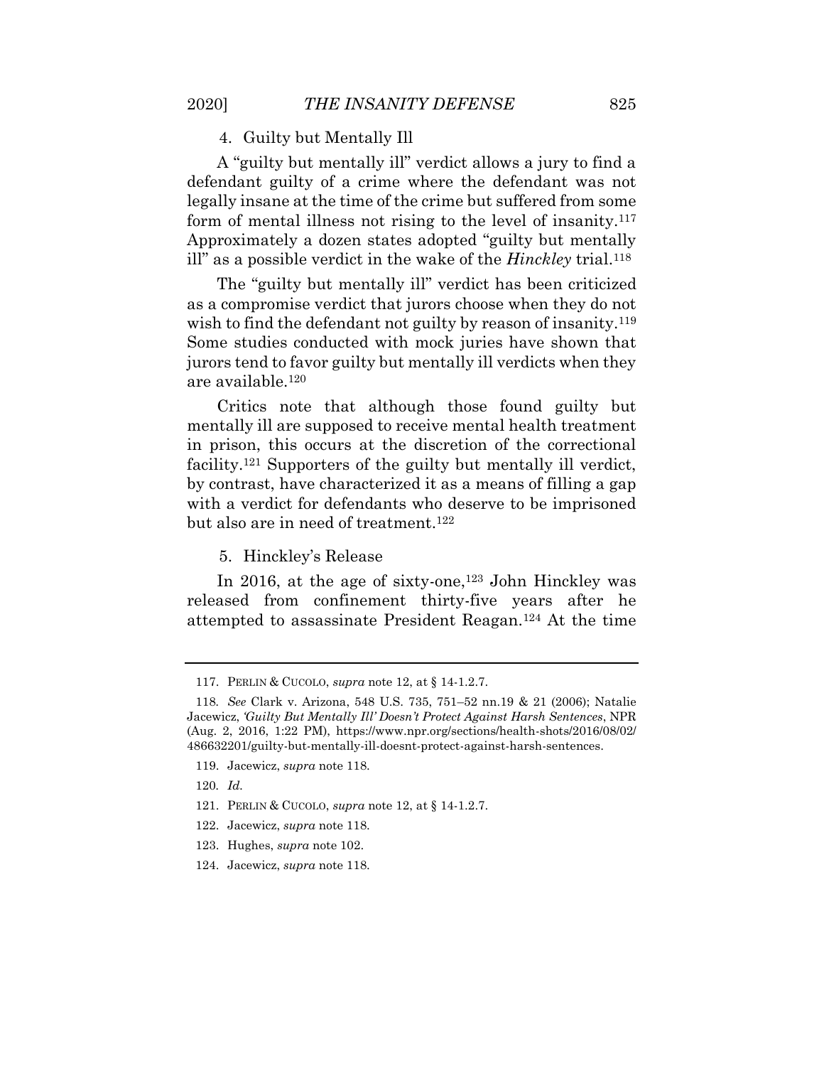#### 4. Guilty but Mentally Ill

A "guilty but mentally ill" verdict allows a jury to find a defendant guilty of a crime where the defendant was not legally insane at the time of the crime but suffered from some form of mental illness not rising to the level of insanity.[117] Approximately a dozen states adopted "guilty but mentally ill" as a possible verdict in the wake of the *Hinckley* trial.[118]

The "guilty but mentally ill" verdict has been criticized as a compromise verdict that jurors choose when they do not wish to find the defendant not guilty by reason of insanity.[119] Some studies conducted with mock juries have shown that jurors tend to favor guilty but mentally ill verdicts when they are available.[120]

Critics note that although those found guilty but mentally ill are supposed to receive mental health treatment in prison, this occurs at the discretion of the correctional facility.[121] Supporters of the guilty but mentally ill verdict, by contrast, have characterized it as a means of filling a gap with a verdict for defendants who deserve to be imprisoned but also are in need of treatment.[122]

#### 5. Hinckley's Release

In 2016, at the age of sixty-one,[123] John Hinckley was released from confinement thirty-five years after he attempted to assassinate President Reagan.[124] At the time

---

117. PERLIN & CUCOLO, *supra* note 12, at § 14-1.2.7.

118. *See* Clark v. Arizona, 548 U.S. 735, 751–52 nn.19 & 21 (2006); Natalie Jacewicz, *'Guilty But Mentally Ill' Doesn't Protect Against Harsh Sentences*, NPR (Aug. 2, 2016, 1:22 PM), https://www.npr.org/sections/health-shots/2016/08/02/486632201/guilty-but-mentally-ill-doesnt-protect-against-harsh-sentences.

119. Jacewicz, *supra* note 118.

120. *Id.*

121. PERLIN & CUCOLO, *supra* note 12, at § 14-1.2.7.

122. Jacewicz, *supra* note 118.

123. Hughes, *supra* note 102.

124. Jacewicz, *supra* note 118.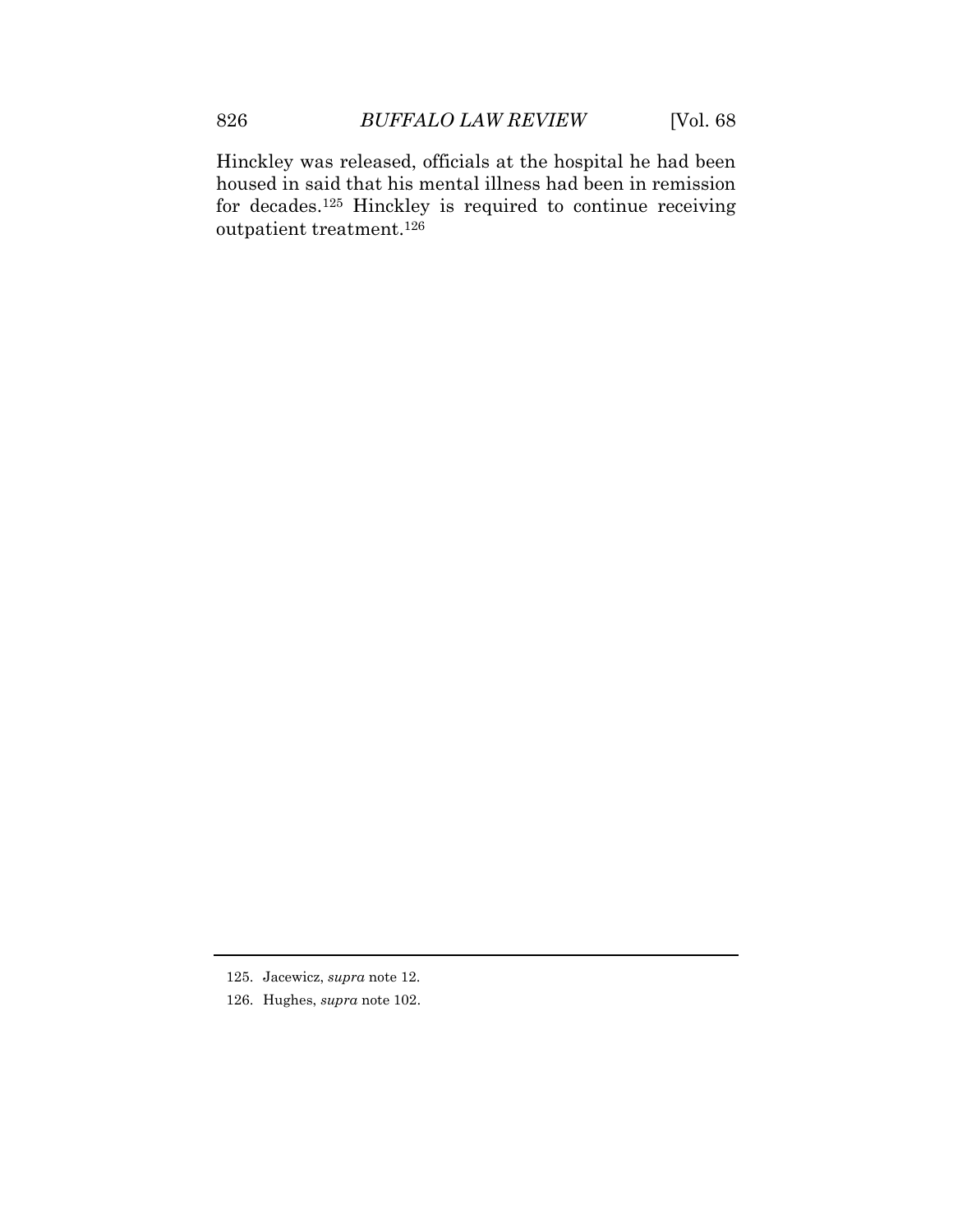Hinckley was released, officials at the hospital he had been housed in said that his mental illness had been in remission for decades.[125] Hinckley is required to continue receiving outpatient treatment.[126]

---

125. Jacewicz, *supra* note 12.

126. Hughes, *supra* note 102.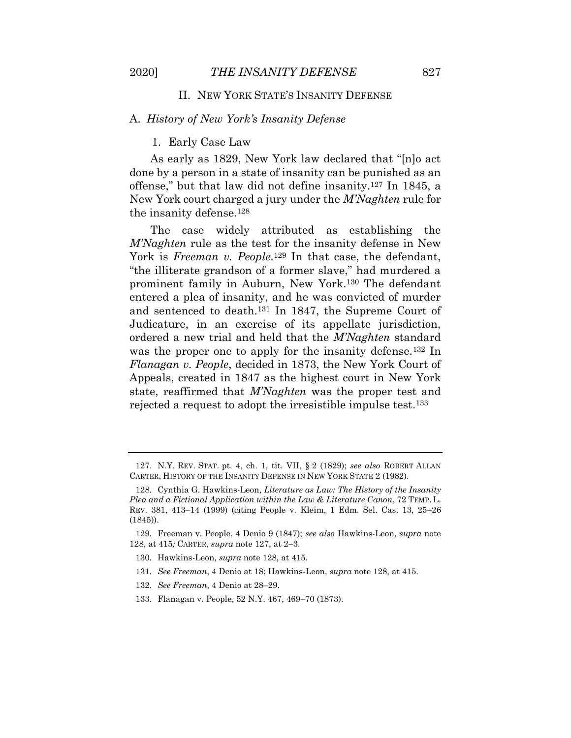## II. NEW YORK STATE'S INSANITY DEFENSE

### A. *History of New York's Insanity Defense*

#### 1. Early Case Law

As early as 1829, New York law declared that "[n]o act done by a person in a state of insanity can be punished as an offense," but that law did not define insanity.[127] In 1845, a New York court charged a jury under the *M'Naghten* rule for the insanity defense.[128]

The case widely attributed as establishing the *M'Naghten* rule as the test for the insanity defense in New York is *Freeman v. People*.[129] In that case, the defendant, "the illiterate grandson of a former slave," had murdered a prominent family in Auburn, New York.[130] The defendant entered a plea of insanity, and he was convicted of murder and sentenced to death.[131] In 1847, the Supreme Court of Judicature, in an exercise of its appellate jurisdiction, ordered a new trial and held that the *M'Naghten* standard was the proper one to apply for the insanity defense.[132] In *Flanagan v. People*, decided in 1873, the New York Court of Appeals, created in 1847 as the highest court in New York state, reaffirmed that *M'Naghten* was the proper test and rejected a request to adopt the irresistible impulse test.[133]

---

127. N.Y. REV. STAT. pt. 4, ch. 1, tit. VII, § 2 (1829); *see also* ROBERT ALLAN CARTER, HISTORY OF THE INSANITY DEFENSE IN NEW YORK STATE 2 (1982).

128. Cynthia G. Hawkins-Leon, *Literature as Law: The History of the Insanity Plea and a Fictional Application within the Law & Literature Canon*, 72 TEMP. L. REV. 381, 413–14 (1999) (citing People v. Kleim, 1 Edm. Sel. Cas. 13, 25–26 (1845)).

129. Freeman v. People, 4 Denio 9 (1847); *see also* Hawkins-Leon, *supra* note 128, at 415*;* CARTER, *supra* note 127, at 2–3.

130. Hawkins-Leon, *supra* note 128, at 415.

131. *See Freeman*, 4 Denio at 18; Hawkins-Leon, *supra* note 128, at 415.

132. *See Freeman*, 4 Denio at 28–29.

133. Flanagan v. People, 52 N.Y. 467, 469–70 (1873).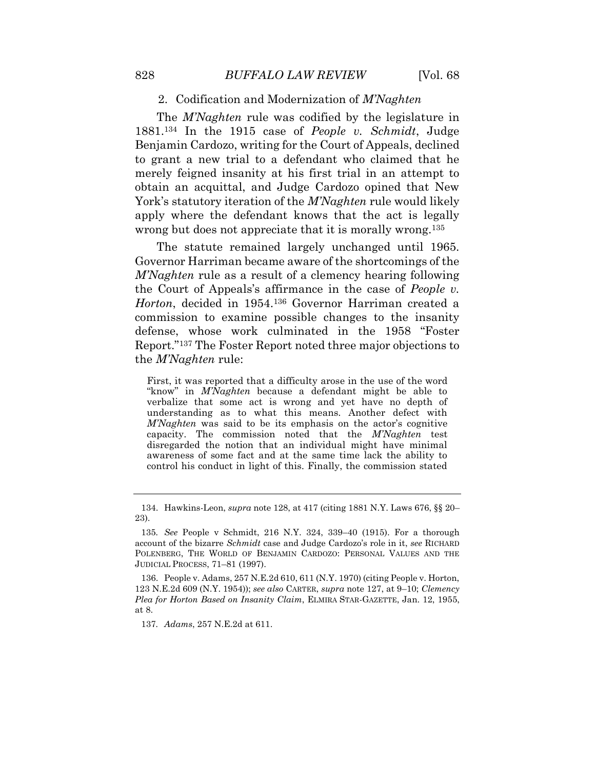### 2. Codification and Modernization of *M'Naghten*

The *M'Naghten* rule was codified by the legislature in 1881.[134] In the 1915 case of *People v. Schmidt*, Judge Benjamin Cardozo, writing for the Court of Appeals, declined to grant a new trial to a defendant who claimed that he merely feigned insanity at his first trial in an attempt to obtain an acquittal, and Judge Cardozo opined that New York's statutory iteration of the *M'Naghten* rule would likely apply where the defendant knows that the act is legally wrong but does not appreciate that it is morally wrong.[135]

The statute remained largely unchanged until 1965. Governor Harriman became aware of the shortcomings of the *M'Naghten* rule as a result of a clemency hearing following the Court of Appeals's affirmance in the case of *People v. Horton*, decided in 1954.[136] Governor Harriman created a commission to examine possible changes to the insanity defense, whose work culminated in the 1958 "Foster Report."[137] The Foster Report noted three major objections to the *M'Naghten* rule:

> First, it was reported that a difficulty arose in the use of the word "know" in *M'Naghten* because a defendant might be able to verbalize that some act is wrong and yet have no depth of understanding as to what this means. Another defect with *M'Naghten* was said to be its emphasis on the actor's cognitive capacity. The commission noted that the *M'Naghten* test disregarded the notion that an individual might have minimal awareness of some fact and at the same time lack the ability to control his conduct in light of this. Finally, the commission stated

---

134. Hawkins-Leon, *supra* note 128, at 417 (citing 1881 N.Y. Laws 676, §§ 20–23).

135. *See* People v Schmidt, 216 N.Y. 324, 339–40 (1915). For a thorough account of the bizarre *Schmidt* case and Judge Cardozo's role in it, *see* RICHARD POLENBERG, THE WORLD OF BENJAMIN CARDOZO: PERSONAL VALUES AND THE JUDICIAL PROCESS, 71–81 (1997).

136. People v. Adams, 257 N.E.2d 610, 611 (N.Y. 1970) (citing People v. Horton, 123 N.E.2d 609 (N.Y. 1954)); *see also* CARTER, *supra* note 127, at 9–10; *Clemency Plea for Horton Based on Insanity Claim*, ELMIRA STAR-GAZETTE, Jan. 12, 1955, at 8.

137. *Adams*, 257 N.E.2d at 611.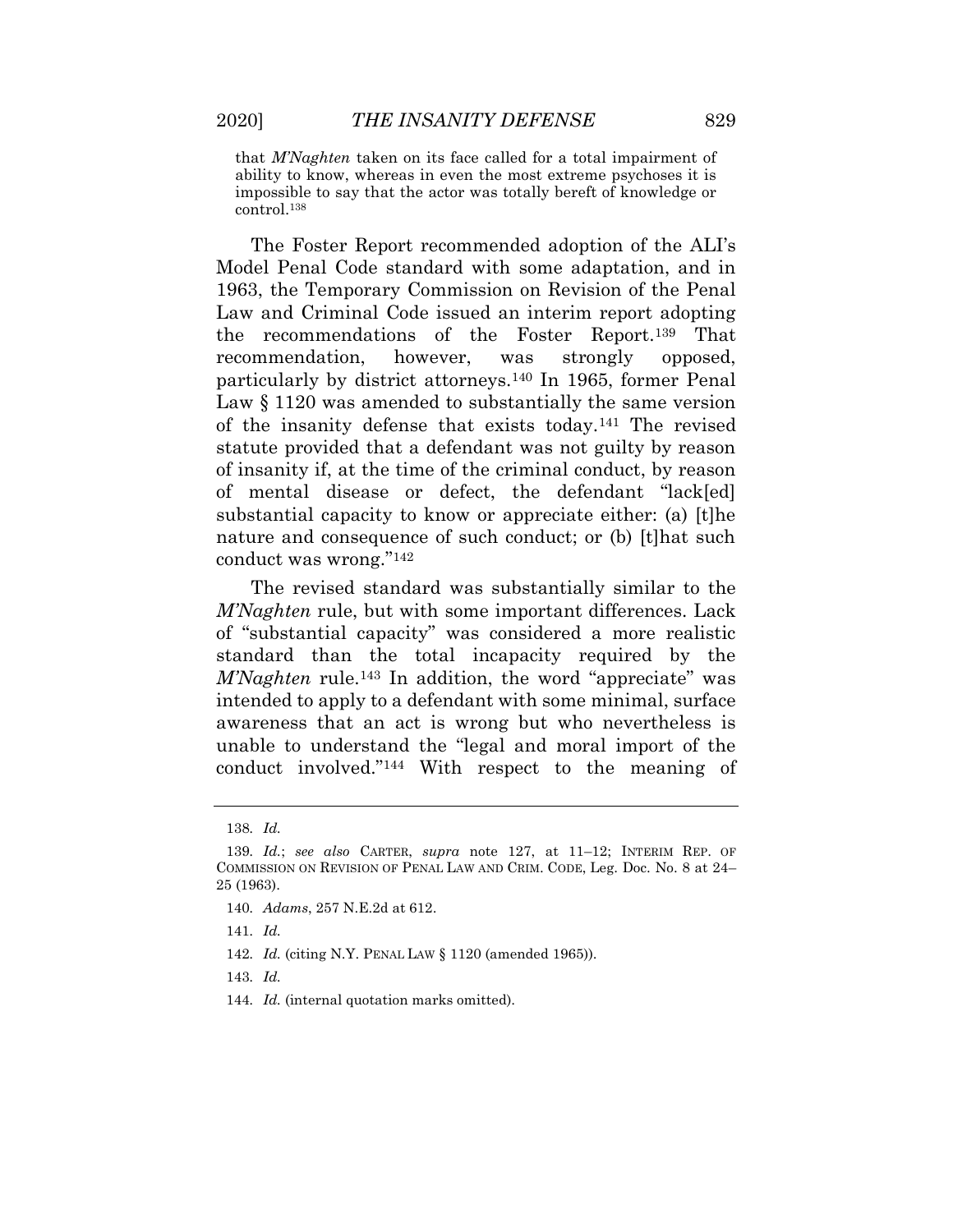that *M'Naghten* taken on its face called for a total impairment of ability to know, whereas in even the most extreme psychoses it is impossible to say that the actor was totally bereft of knowledge or control.[138]

The Foster Report recommended adoption of the ALI's Model Penal Code standard with some adaptation, and in 1963, the Temporary Commission on Revision of the Penal Law and Criminal Code issued an interim report adopting the recommendations of the Foster Report.[139] That recommendation, however, was strongly opposed, particularly by district attorneys.[140] In 1965, former Penal Law § 1120 was amended to substantially the same version of the insanity defense that exists today.[141] The revised statute provided that a defendant was not guilty by reason of insanity if, at the time of the criminal conduct, by reason of mental disease or defect, the defendant "lack[ed] substantial capacity to know or appreciate either: (a) [t]he nature and consequence of such conduct; or (b) [t]hat such conduct was wrong."[142]

The revised standard was substantially similar to the *M'Naghten* rule, but with some important differences. Lack of "substantial capacity" was considered a more realistic standard than the total incapacity required by the *M'Naghten* rule.[143] In addition, the word "appreciate" was intended to apply to a defendant with some minimal, surface awareness that an act is wrong but who nevertheless is unable to understand the "legal and moral import of the conduct involved."[144] With respect to the meaning of

---

138. *Id.*

139. *Id.*; *see also* CARTER, *supra* note 127, at 11–12; INTERIM REP. OF COMMISSION ON REVISION OF PENAL LAW AND CRIM. CODE, Leg. Doc. No. 8 at 24–25 (1963).

140. *Adams*, 257 N.E.2d at 612.

141. *Id.*

142. *Id.* (citing N.Y. PENAL LAW § 1120 (amended 1965)).

143. *Id.*

144. *Id.* (internal quotation marks omitted).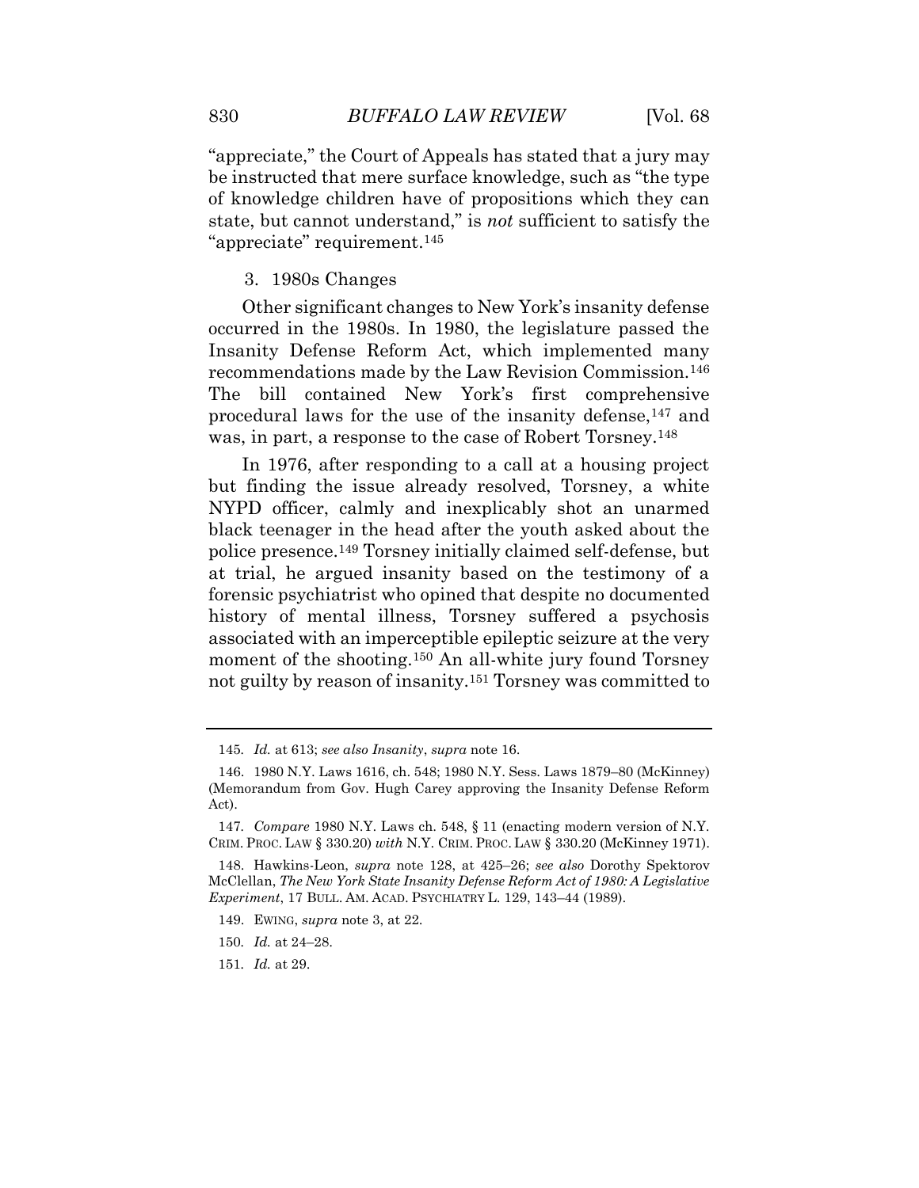"appreciate," the Court of Appeals has stated that a jury may be instructed that mere surface knowledge, such as "the type of knowledge children have of propositions which they can state, but cannot understand," is *not* sufficient to satisfy the "appreciate" requirement.[145]

### 3. 1980s Changes

Other significant changes to New York's insanity defense occurred in the 1980s. In 1980, the legislature passed the Insanity Defense Reform Act, which implemented many recommendations made by the Law Revision Commission.[146] The bill contained New York's first comprehensive procedural laws for the use of the insanity defense,[147] and was, in part, a response to the case of Robert Torsney.[148]

In 1976, after responding to a call at a housing project but finding the issue already resolved, Torsney, a white NYPD officer, calmly and inexplicably shot an unarmed black teenager in the head after the youth asked about the police presence.[149] Torsney initially claimed self-defense, but at trial, he argued insanity based on the testimony of a forensic psychiatrist who opined that despite no documented history of mental illness, Torsney suffered a psychosis associated with an imperceptible epileptic seizure at the very moment of the shooting.[150] An all-white jury found Torsney not guilty by reason of insanity.[151] Torsney was committed to

---

145. *Id.* at 613; *see also Insanity*, *supra* note 16.

146. 1980 N.Y. Laws 1616, ch. 548; 1980 N.Y. Sess. Laws 1879–80 (McKinney) (Memorandum from Gov. Hugh Carey approving the Insanity Defense Reform Act).

147. *Compare* 1980 N.Y. Laws ch. 548, § 11 (enacting modern version of N.Y. CRIM. PROC. LAW § 330.20) *with* N.Y. CRIM. PROC. LAW § 330.20 (McKinney 1971).

148. Hawkins-Leon, *supra* note 128, at 425–26; *see also* Dorothy Spektorov McClellan, *The New York State Insanity Defense Reform Act of 1980: A Legislative Experiment*, 17 BULL. AM. ACAD. PSYCHIATRY L. 129, 143–44 (1989).

149. EWING, *supra* note 3, at 22.

150. *Id.* at 24–28.

151. *Id.* at 29.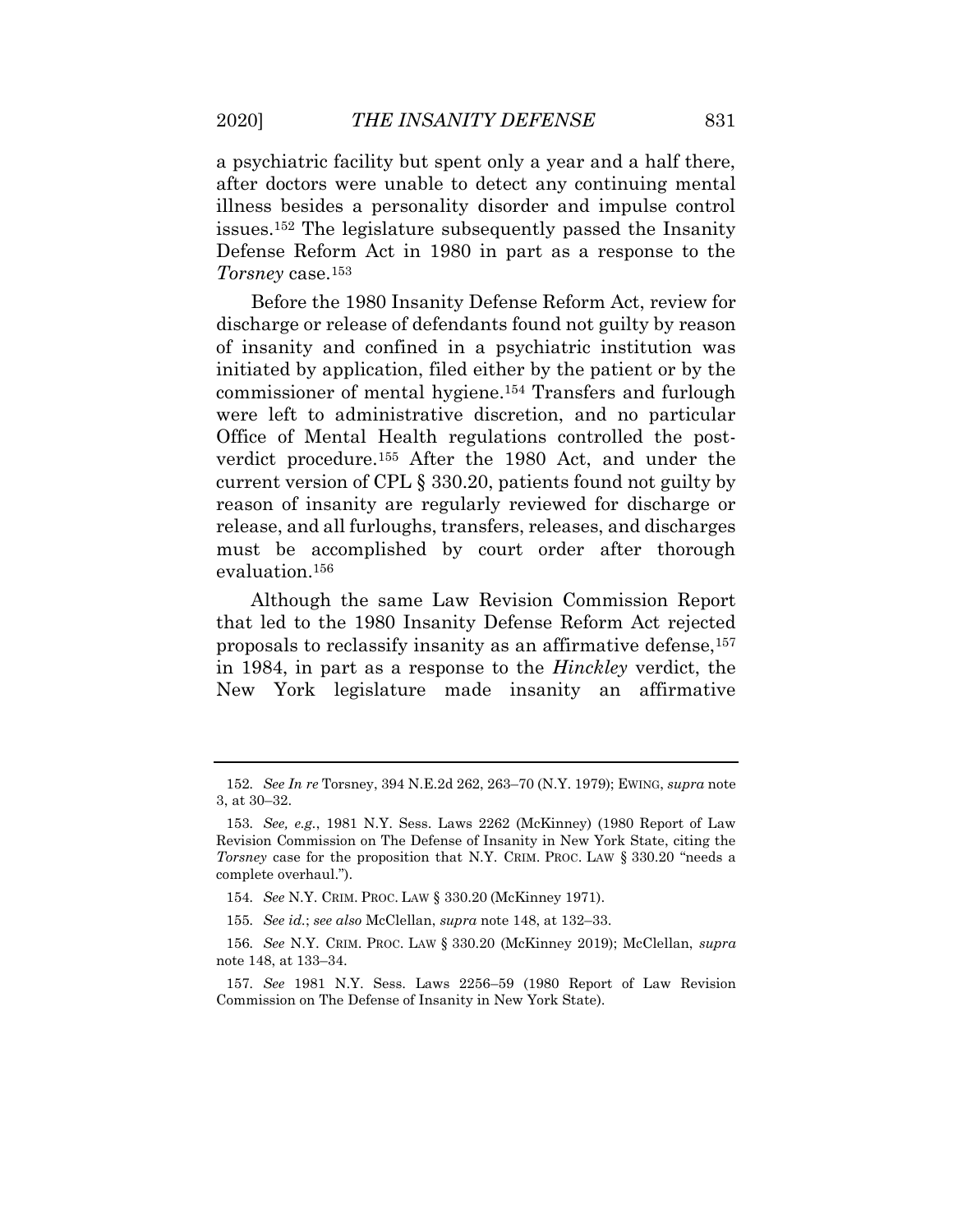a psychiatric facility but spent only a year and a half there, after doctors were unable to detect any continuing mental illness besides a personality disorder and impulse control issues.[152] The legislature subsequently passed the Insanity Defense Reform Act in 1980 in part as a response to the *Torsney* case.[153]

Before the 1980 Insanity Defense Reform Act, review for discharge or release of defendants found not guilty by reason of insanity and confined in a psychiatric institution was initiated by application, filed either by the patient or by the commissioner of mental hygiene.[154] Transfers and furlough were left to administrative discretion, and no particular Office of Mental Health regulations controlled the post-verdict procedure.[155] After the 1980 Act, and under the current version of CPL § 330.20, patients found not guilty by reason of insanity are regularly reviewed for discharge or release, and all furloughs, transfers, releases, and discharges must be accomplished by court order after thorough evaluation.[156]

Although the same Law Revision Commission Report that led to the 1980 Insanity Defense Reform Act rejected proposals to reclassify insanity as an affirmative defense,[157] in 1984, in part as a response to the *Hinckley* verdict, the New York legislature made insanity an affirmative

---

152. *See In re* Torsney, 394 N.E.2d 262, 263–70 (N.Y. 1979); EWING, *supra* note 3, at 30–32.

153. *See, e.g.*, 1981 N.Y. Sess. Laws 2262 (McKinney) (1980 Report of Law Revision Commission on The Defense of Insanity in New York State, citing the *Torsney* case for the proposition that N.Y. CRIM. PROC. LAW § 330.20 "needs a complete overhaul.").

154. *See* N.Y. CRIM. PROC. LAW § 330.20 (McKinney 1971).

155. *See id.*; *see also* McClellan, *supra* note 148, at 132–33.

156. *See* N.Y. CRIM. PROC. LAW § 330.20 (McKinney 2019); McClellan, *supra* note 148, at 133–34.

157. *See* 1981 N.Y. Sess. Laws 2256–59 (1980 Report of Law Revision Commission on The Defense of Insanity in New York State).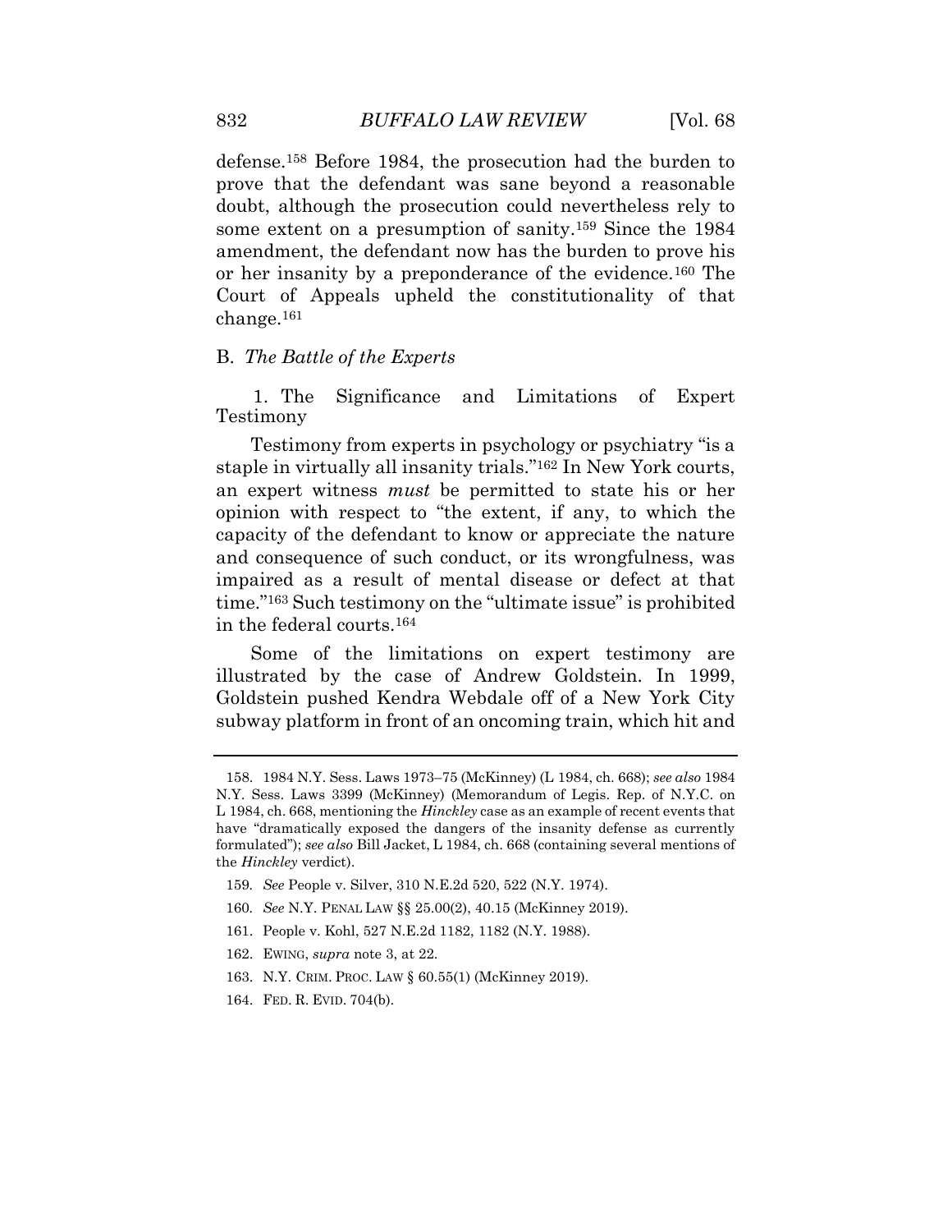defense.[158] Before 1984, the prosecution had the burden to prove that the defendant was sane beyond a reasonable doubt, although the prosecution could nevertheless rely to some extent on a presumption of sanity.[159] Since the 1984 amendment, the defendant now has the burden to prove his or her insanity by a preponderance of the evidence.[160] The Court of Appeals upheld the constitutionality of that change.[161]

### B. *The Battle of the Experts*

#### 1. The Significance and Limitations of Expert Testimony

Testimony from experts in psychology or psychiatry "is a staple in virtually all insanity trials."[162] In New York courts, an expert witness *must* be permitted to state his or her opinion with respect to "the extent, if any, to which the capacity of the defendant to know or appreciate the nature and consequence of such conduct, or its wrongfulness, was impaired as a result of mental disease or defect at that time."[163] Such testimony on the "ultimate issue" is prohibited in the federal courts.[164]

Some of the limitations on expert testimony are illustrated by the case of Andrew Goldstein. In 1999, Goldstein pushed Kendra Webdale off of a New York City subway platform in front of an oncoming train, which hit and

---

158. 1984 N.Y. Sess. Laws 1973–75 (McKinney) (L 1984, ch. 668); *see also* 1984 N.Y. Sess. Laws 3399 (McKinney) (Memorandum of Legis. Rep. of N.Y.C. on L 1984, ch. 668, mentioning the *Hinckley* case as an example of recent events that have "dramatically exposed the dangers of the insanity defense as currently formulated"); *see also* Bill Jacket, L 1984, ch. 668 (containing several mentions of the *Hinckley* verdict).

159. *See* People v. Silver, 310 N.E.2d 520, 522 (N.Y. 1974).

160. *See* N.Y. PENAL LAW §§ 25.00(2), 40.15 (McKinney 2019).

161. People v. Kohl, 527 N.E.2d 1182, 1182 (N.Y. 1988).

162. EWING, *supra* note 3, at 22.

163. N.Y. CRIM. PROC. LAW § 60.55(1) (McKinney 2019).

164. FED. R. EVID. 704(b).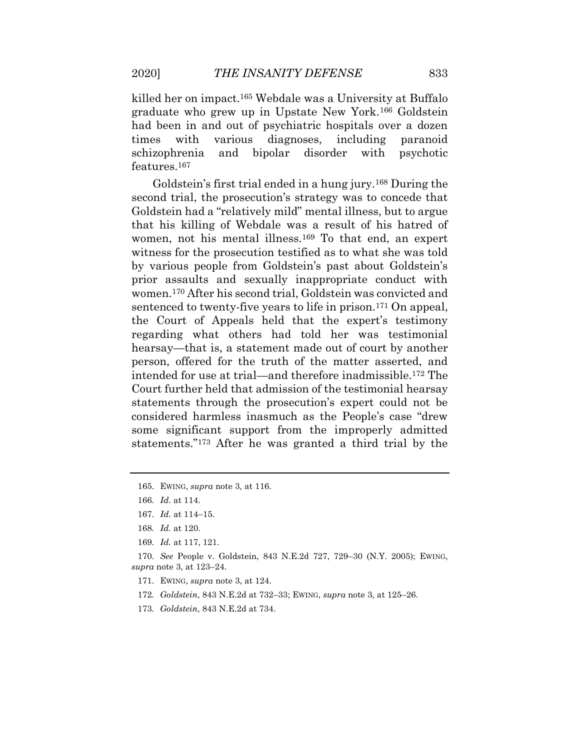killed her on impact.[165] Webdale was a University at Buffalo graduate who grew up in Upstate New York.[166] Goldstein had been in and out of psychiatric hospitals over a dozen times with various diagnoses, including paranoid schizophrenia and bipolar disorder with psychotic features.[167]

Goldstein's first trial ended in a hung jury.[168] During the second trial, the prosecution's strategy was to concede that Goldstein had a "relatively mild" mental illness, but to argue that his killing of Webdale was a result of his hatred of women, not his mental illness.[169] To that end, an expert witness for the prosecution testified as to what she was told by various people from Goldstein's past about Goldstein's prior assaults and sexually inappropriate conduct with women.[170] After his second trial, Goldstein was convicted and sentenced to twenty-five years to life in prison.[171] On appeal, the Court of Appeals held that the expert's testimony regarding what others had told her was testimonial hearsay—that is, a statement made out of court by another person, offered for the truth of the matter asserted, and intended for use at trial—and therefore inadmissible.[172] The Court further held that admission of the testimonial hearsay statements through the prosecution's expert could not be considered harmless inasmuch as the People's case "drew some significant support from the improperly admitted statements."[173] After he was granted a third trial by the

---

165. EWING, *supra* note 3, at 116.

166. *Id.* at 114.

167. *Id.* at 114–15.

168. *Id.* at 120.

169. *Id.* at 117, 121.

170. *See* People v. Goldstein, 843 N.E.2d 727, 729–30 (N.Y. 2005); EWING, *supra* note 3, at 123–24.

171. EWING, *supra* note 3, at 124.

172. *Goldstein*, 843 N.E.2d at 732–33; EWING, *supra* note 3, at 125–26.

173. *Goldstein*, 843 N.E.2d at 734.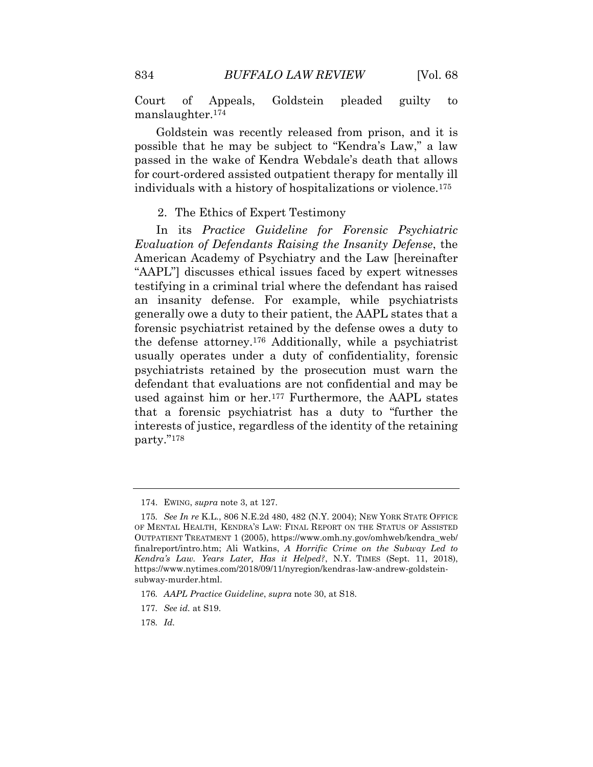Court of Appeals, Goldstein pleaded guilty to manslaughter.[174]

Goldstein was recently released from prison, and it is possible that he may be subject to "Kendra's Law," a law passed in the wake of Kendra Webdale's death that allows for court-ordered assisted outpatient therapy for mentally ill individuals with a history of hospitalizations or violence.[175]

### 2. The Ethics of Expert Testimony

In its *Practice Guideline for Forensic Psychiatric Evaluation of Defendants Raising the Insanity Defense*, the American Academy of Psychiatry and the Law [hereinafter "AAPL"] discusses ethical issues faced by expert witnesses testifying in a criminal trial where the defendant has raised an insanity defense. For example, while psychiatrists generally owe a duty to their patient, the AAPL states that a forensic psychiatrist retained by the defense owes a duty to the defense attorney.[176] Additionally, while a psychiatrist usually operates under a duty of confidentiality, forensic psychiatrists retained by the prosecution must warn the defendant that evaluations are not confidential and may be used against him or her.[177] Furthermore, the AAPL states that a forensic psychiatrist has a duty to "further the interests of justice, regardless of the identity of the retaining party."[178]

---

174. EWING, *supra* note 3, at 127.

175. *See In re* K.L., 806 N.E.2d 480, 482 (N.Y. 2004); NEW YORK STATE OFFICE OF MENTAL HEALTH, KENDRA'S LAW: FINAL REPORT ON THE STATUS OF ASSISTED OUTPATIENT TREATMENT 1 (2005), https://www.omh.ny.gov/omhweb/kendra_web/finalreport/intro.htm; Ali Watkins, *A Horrific Crime on the Subway Led to Kendra's Law. Years Later, Has it Helped?*, N.Y. TIMES (Sept. 11, 2018), https://www.nytimes.com/2018/09/11/nyregion/kendras-law-andrew-goldstein-subway-murder.html.

176. *AAPL Practice Guideline*, *supra* note 30, at S18.

177. *See id.* at S19.

178. *Id.*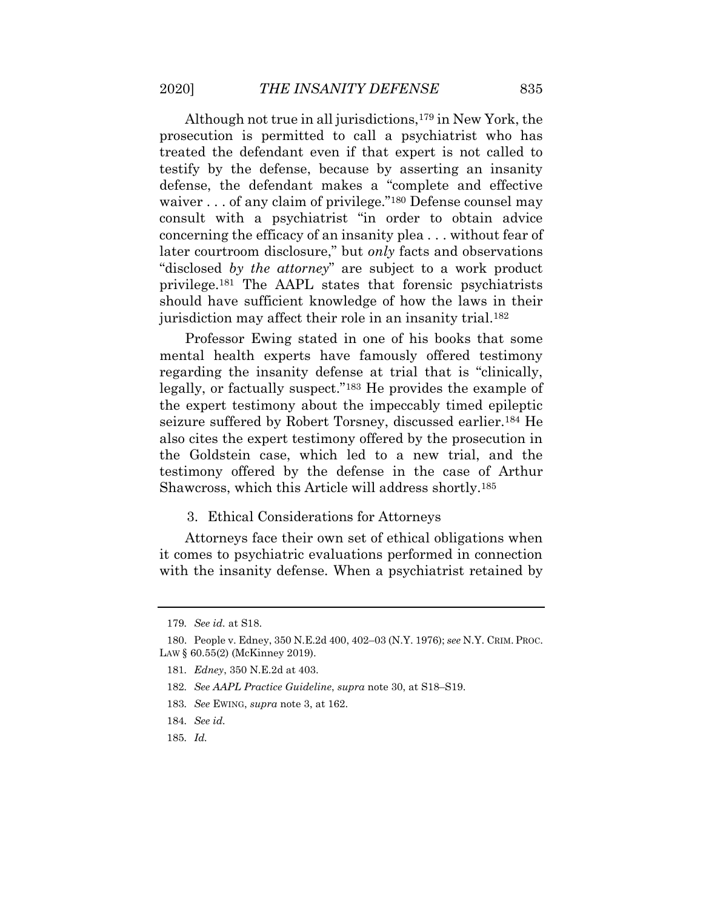Although not true in all jurisdictions,[179] in New York, the prosecution is permitted to call a psychiatrist who has treated the defendant even if that expert is not called to testify by the defense, because by asserting an insanity defense, the defendant makes a "complete and effective waiver . . . of any claim of privilege."[180] Defense counsel may consult with a psychiatrist "in order to obtain advice concerning the efficacy of an insanity plea . . . without fear of later courtroom disclosure," but *only* facts and observations "disclosed *by the attorney*" are subject to a work product privilege.[181] The AAPL states that forensic psychiatrists should have sufficient knowledge of how the laws in their jurisdiction may affect their role in an insanity trial.[182]

Professor Ewing stated in one of his books that some mental health experts have famously offered testimony regarding the insanity defense at trial that is "clinically, legally, or factually suspect."[183] He provides the example of the expert testimony about the impeccably timed epileptic seizure suffered by Robert Torsney, discussed earlier.[184] He also cites the expert testimony offered by the prosecution in the Goldstein case, which led to a new trial, and the testimony offered by the defense in the case of Arthur Shawcross, which this Article will address shortly.[185]

### 3. Ethical Considerations for Attorneys

Attorneys face their own set of ethical obligations when it comes to psychiatric evaluations performed in connection with the insanity defense. When a psychiatrist retained by

---

179. *See id.* at S18.

180. People v. Edney, 350 N.E.2d 400, 402–03 (N.Y. 1976); *see* N.Y. CRIM. PROC. LAW § 60.55(2) (McKinney 2019).

181. *Edney*, 350 N.E.2d at 403.

182. *See AAPL Practice Guideline*, *supra* note 30, at S18–S19.

183. *See* EWING, *supra* note 3, at 162.

184. *See id.*

185. *Id.*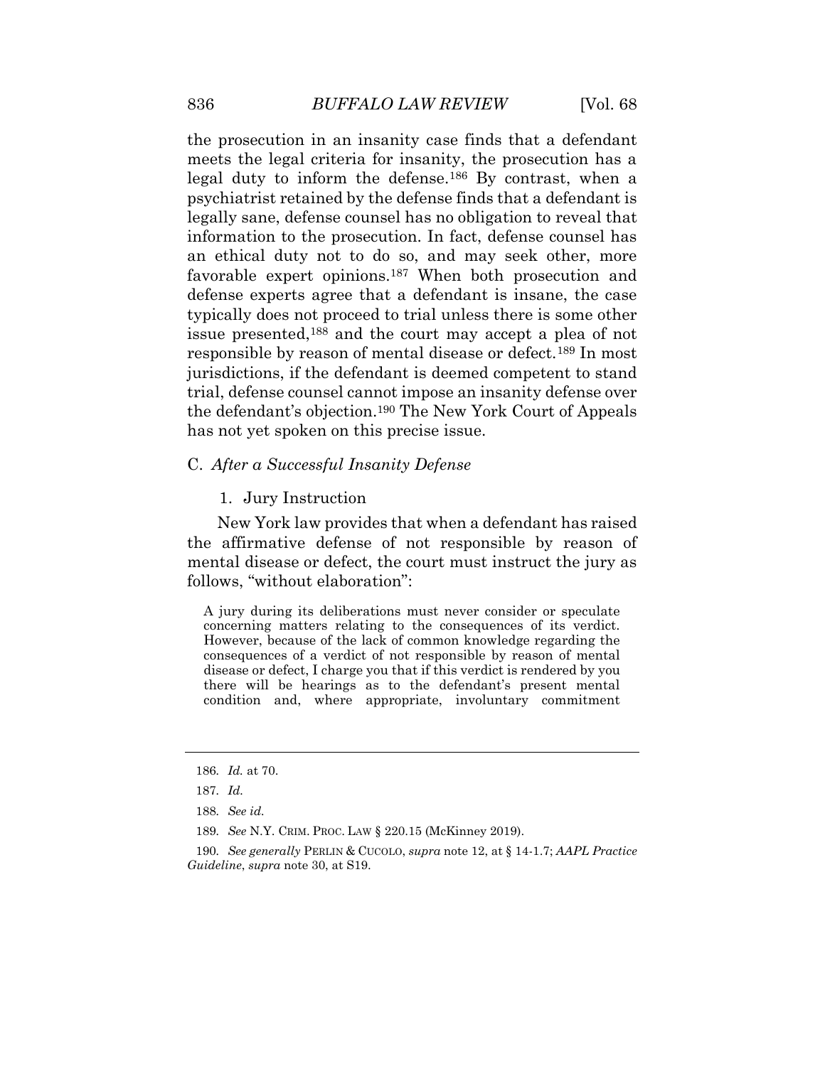the prosecution in an insanity case finds that a defendant meets the legal criteria for insanity, the prosecution has a legal duty to inform the defense.[186] By contrast, when a psychiatrist retained by the defense finds that a defendant is legally sane, defense counsel has no obligation to reveal that information to the prosecution. In fact, defense counsel has an ethical duty not to do so, and may seek other, more favorable expert opinions.[187] When both prosecution and defense experts agree that a defendant is insane, the case typically does not proceed to trial unless there is some other issue presented,[188] and the court may accept a plea of not responsible by reason of mental disease or defect.[189] In most jurisdictions, if the defendant is deemed competent to stand trial, defense counsel cannot impose an insanity defense over the defendant's objection.[190] The New York Court of Appeals has not yet spoken on this precise issue.

### C. *After a Successful Insanity Defense*

#### 1. Jury Instruction

New York law provides that when a defendant has raised the affirmative defense of not responsible by reason of mental disease or defect, the court must instruct the jury as follows, "without elaboration":

> A jury during its deliberations must never consider or speculate concerning matters relating to the consequences of its verdict. However, because of the lack of common knowledge regarding the consequences of a verdict of not responsible by reason of mental disease or defect, I charge you that if this verdict is rendered by you there will be hearings as to the defendant's present mental condition and, where appropriate, involuntary commitment

---

186. *Id.* at 70.

187. *Id.*

188. *See id.*

189. *See* N.Y. CRIM. PROC. LAW § 220.15 (McKinney 2019).

190. *See generally* PERLIN & CUCOLO, *supra* note 12, at § 14-1.7; *AAPL Practice Guideline*, *supra* note 30, at S19.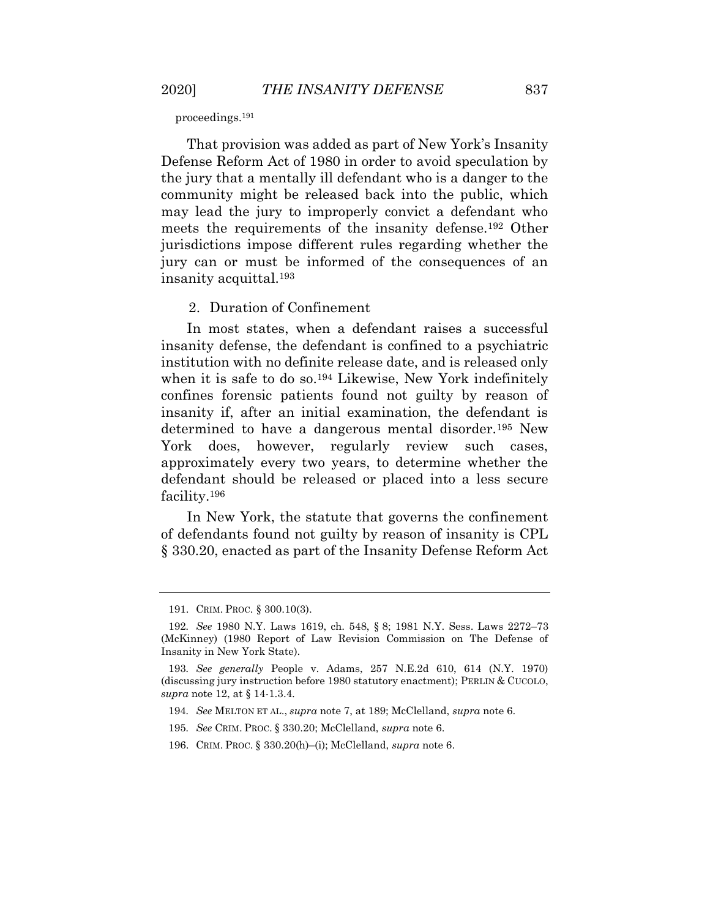proceedings.[191]

That provision was added as part of New York's Insanity Defense Reform Act of 1980 in order to avoid speculation by the jury that a mentally ill defendant who is a danger to the community might be released back into the public, which may lead the jury to improperly convict a defendant who meets the requirements of the insanity defense.[192] Other jurisdictions impose different rules regarding whether the jury can or must be informed of the consequences of an insanity acquittal.[193]

2. Duration of Confinement

In most states, when a defendant raises a successful insanity defense, the defendant is confined to a psychiatric institution with no definite release date, and is released only when it is safe to do so.[194] Likewise, New York indefinitely confines forensic patients found not guilty by reason of insanity if, after an initial examination, the defendant is determined to have a dangerous mental disorder.[195] New York does, however, regularly review such cases, approximately every two years, to determine whether the defendant should be released or placed into a less secure facility.[196]

In New York, the statute that governs the confinement of defendants found not guilty by reason of insanity is CPL § 330.20, enacted as part of the Insanity Defense Reform Act

---

191. CRIM. PROC. § 300.10(3).

192. *See* 1980 N.Y. Laws 1619, ch. 548, § 8; 1981 N.Y. Sess. Laws 2272–73 (McKinney) (1980 Report of Law Revision Commission on The Defense of Insanity in New York State).

193. *See generally* People v. Adams, 257 N.E.2d 610, 614 (N.Y. 1970) (discussing jury instruction before 1980 statutory enactment); PERLIN & CUCOLO, *supra* note 12, at § 14-1.3.4.

194. *See* MELTON ET AL., *supra* note 7, at 189; McClelland, *supra* note 6.

195. *See* CRIM. PROC. § 330.20; McClelland, *supra* note 6.

196. CRIM. PROC. § 330.20(h)–(i); McClelland, *supra* note 6.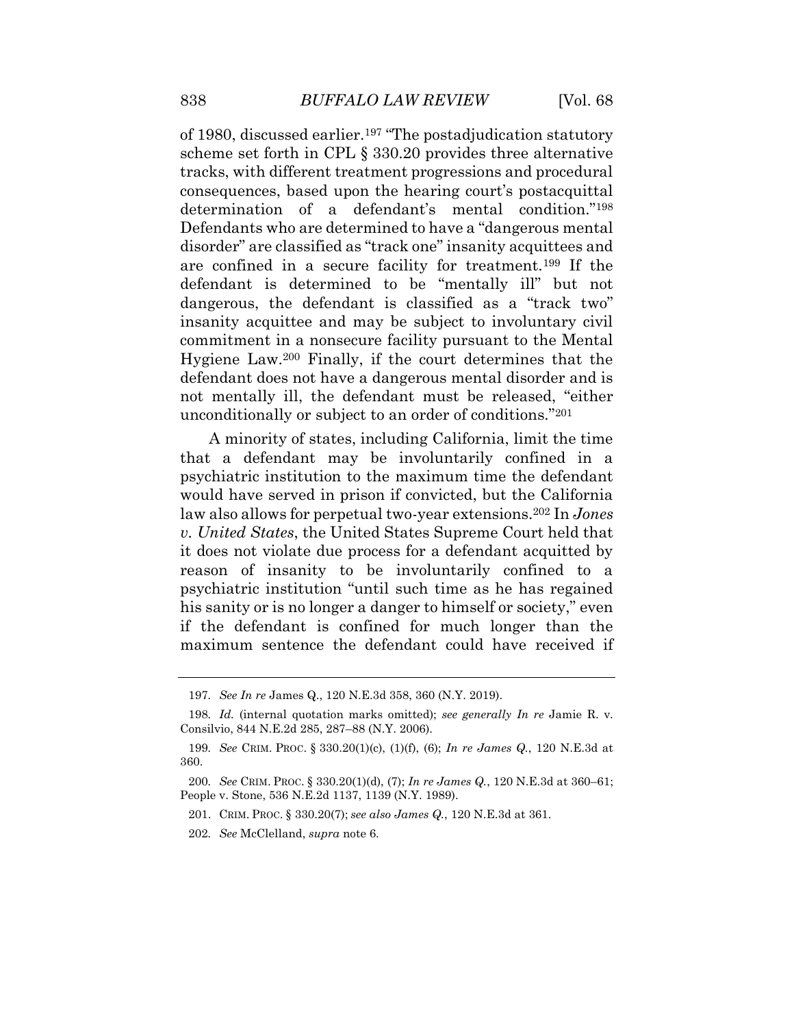of 1980, discussed earlier.[197] "The postadjudication statutory scheme set forth in CPL § 330.20 provides three alternative tracks, with different treatment progressions and procedural consequences, based upon the hearing court's postacquittal determination of a defendant's mental condition."[198] Defendants who are determined to have a "dangerous mental disorder" are classified as "track one" insanity acquittees and are confined in a secure facility for treatment.[199] If the defendant is determined to be "mentally ill" but not dangerous, the defendant is classified as a "track two" insanity acquittee and may be subject to involuntary civil commitment in a nonsecure facility pursuant to the Mental Hygiene Law.[200] Finally, if the court determines that the defendant does not have a dangerous mental disorder and is not mentally ill, the defendant must be released, "either unconditionally or subject to an order of conditions."[201]

A minority of states, including California, limit the time that a defendant may be involuntarily confined in a psychiatric institution to the maximum time the defendant would have served in prison if convicted, but the California law also allows for perpetual two-year extensions.[202] In *Jones v. United States*, the United States Supreme Court held that it does not violate due process for a defendant acquitted by reason of insanity to be involuntarily confined to a psychiatric institution "until such time as he has regained his sanity or is no longer a danger to himself or society," even if the defendant is confined for much longer than the maximum sentence the defendant could have received if

---

197. *See In re* James Q., 120 N.E.3d 358, 360 (N.Y. 2019).

198. *Id.* (internal quotation marks omitted); *see generally In re* Jamie R. v. Consilvio, 844 N.E.2d 285, 287–88 (N.Y. 2006).

199. *See* CRIM. PROC. § 330.20(1)(c), (1)(f), (6); *In re James Q.*, 120 N.E.3d at 360.

200. *See* CRIM. PROC. § 330.20(1)(d), (7); *In re James Q.*, 120 N.E.3d at 360–61; People v. Stone, 536 N.E.2d 1137, 1139 (N.Y. 1989).

201. CRIM. PROC. § 330.20(7); *see also James Q.*, 120 N.E.3d at 361.

202. *See* McClelland, *supra* note 6.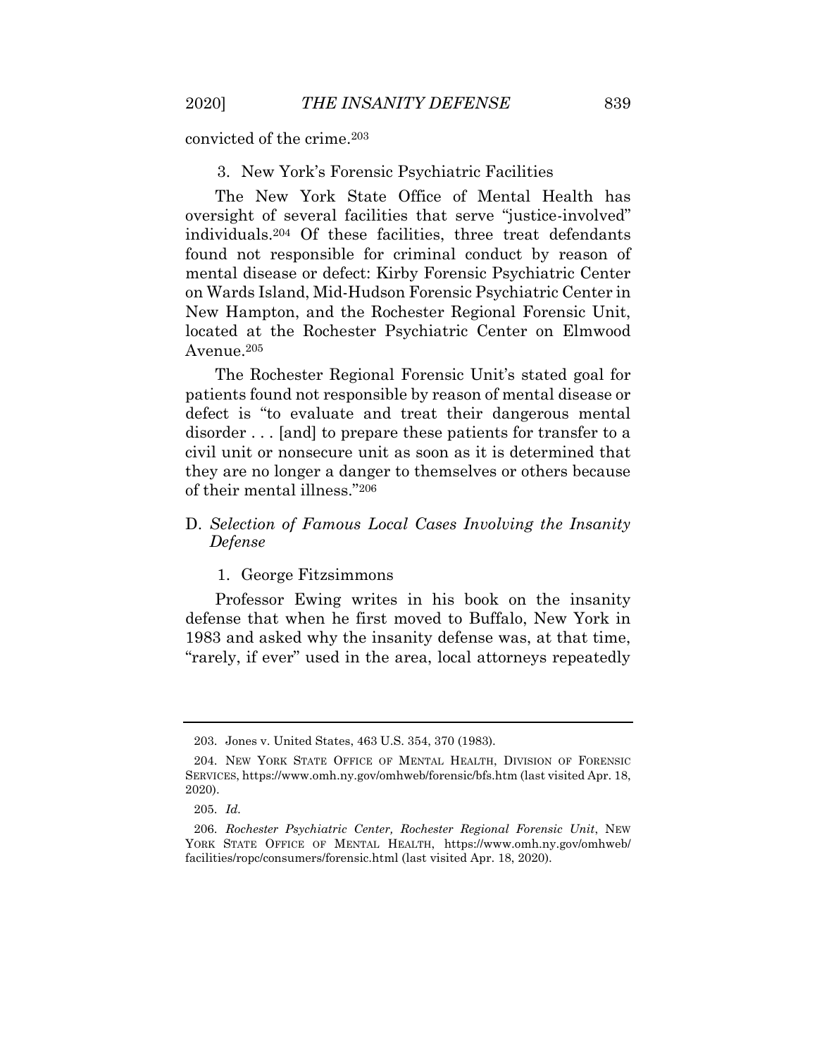convicted of the crime.[203]

### 3. New York's Forensic Psychiatric Facilities

The New York State Office of Mental Health has oversight of several facilities that serve "justice-involved" individuals.[204] Of these facilities, three treat defendants found not responsible for criminal conduct by reason of mental disease or defect: Kirby Forensic Psychiatric Center on Wards Island, Mid-Hudson Forensic Psychiatric Center in New Hampton, and the Rochester Regional Forensic Unit, located at the Rochester Psychiatric Center on Elmwood Avenue.[205]

The Rochester Regional Forensic Unit's stated goal for patients found not responsible by reason of mental disease or defect is "to evaluate and treat their dangerous mental disorder . . . [and] to prepare these patients for transfer to a civil unit or nonsecure unit as soon as it is determined that they are no longer a danger to themselves or others because of their mental illness."[206]

## D. *Selection of Famous Local Cases Involving the Insanity Defense*

### 1. George Fitzsimmons

Professor Ewing writes in his book on the insanity defense that when he first moved to Buffalo, New York in 1983 and asked why the insanity defense was, at that time, "rarely, if ever" used in the area, local attorneys repeatedly

---

203. Jones v. United States, 463 U.S. 354, 370 (1983).

204. NEW YORK STATE OFFICE OF MENTAL HEALTH, DIVISION OF FORENSIC SERVICES, https://www.omh.ny.gov/omhweb/forensic/bfs.htm (last visited Apr. 18, 2020).

205. *Id.*

206. *Rochester Psychiatric Center, Rochester Regional Forensic Unit*, NEW YORK STATE OFFICE OF MENTAL HEALTH, https://www.omh.ny.gov/omhweb/facilities/ropc/consumers/forensic.html (last visited Apr. 18, 2020).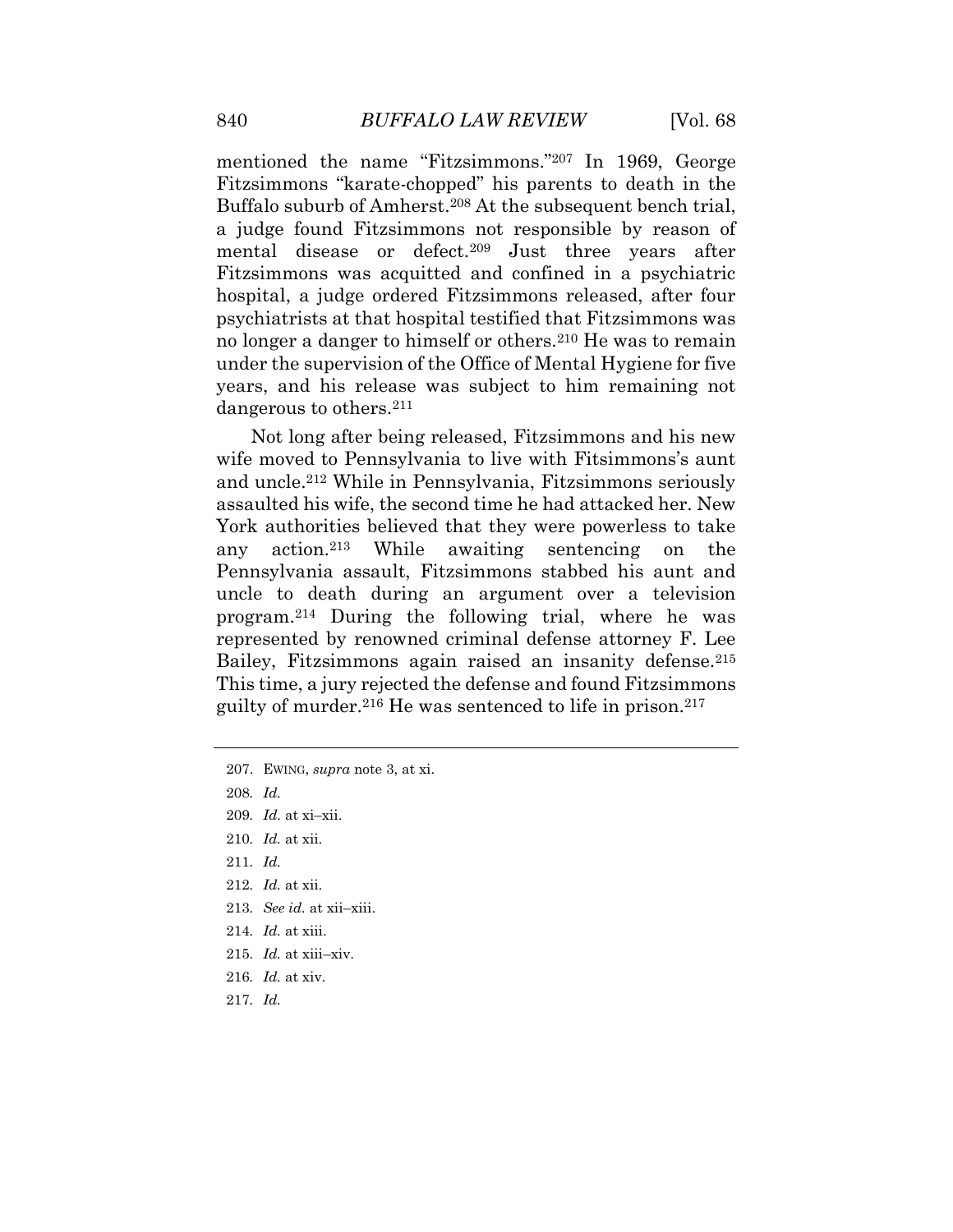mentioned the name "Fitzsimmons."[207] In 1969, George Fitzsimmons "karate-chopped" his parents to death in the Buffalo suburb of Amherst.[208] At the subsequent bench trial, a judge found Fitzsimmons not responsible by reason of mental disease or defect.[209] Just three years after Fitzsimmons was acquitted and confined in a psychiatric hospital, a judge ordered Fitzsimmons released, after four psychiatrists at that hospital testified that Fitzsimmons was no longer a danger to himself or others.[210] He was to remain under the supervision of the Office of Mental Hygiene for five years, and his release was subject to him remaining not dangerous to others.[211]

Not long after being released, Fitzsimmons and his new wife moved to Pennsylvania to live with Fitsimmons's aunt and uncle.[212] While in Pennsylvania, Fitzsimmons seriously assaulted his wife, the second time he had attacked her. New York authorities believed that they were powerless to take any action.[213] While awaiting sentencing on the Pennsylvania assault, Fitzsimmons stabbed his aunt and uncle to death during an argument over a television program.[214] During the following trial, where he was represented by renowned criminal defense attorney F. Lee Bailey, Fitzsimmons again raised an insanity defense.[215] This time, a jury rejected the defense and found Fitzsimmons guilty of murder.[216] He was sentenced to life in prison.[217]

---

207. EWING, *supra* note 3, at xi.

208. *Id.*

209. *Id.* at xi–xii.

210. *Id.* at xii.

211. *Id.*

212. *Id.* at xii.

213. *See id.* at xii–xiii.

214. *Id.* at xiii.

215. *Id.* at xiii–xiv.

216. *Id.* at xiv.

217. *Id.*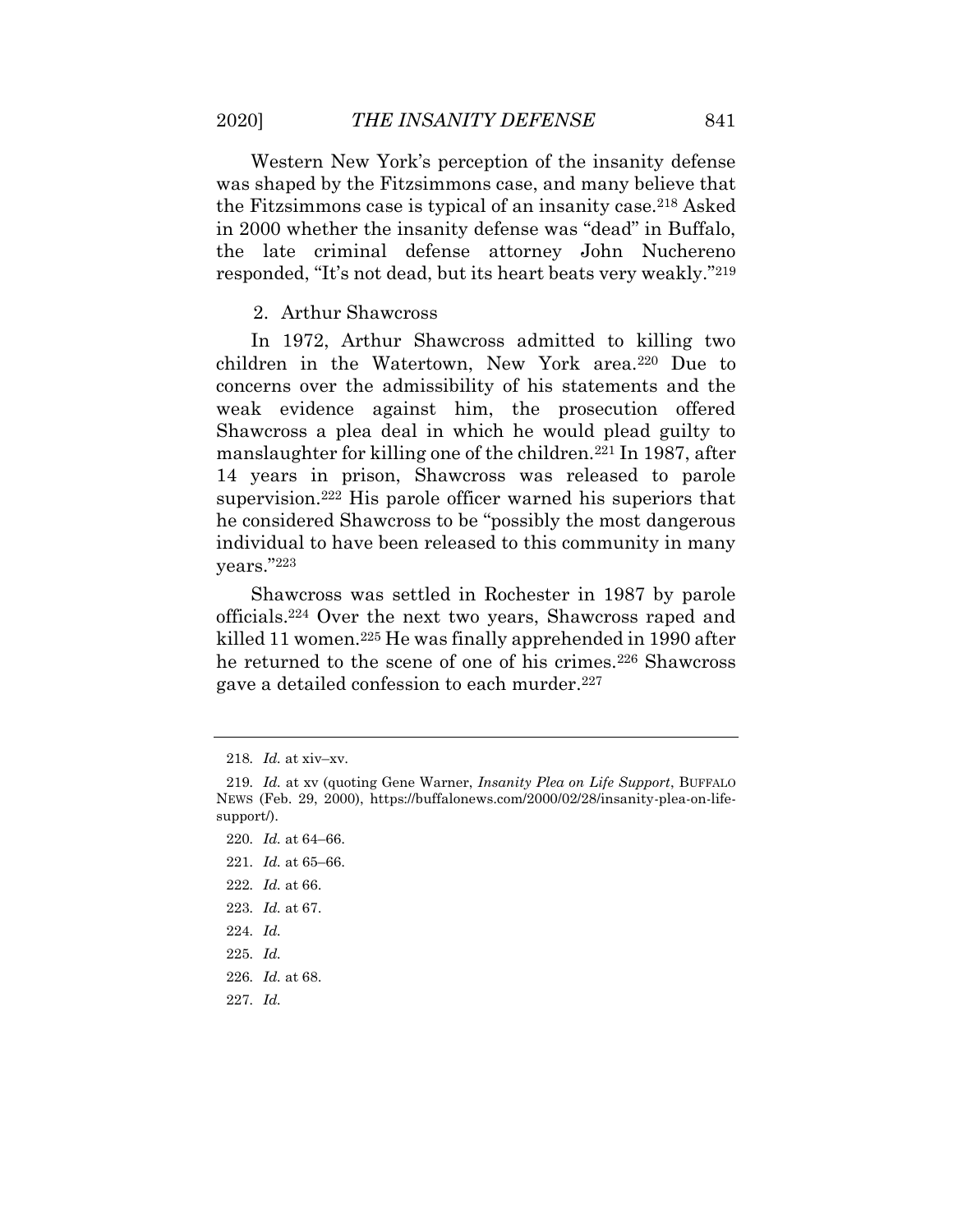Western New York's perception of the insanity defense was shaped by the Fitzsimmons case, and many believe that the Fitzsimmons case is typical of an insanity case.[218] Asked in 2000 whether the insanity defense was "dead" in Buffalo, the late criminal defense attorney John Nuchereno responded, "It's not dead, but its heart beats very weakly."[219]

### 2. Arthur Shawcross

In 1972, Arthur Shawcross admitted to killing two children in the Watertown, New York area.[220] Due to concerns over the admissibility of his statements and the weak evidence against him, the prosecution offered Shawcross a plea deal in which he would plead guilty to manslaughter for killing one of the children.[221] In 1987, after 14 years in prison, Shawcross was released to parole supervision.[222] His parole officer warned his superiors that he considered Shawcross to be "possibly the most dangerous individual to have been released to this community in many years."[223]

Shawcross was settled in Rochester in 1987 by parole officials.[224] Over the next two years, Shawcross raped and killed 11 women.[225] He was finally apprehended in 1990 after he returned to the scene of one of his crimes.[226] Shawcross gave a detailed confession to each murder.[227]

---

218. *Id.* at xiv–xv.

219. *Id.* at xv (quoting Gene Warner, *Insanity Plea on Life Support*, BUFFALO NEWS (Feb. 29, 2000), https://buffalonews.com/2000/02/28/insanity-plea-on-life-support/).

220. *Id.* at 64–66.

221. *Id.* at 65–66.

222. *Id.* at 66.

223. *Id.* at 67.

224. *Id.*

225. *Id.*

226. *Id.* at 68.

227. *Id.*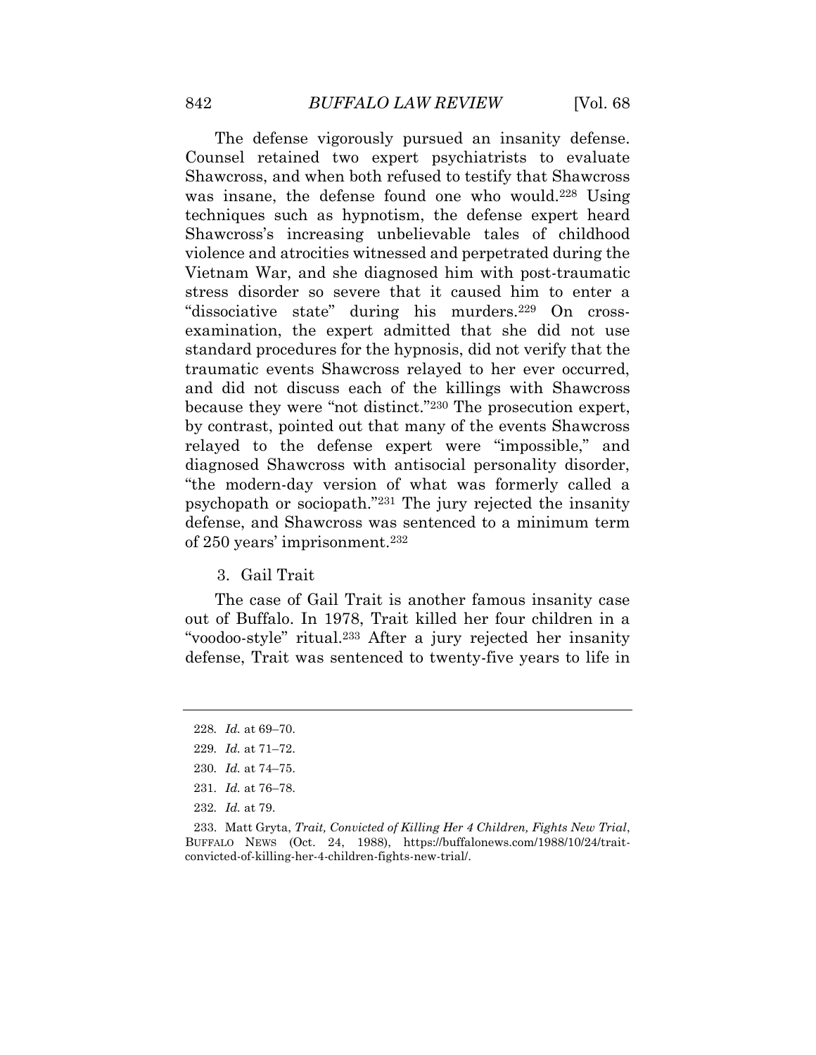The defense vigorously pursued an insanity defense. Counsel retained two expert psychiatrists to evaluate Shawcross, and when both refused to testify that Shawcross was insane, the defense found one who would.[228] Using techniques such as hypnotism, the defense expert heard Shawcross's increasing unbelievable tales of childhood violence and atrocities witnessed and perpetrated during the Vietnam War, and she diagnosed him with post-traumatic stress disorder so severe that it caused him to enter a "dissociative state" during his murders.[229] On cross-examination, the expert admitted that she did not use standard procedures for the hypnosis, did not verify that the traumatic events Shawcross relayed to her ever occurred, and did not discuss each of the killings with Shawcross because they were "not distinct."[230] The prosecution expert, by contrast, pointed out that many of the events Shawcross relayed to the defense expert were "impossible," and diagnosed Shawcross with antisocial personality disorder, "the modern-day version of what was formerly called a psychopath or sociopath."[231] The jury rejected the insanity defense, and Shawcross was sentenced to a minimum term of 250 years' imprisonment.[232]

### 3. Gail Trait

The case of Gail Trait is another famous insanity case out of Buffalo. In 1978, Trait killed her four children in a "voodoo-style" ritual.[233] After a jury rejected her insanity defense, Trait was sentenced to twenty-five years to life in

---

228. *Id.* at 69–70.

229. *Id.* at 71–72.

230. *Id.* at 74–75.

231. *Id.* at 76–78.

232. *Id.* at 79.

233. Matt Gryta, *Trait, Convicted of Killing Her 4 Children, Fights New Trial*, BUFFALO NEWS (Oct. 24, 1988), https://buffalonews.com/1988/10/24/trait-convicted-of-killing-her-4-children-fights-new-trial/.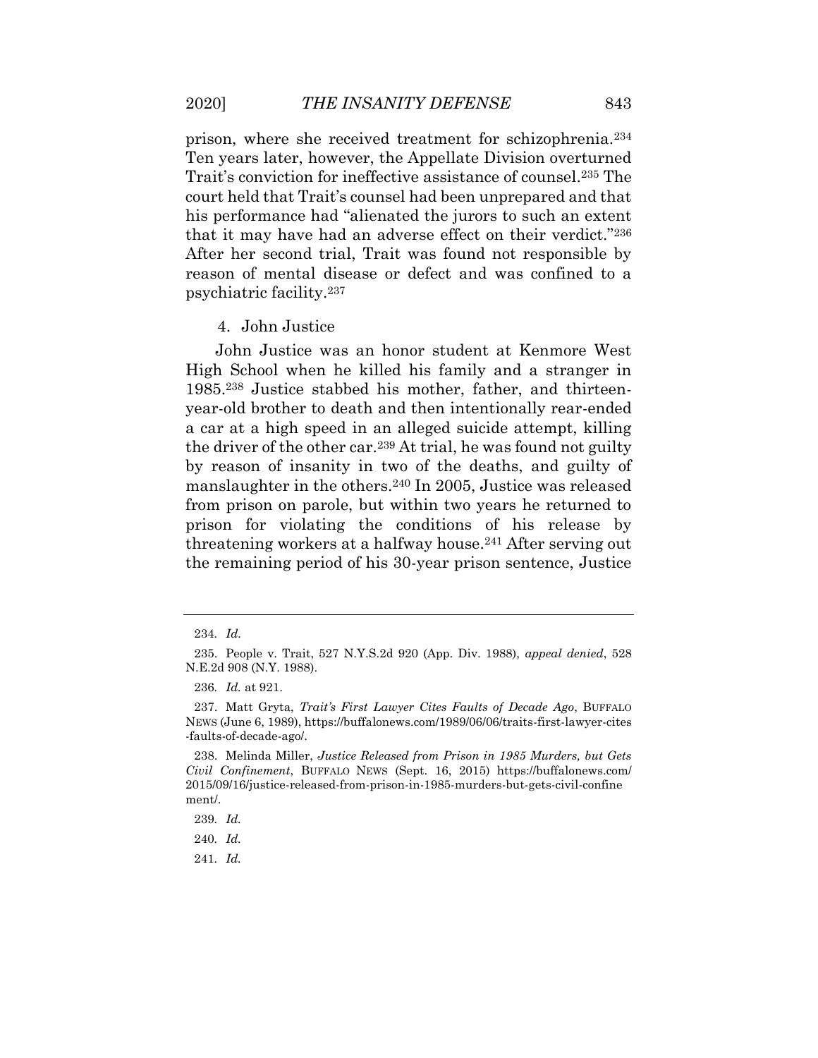prison, where she received treatment for schizophrenia.[234] Ten years later, however, the Appellate Division overturned Trait's conviction for ineffective assistance of counsel.[235] The court held that Trait's counsel had been unprepared and that his performance had "alienated the jurors to such an extent that it may have had an adverse effect on their verdict."[236] After her second trial, Trait was found not responsible by reason of mental disease or defect and was confined to a psychiatric facility.[237]

4. John Justice

John Justice was an honor student at Kenmore West High School when he killed his family and a stranger in 1985.[238] Justice stabbed his mother, father, and thirteen-year-old brother to death and then intentionally rear-ended a car at a high speed in an alleged suicide attempt, killing the driver of the other car.[239] At trial, he was found not guilty by reason of insanity in two of the deaths, and guilty of manslaughter in the others.[240] In 2005, Justice was released from prison on parole, but within two years he returned to prison for violating the conditions of his release by threatening workers at a halfway house.[241] After serving out the remaining period of his 30-year prison sentence, Justice

---

234. *Id.*

235. People v. Trait, 527 N.Y.S.2d 920 (App. Div. 1988), *appeal denied*, 528 N.E.2d 908 (N.Y. 1988).

236. *Id.* at 921.

237. Matt Gryta, *Trait's First Lawyer Cites Faults of Decade Ago*, BUFFALO NEWS (June 6, 1989), https://buffalonews.com/1989/06/06/traits-first-lawyer-cites-faults-of-decade-ago/.

238. Melinda Miller, *Justice Released from Prison in 1985 Murders, but Gets Civil Confinement*, BUFFALO NEWS (Sept. 16, 2015) https://buffalonews.com/2015/09/16/justice-released-from-prison-in-1985-murders-but-gets-civil-confinement/.

239. *Id.*

240. *Id.*

241. *Id.*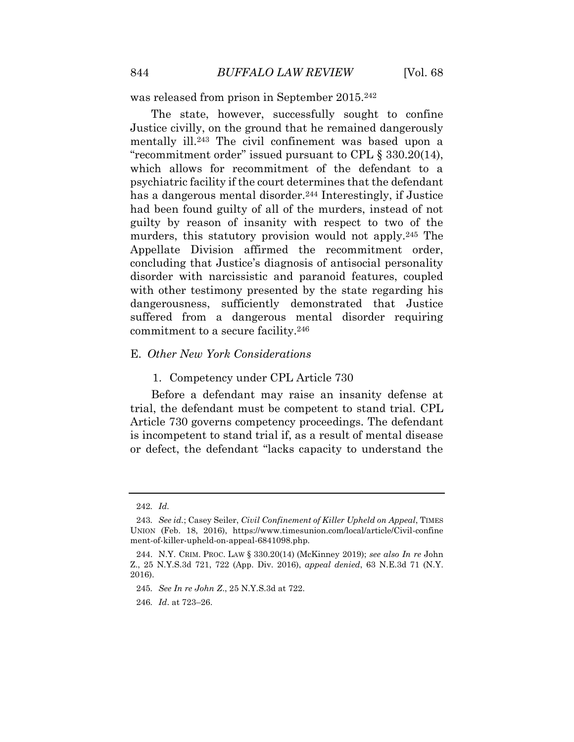was released from prison in September 2015.[242]

The state, however, successfully sought to confine Justice civilly, on the ground that he remained dangerously mentally ill.[243] The civil confinement was based upon a "recommitment order" issued pursuant to CPL § 330.20(14), which allows for recommitment of the defendant to a psychiatric facility if the court determines that the defendant has a dangerous mental disorder.[244] Interestingly, if Justice had been found guilty of all of the murders, instead of not guilty by reason of insanity with respect to two of the murders, this statutory provision would not apply.[245] The Appellate Division affirmed the recommitment order, concluding that Justice's diagnosis of antisocial personality disorder with narcissistic and paranoid features, coupled with other testimony presented by the state regarding his dangerousness, sufficiently demonstrated that Justice suffered from a dangerous mental disorder requiring commitment to a secure facility.[246]

### E. *Other New York Considerations*

#### 1. Competency under CPL Article 730

Before a defendant may raise an insanity defense at trial, the defendant must be competent to stand trial. CPL Article 730 governs competency proceedings. The defendant is incompetent to stand trial if, as a result of mental disease or defect, the defendant "lacks capacity to understand the

---

242. *Id.*

243. *See id.*; Casey Seiler, *Civil Confinement of Killer Upheld on Appeal*, TIMES UNION (Feb. 18, 2016), https://www.timesunion.com/local/article/Civil-confinement-of-killer-upheld-on-appeal-6841098.php.

244. N.Y. CRIM. PROC. LAW § 330.20(14) (McKinney 2019); *see also In re* John Z., 25 N.Y.S.3d 721, 722 (App. Div. 2016), *appeal denied*, 63 N.E.3d 71 (N.Y. 2016).

245. *See In re John Z.*, 25 N.Y.S.3d at 722.

246. *Id*. at 723–26.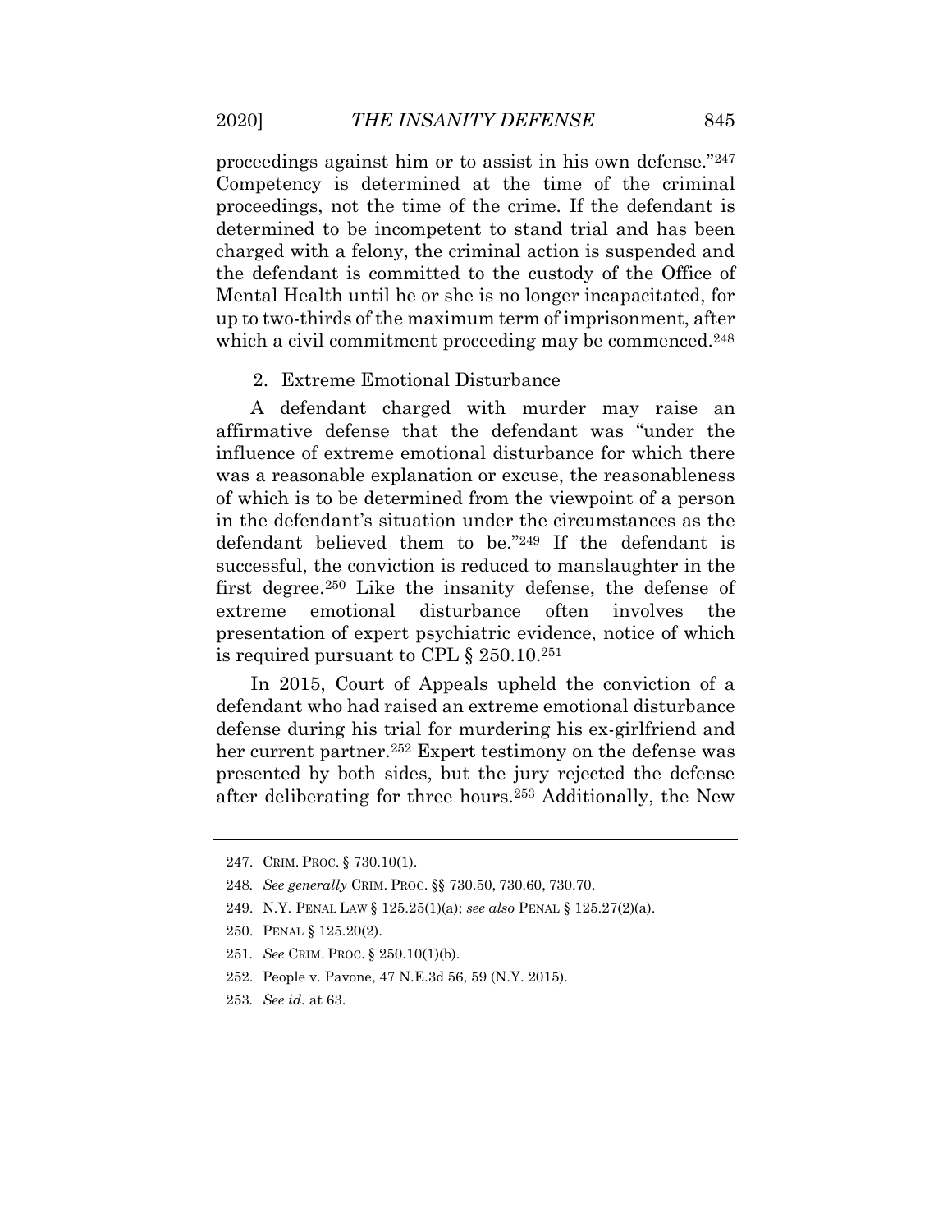proceedings against him or to assist in his own defense."[247] Competency is determined at the time of the criminal proceedings, not the time of the crime. If the defendant is determined to be incompetent to stand trial and has been charged with a felony, the criminal action is suspended and the defendant is committed to the custody of the Office of Mental Health until he or she is no longer incapacitated, for up to two-thirds of the maximum term of imprisonment, after which a civil commitment proceeding may be commenced.[248]

### 2. Extreme Emotional Disturbance

A defendant charged with murder may raise an affirmative defense that the defendant was "under the influence of extreme emotional disturbance for which there was a reasonable explanation or excuse, the reasonableness of which is to be determined from the viewpoint of a person in the defendant's situation under the circumstances as the defendant believed them to be."[249] If the defendant is successful, the conviction is reduced to manslaughter in the first degree.[250] Like the insanity defense, the defense of extreme emotional disturbance often involves the presentation of expert psychiatric evidence, notice of which is required pursuant to CPL § 250.10.[251]

In 2015, Court of Appeals upheld the conviction of a defendant who had raised an extreme emotional disturbance defense during his trial for murdering his ex-girlfriend and her current partner.[252] Expert testimony on the defense was presented by both sides, but the jury rejected the defense after deliberating for three hours.[253] Additionally, the New

---

247. CRIM. PROC. § 730.10(1).

248. *See generally* CRIM. PROC. §§ 730.50, 730.60, 730.70.

249. N.Y. PENAL LAW § 125.25(1)(a); *see also* PENAL § 125.27(2)(a).

250. PENAL § 125.20(2).

251. *See* CRIM. PROC. § 250.10(1)(b).

252. People v. Pavone, 47 N.E.3d 56, 59 (N.Y. 2015).

253. *See id.* at 63.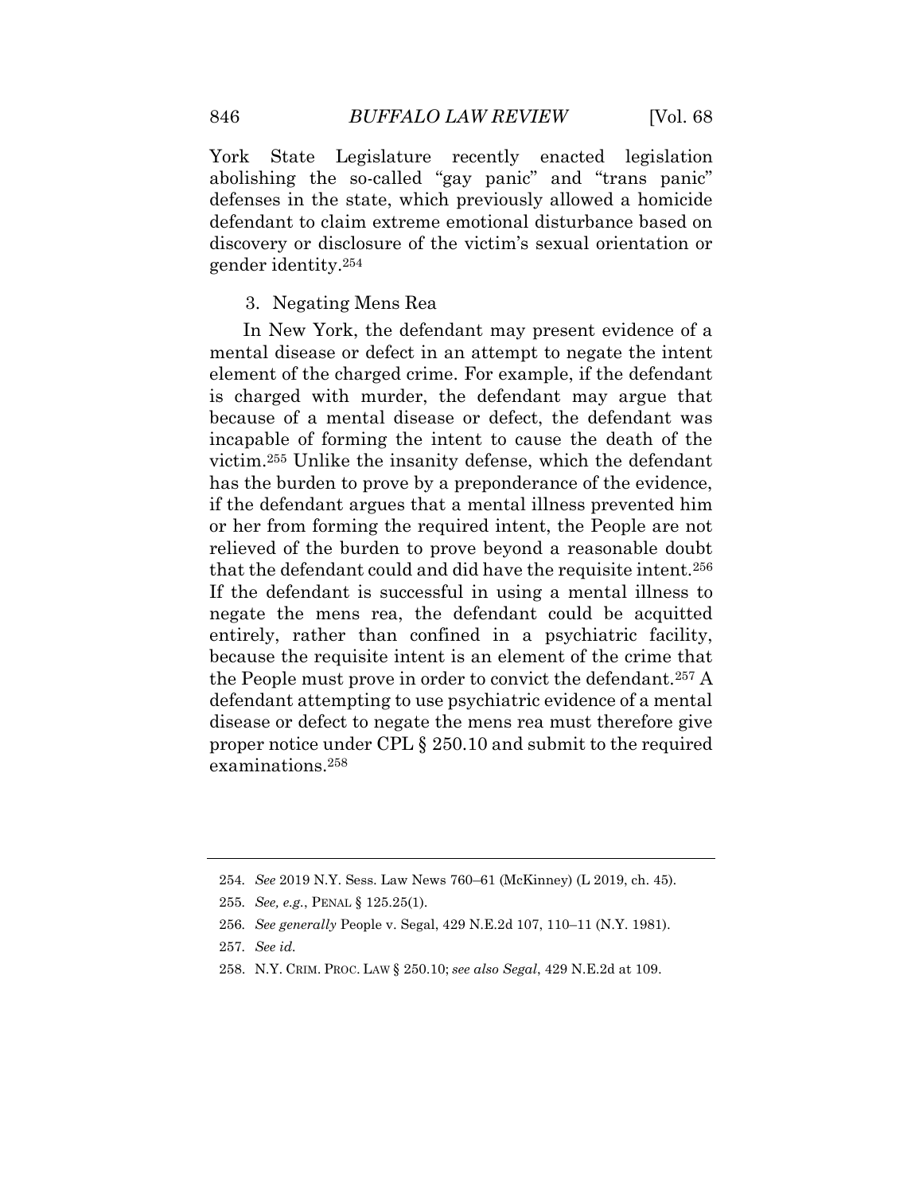York State Legislature recently enacted legislation abolishing the so-called "gay panic" and "trans panic" defenses in the state, which previously allowed a homicide defendant to claim extreme emotional disturbance based on discovery or disclosure of the victim's sexual orientation or gender identity.[254]

3. Negating Mens Rea

In New York, the defendant may present evidence of a mental disease or defect in an attempt to negate the intent element of the charged crime. For example, if the defendant is charged with murder, the defendant may argue that because of a mental disease or defect, the defendant was incapable of forming the intent to cause the death of the victim.[255] Unlike the insanity defense, which the defendant has the burden to prove by a preponderance of the evidence, if the defendant argues that a mental illness prevented him or her from forming the required intent, the People are not relieved of the burden to prove beyond a reasonable doubt that the defendant could and did have the requisite intent.[256] If the defendant is successful in using a mental illness to negate the mens rea, the defendant could be acquitted entirely, rather than confined in a psychiatric facility, because the requisite intent is an element of the crime that the People must prove in order to convict the defendant.[257] A defendant attempting to use psychiatric evidence of a mental disease or defect to negate the mens rea must therefore give proper notice under CPL § 250.10 and submit to the required examinations.[258]

---

254. *See* 2019 N.Y. Sess. Law News 760–61 (McKinney) (L 2019, ch. 45).

255. *See, e.g.*, PENAL § 125.25(1).

256. *See generally* People v. Segal, 429 N.E.2d 107, 110–11 (N.Y. 1981).

257. *See id.*

258. N.Y. CRIM. PROC. LAW § 250.10; *see also Segal*, 429 N.E.2d at 109.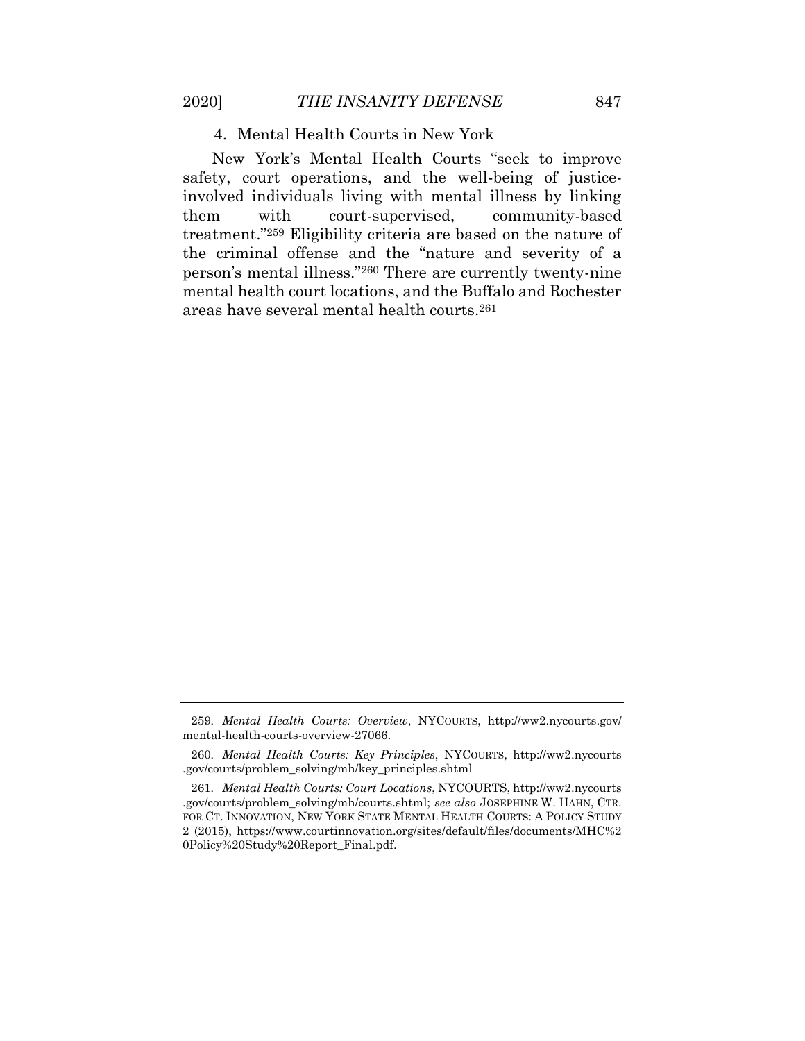#### 4. Mental Health Courts in New York

New York's Mental Health Courts "seek to improve safety, court operations, and the well-being of justice-involved individuals living with mental illness by linking them with court-supervised, community-based treatment."[259] Eligibility criteria are based on the nature of the criminal offense and the "nature and severity of a person's mental illness."[260] There are currently twenty-nine mental health court locations, and the Buffalo and Rochester areas have several mental health courts.[261]

---

259. *Mental Health Courts: Overview*, NYCOURTS, http://ww2.nycourts.gov/mental-health-courts-overview-27066.

260. *Mental Health Courts: Key Principles*, NYCOURTS, http://ww2.nycourts.gov/courts/problem_solving/mh/key_principles.shtml

261. *Mental Health Courts: Court Locations*, NYCOURTS, http://ww2.nycourts.gov/courts/problem_solving/mh/courts.shtml; *see also* JOSEPHINE W. HAHN, CTR. FOR CT. INNOVATION, NEW YORK STATE MENTAL HEALTH COURTS: A POLICY STUDY 2 (2015), https://www.courtinnovation.org/sites/default/files/documents/MHC%20Policy%20Study%20Report_Final.pdf.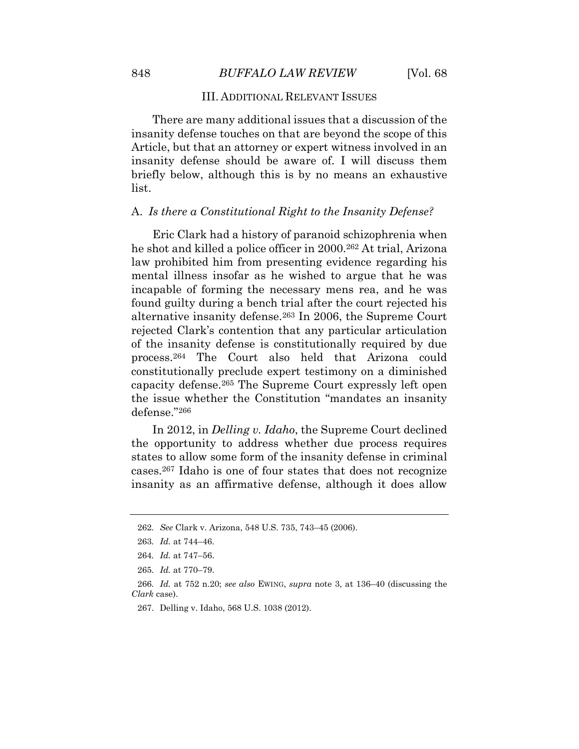## III. ADDITIONAL RELEVANT ISSUES

There are many additional issues that a discussion of the insanity defense touches on that are beyond the scope of this Article, but that an attorney or expert witness involved in an insanity defense should be aware of. I will discuss them briefly below, although this is by no means an exhaustive list.

### A. *Is there a Constitutional Right to the Insanity Defense?*

Eric Clark had a history of paranoid schizophrenia when he shot and killed a police officer in 2000.[262] At trial, Arizona law prohibited him from presenting evidence regarding his mental illness insofar as he wished to argue that he was incapable of forming the necessary mens rea, and he was found guilty during a bench trial after the court rejected his alternative insanity defense.[263] In 2006, the Supreme Court rejected Clark's contention that any particular articulation of the insanity defense is constitutionally required by due process.[264] The Court also held that Arizona could constitutionally preclude expert testimony on a diminished capacity defense.[265] The Supreme Court expressly left open the issue whether the Constitution "mandates an insanity defense."[266]

In 2012, in *Delling v. Idaho*, the Supreme Court declined the opportunity to address whether due process requires states to allow some form of the insanity defense in criminal cases.[267] Idaho is one of four states that does not recognize insanity as an affirmative defense, although it does allow

---

262. *See* Clark v. Arizona, 548 U.S. 735, 743–45 (2006).

263. *Id.* at 744–46.

264. *Id.* at 747–56.

265. *Id.* at 770–79.

266. *Id.* at 752 n.20; *see also* EWING, *supra* note 3, at 136–40 (discussing the *Clark* case).

267. Delling v. Idaho, 568 U.S. 1038 (2012).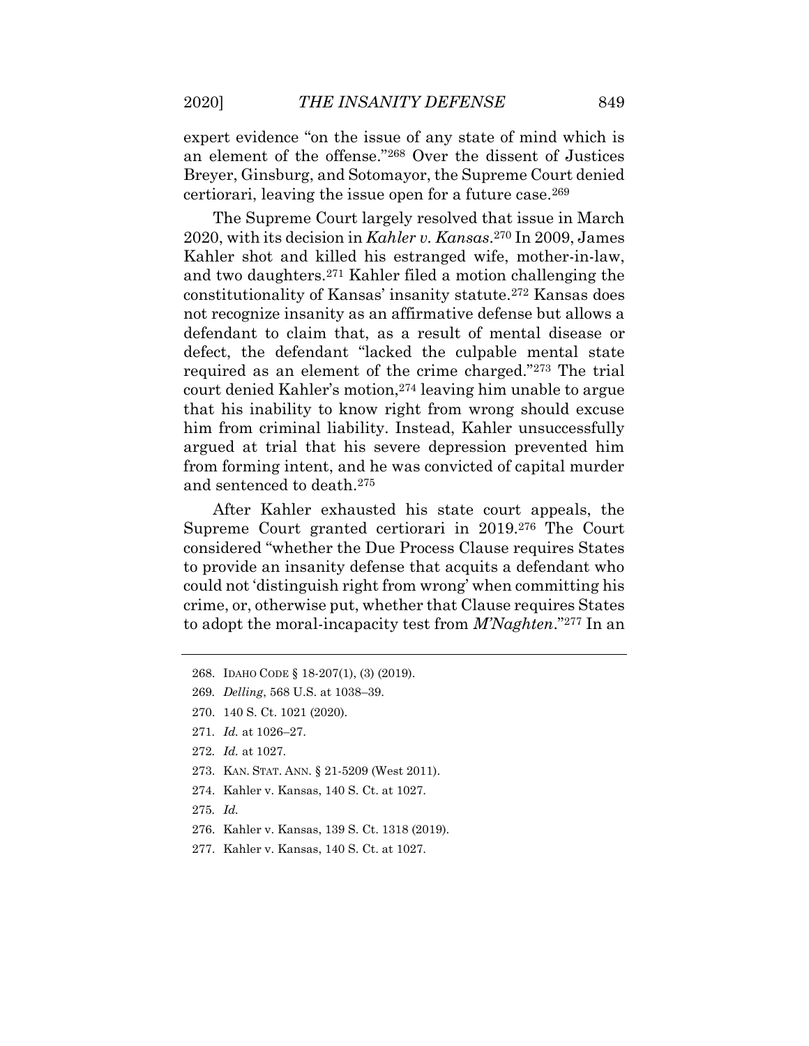expert evidence "on the issue of any state of mind which is an element of the offense."[268] Over the dissent of Justices Breyer, Ginsburg, and Sotomayor, the Supreme Court denied certiorari, leaving the issue open for a future case.[269]

The Supreme Court largely resolved that issue in March 2020, with its decision in *Kahler v. Kansas*.[270] In 2009, James Kahler shot and killed his estranged wife, mother-in-law, and two daughters.[271] Kahler filed a motion challenging the constitutionality of Kansas' insanity statute.[272] Kansas does not recognize insanity as an affirmative defense but allows a defendant to claim that, as a result of mental disease or defect, the defendant "lacked the culpable mental state required as an element of the crime charged."[273] The trial court denied Kahler's motion,[274] leaving him unable to argue that his inability to know right from wrong should excuse him from criminal liability. Instead, Kahler unsuccessfully argued at trial that his severe depression prevented him from forming intent, and he was convicted of capital murder and sentenced to death.[275]

After Kahler exhausted his state court appeals, the Supreme Court granted certiorari in 2019.[276] The Court considered "whether the Due Process Clause requires States to provide an insanity defense that acquits a defendant who could not 'distinguish right from wrong' when committing his crime, or, otherwise put, whether that Clause requires States to adopt the moral-incapacity test from *M'Naghten*."[277] In an

---

268. IDAHO CODE § 18-207(1), (3) (2019).

269. *Delling*, 568 U.S. at 1038–39.

270. 140 S. Ct. 1021 (2020).

271. *Id.* at 1026–27.

272. *Id.* at 1027.

273. KAN. STAT. ANN. § 21-5209 (West 2011).

274. Kahler v. Kansas, 140 S. Ct. at 1027.

275. *Id.*

276. Kahler v. Kansas, 139 S. Ct. 1318 (2019).

277. Kahler v. Kansas, 140 S. Ct. at 1027.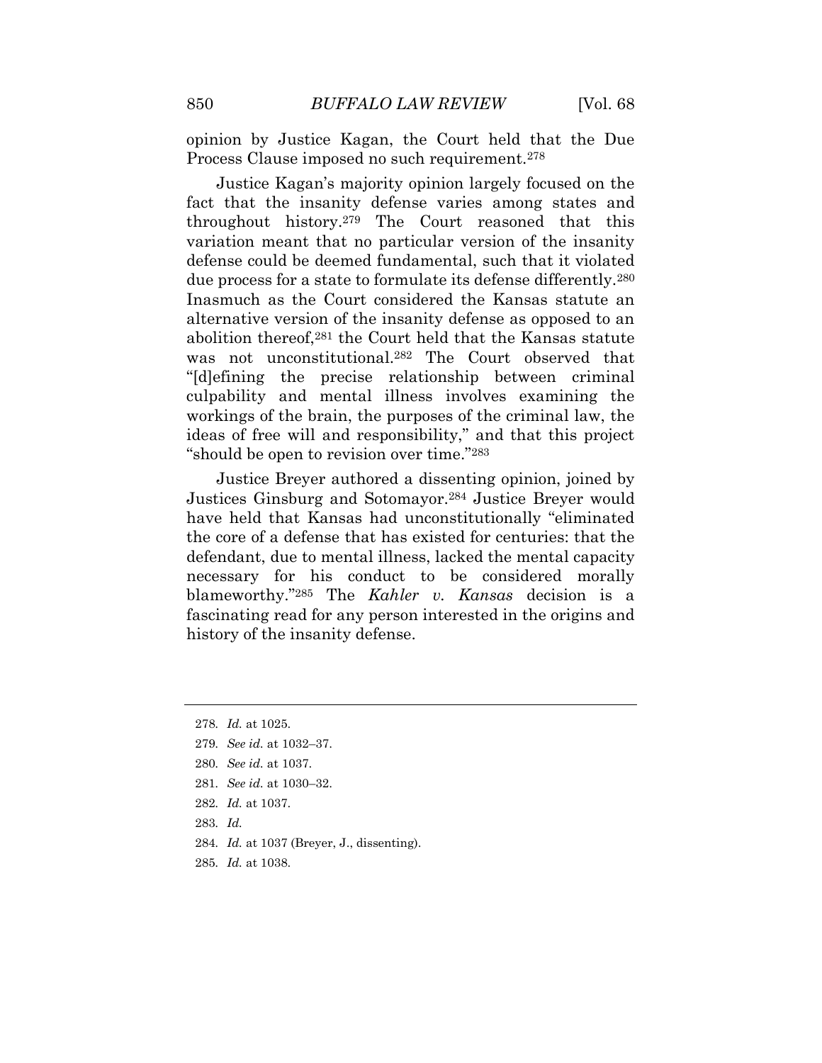opinion by Justice Kagan, the Court held that the Due Process Clause imposed no such requirement.[278]

Justice Kagan's majority opinion largely focused on the fact that the insanity defense varies among states and throughout history.[279] The Court reasoned that this variation meant that no particular version of the insanity defense could be deemed fundamental, such that it violated due process for a state to formulate its defense differently.[280] Inasmuch as the Court considered the Kansas statute an alternative version of the insanity defense as opposed to an abolition thereof,[281] the Court held that the Kansas statute was not unconstitutional.[282] The Court observed that "[d]efining the precise relationship between criminal culpability and mental illness involves examining the workings of the brain, the purposes of the criminal law, the ideas of free will and responsibility," and that this project "should be open to revision over time."[283]

Justice Breyer authored a dissenting opinion, joined by Justices Ginsburg and Sotomayor.[284] Justice Breyer would have held that Kansas had unconstitutionally "eliminated the core of a defense that has existed for centuries: that the defendant, due to mental illness, lacked the mental capacity necessary for his conduct to be considered morally blameworthy."[285] The *Kahler v. Kansas* decision is a fascinating read for any person interested in the origins and history of the insanity defense.

---

278. *Id.* at 1025.

279. *See id.* at 1032–37.

280. *See id.* at 1037.

281. *See id.* at 1030–32.

282. *Id.* at 1037.

283. *Id.*

284. *Id.* at 1037 (Breyer, J., dissenting).

285. *Id.* at 1038.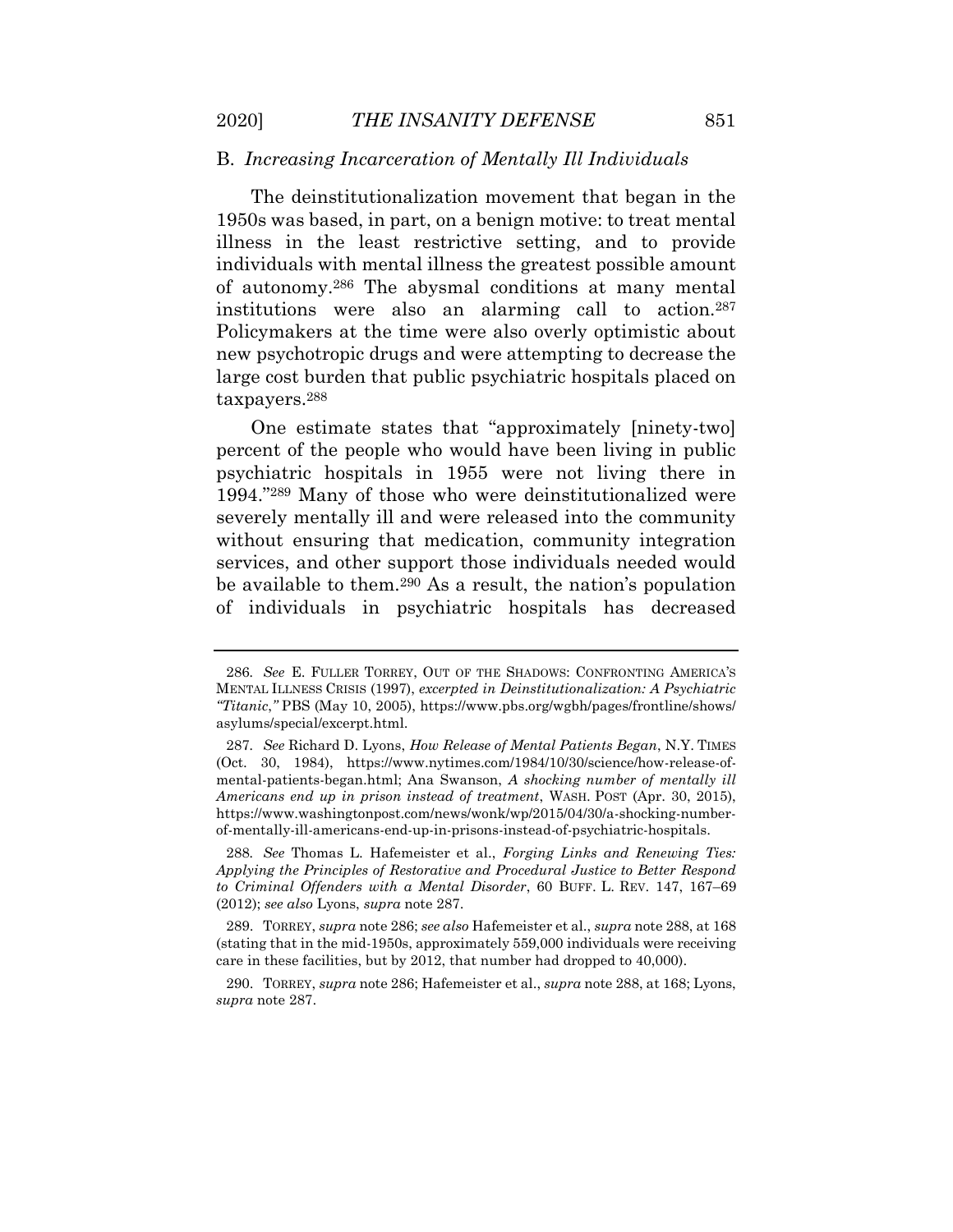### B. *Increasing Incarceration of Mentally Ill Individuals*

The deinstitutionalization movement that began in the 1950s was based, in part, on a benign motive: to treat mental illness in the least restrictive setting, and to provide individuals with mental illness the greatest possible amount of autonomy.[286] The abysmal conditions at many mental institutions were also an alarming call to action.[287] Policymakers at the time were also overly optimistic about new psychotropic drugs and were attempting to decrease the large cost burden that public psychiatric hospitals placed on taxpayers.[288]

One estimate states that "approximately [ninety-two] percent of the people who would have been living in public psychiatric hospitals in 1955 were not living there in 1994."[289] Many of those who were deinstitutionalized were severely mentally ill and were released into the community without ensuring that medication, community integration services, and other support those individuals needed would be available to them.[290] As a result, the nation's population of individuals in psychiatric hospitals has decreased

---

286. *See* E. FULLER TORREY, OUT OF THE SHADOWS: CONFRONTING AMERICA'S MENTAL ILLNESS CRISIS (1997), *excerpted in Deinstitutionalization: A Psychiatric "Titanic*,*"* PBS (May 10, 2005), https://www.pbs.org/wgbh/pages/frontline/shows/asylums/special/excerpt.html.

287. *See* Richard D. Lyons, *How Release of Mental Patients Began*, N.Y. TIMES (Oct. 30, 1984), https://www.nytimes.com/1984/10/30/science/how-release-of-mental-patients-began.html; Ana Swanson, *A shocking number of mentally ill Americans end up in prison instead of treatment*, WASH. POST (Apr. 30, 2015), https://www.washingtonpost.com/news/wonk/wp/2015/04/30/a-shocking-number-of-mentally-ill-americans-end-up-in-prisons-instead-of-psychiatric-hospitals.

288. *See* Thomas L. Hafemeister et al., *Forging Links and Renewing Ties: Applying the Principles of Restorative and Procedural Justice to Better Respond to Criminal Offenders with a Mental Disorder*, 60 BUFF. L. REV. 147, 167–69 (2012); *see also* Lyons, *supra* note 287.

289. TORREY, *supra* note 286; *see also* Hafemeister et al., *supra* note 288, at 168 (stating that in the mid-1950s, approximately 559,000 individuals were receiving care in these facilities, but by 2012, that number had dropped to 40,000).

290. TORREY, *supra* note 286; Hafemeister et al., *supra* note 288, at 168; Lyons, *supra* note 287.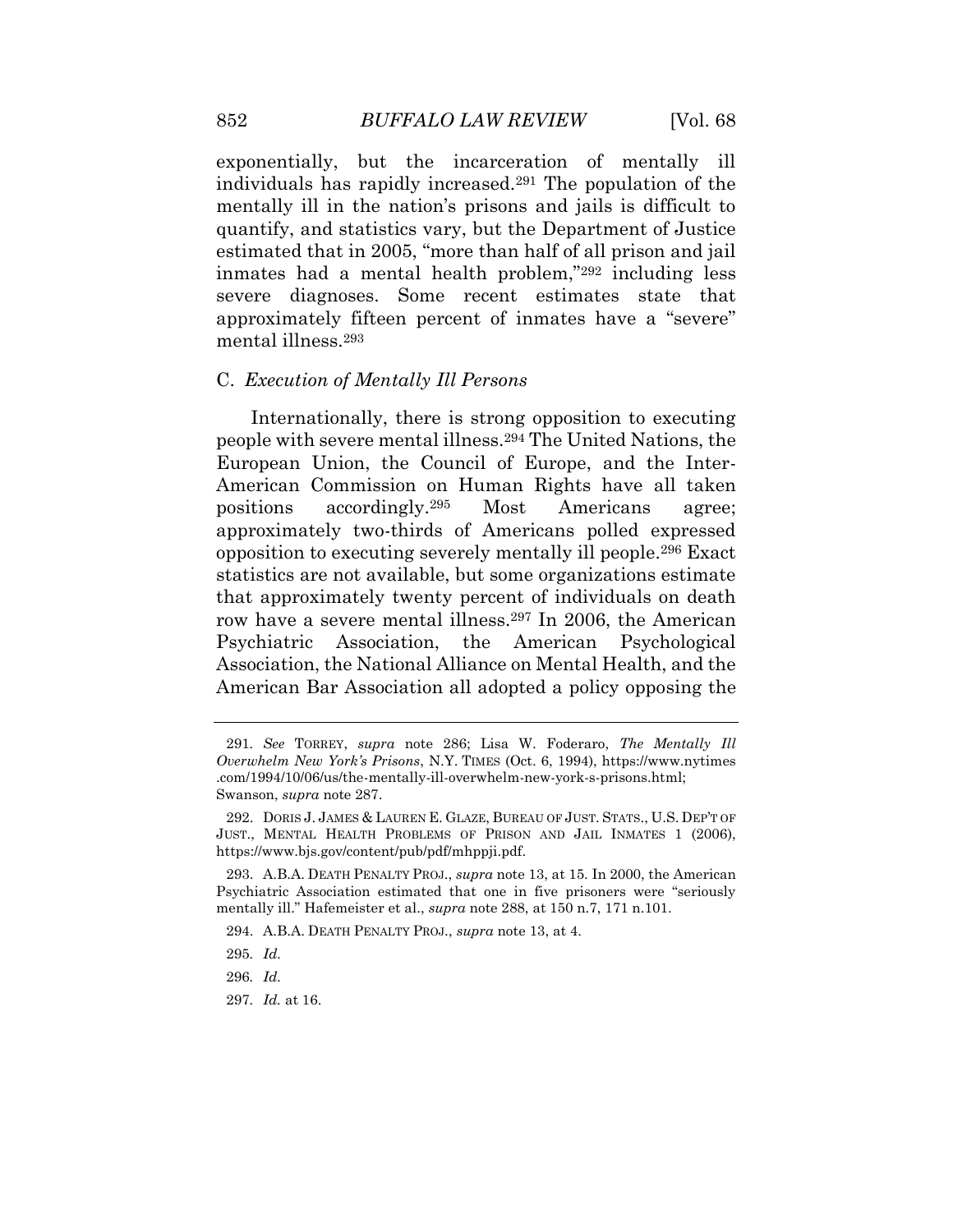exponentially, but the incarceration of mentally ill individuals has rapidly increased.[291] The population of the mentally ill in the nation's prisons and jails is difficult to quantify, and statistics vary, but the Department of Justice estimated that in 2005, "more than half of all prison and jail inmates had a mental health problem,"[292] including less severe diagnoses. Some recent estimates state that approximately fifteen percent of inmates have a "severe" mental illness.[293]

### C. *Execution of Mentally Ill Persons*

Internationally, there is strong opposition to executing people with severe mental illness.[294] The United Nations, the European Union, the Council of Europe, and the Inter-American Commission on Human Rights have all taken positions accordingly.[295] Most Americans agree; approximately two-thirds of Americans polled expressed opposition to executing severely mentally ill people.[296] Exact statistics are not available, but some organizations estimate that approximately twenty percent of individuals on death row have a severe mental illness.[297] In 2006, the American Psychiatric Association, the American Psychological Association, the National Alliance on Mental Health, and the American Bar Association all adopted a policy opposing the

---

291. *See* TORREY, *supra* note 286; Lisa W. Foderaro, *The Mentally Ill Overwhelm New York's Prisons*, N.Y. TIMES (Oct. 6, 1994), https://www.nytimes.com/1994/10/06/us/the-mentally-ill-overwhelm-new-york-s-prisons.html; Swanson, *supra* note 287.

292. DORIS J. JAMES & LAUREN E. GLAZE, BUREAU OF JUST. STATS., U.S. DEP'T OF JUST., MENTAL HEALTH PROBLEMS OF PRISON AND JAIL INMATES 1 (2006), https://www.bjs.gov/content/pub/pdf/mhppji.pdf.

293. A.B.A. DEATH PENALTY PROJ., *supra* note 13, at 15. In 2000, the American Psychiatric Association estimated that one in five prisoners were "seriously mentally ill." Hafemeister et al., *supra* note 288, at 150 n.7, 171 n.101.

294. A.B.A. DEATH PENALTY PROJ., *supra* note 13, at 4.

295. *Id.*

296. *Id.*

297. *Id.* at 16.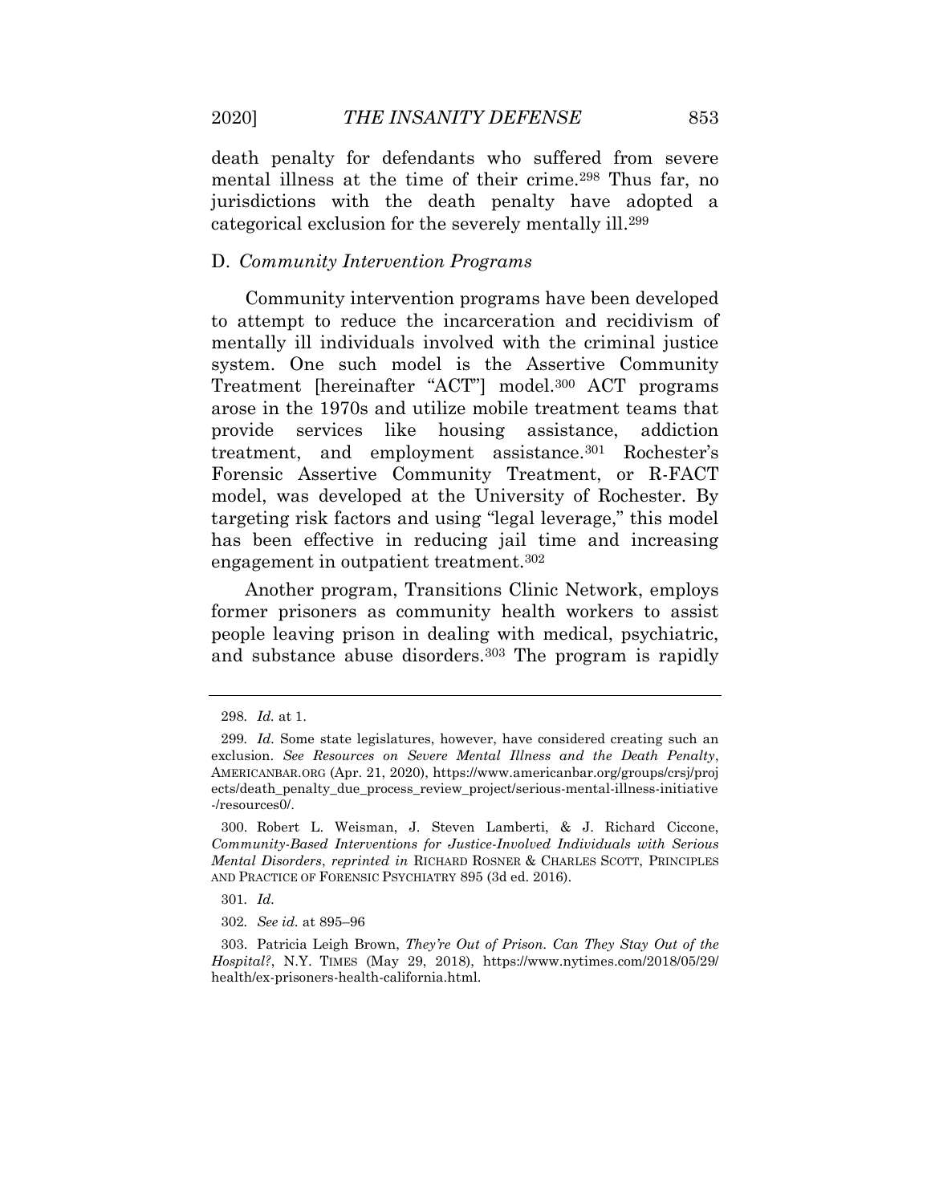death penalty for defendants who suffered from severe mental illness at the time of their crime.[298] Thus far, no jurisdictions with the death penalty have adopted a categorical exclusion for the severely mentally ill.[299]

### D. *Community Intervention Programs*

Community intervention programs have been developed to attempt to reduce the incarceration and recidivism of mentally ill individuals involved with the criminal justice system. One such model is the Assertive Community Treatment [hereinafter "ACT"] model.[300] ACT programs arose in the 1970s and utilize mobile treatment teams that provide services like housing assistance, addiction treatment, and employment assistance.[301] Rochester's Forensic Assertive Community Treatment, or R-FACT model, was developed at the University of Rochester. By targeting risk factors and using "legal leverage," this model has been effective in reducing jail time and increasing engagement in outpatient treatment.[302]

Another program, Transitions Clinic Network, employs former prisoners as community health workers to assist people leaving prison in dealing with medical, psychiatric, and substance abuse disorders.[303] The program is rapidly

---

298. *Id.* at 1.

299. *Id.* Some state legislatures, however, have considered creating such an exclusion. *See Resources on Severe Mental Illness and the Death Penalty*, AMERICANBAR.ORG (Apr. 21, 2020), https://www.americanbar.org/groups/crsj/projects/death_penalty_due_process_review_project/serious-mental-illness-initiative-/resources0/.

300. Robert L. Weisman, J. Steven Lamberti, & J. Richard Ciccone, *Community-Based Interventions for Justice-Involved Individuals with Serious Mental Disorders*, *reprinted in* RICHARD ROSNER & CHARLES SCOTT, PRINCIPLES AND PRACTICE OF FORENSIC PSYCHIATRY 895 (3d ed. 2016).

301. *Id.*

302. *See id.* at 895–96

303. Patricia Leigh Brown, *They're Out of Prison. Can They Stay Out of the Hospital?*, N.Y. TIMES (May 29, 2018), https://www.nytimes.com/2018/05/29/health/ex-prisoners-health-california.html.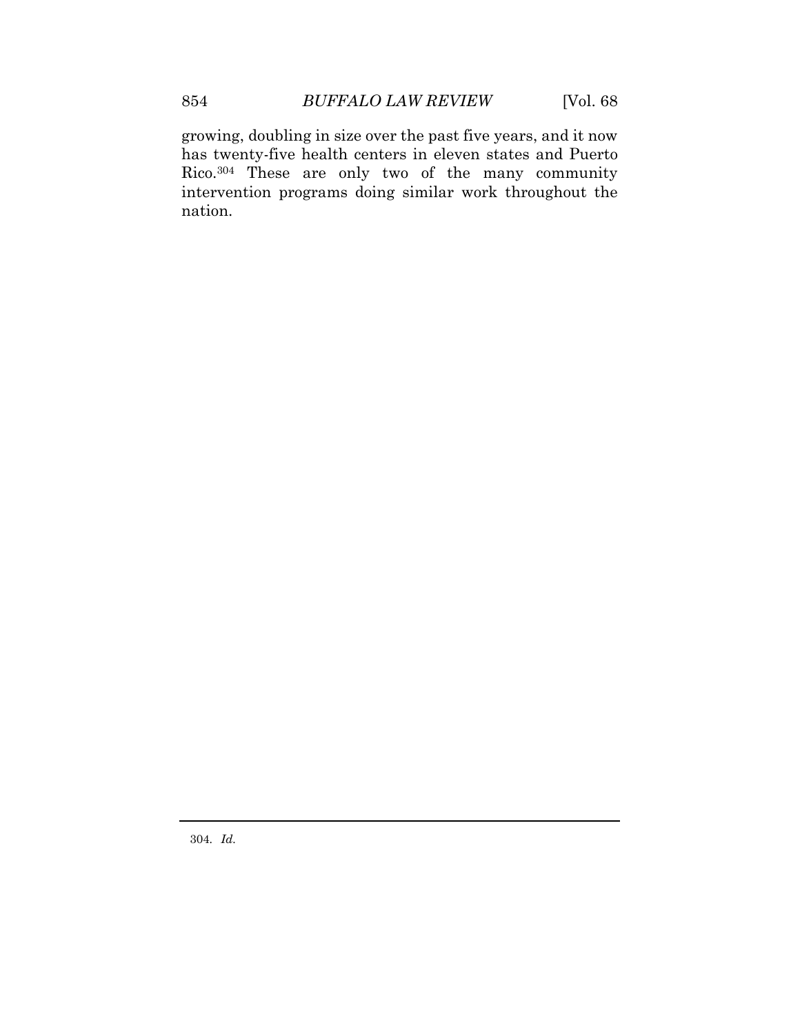growing, doubling in size over the past five years, and it now has twenty-five health centers in eleven states and Puerto Rico.[304] These are only two of the many community intervention programs doing similar work throughout the nation.

---

304. *Id.*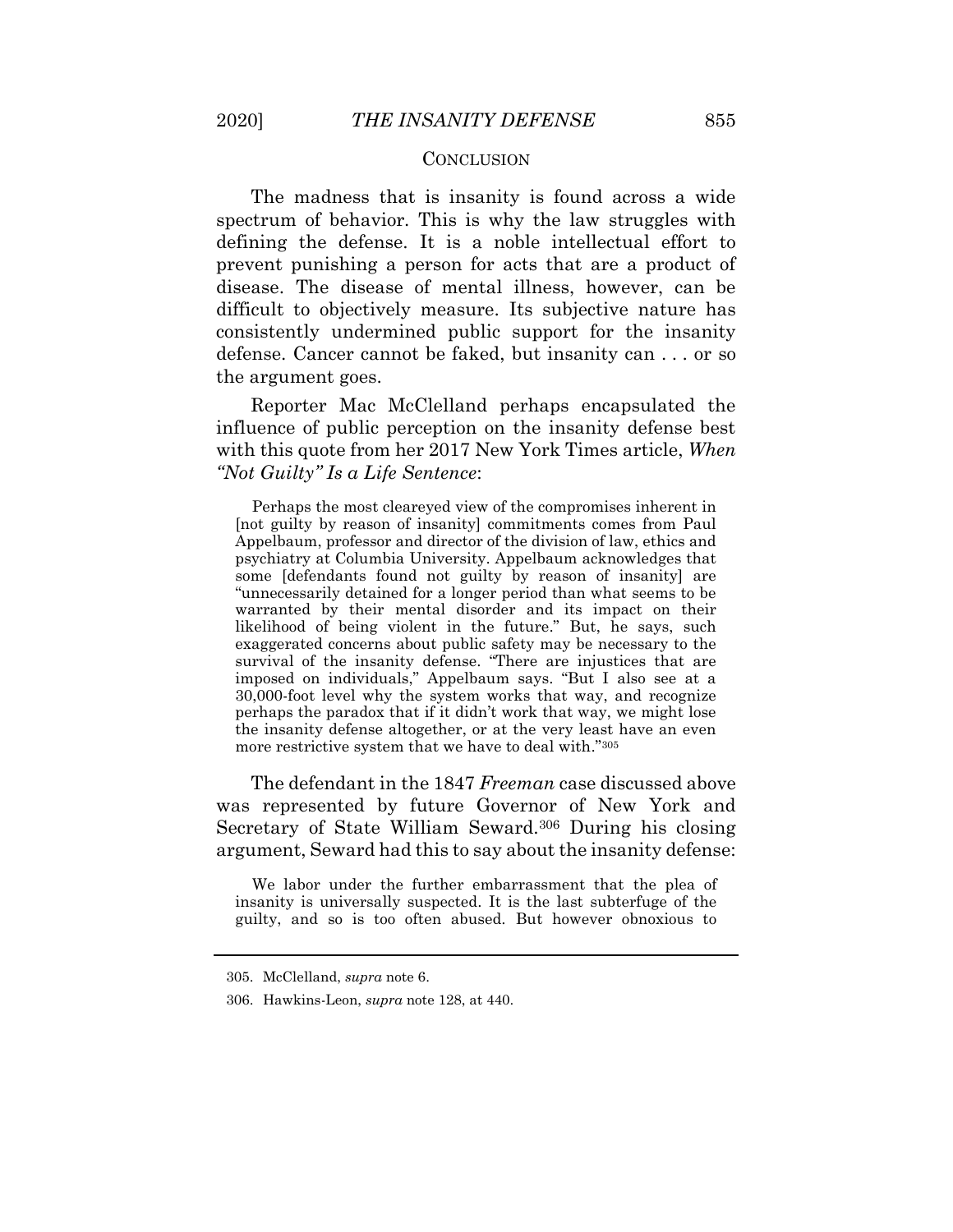## CONCLUSION

The madness that is insanity is found across a wide spectrum of behavior. This is why the law struggles with defining the defense. It is a noble intellectual effort to prevent punishing a person for acts that are a product of disease. The disease of mental illness, however, can be difficult to objectively measure. Its subjective nature has consistently undermined public support for the insanity defense. Cancer cannot be faked, but insanity can . . . or so the argument goes.

Reporter Mac McClelland perhaps encapsulated the influence of public perception on the insanity defense best with this quote from her 2017 New York Times article, *When "Not Guilty" Is a Life Sentence*:

> Perhaps the most cleareyed view of the compromises inherent in [not guilty by reason of insanity] commitments comes from Paul Appelbaum, professor and director of the division of law, ethics and psychiatry at Columbia University. Appelbaum acknowledges that some [defendants found not guilty by reason of insanity] are "unnecessarily detained for a longer period than what seems to be warranted by their mental disorder and its impact on their likelihood of being violent in the future." But, he says, such exaggerated concerns about public safety may be necessary to the survival of the insanity defense. "There are injustices that are imposed on individuals," Appelbaum says. "But I also see at a 30,000-foot level why the system works that way, and recognize perhaps the paradox that if it didn't work that way, we might lose the insanity defense altogether, or at the very least have an even more restrictive system that we have to deal with."[305]

The defendant in the 1847 *Freeman* case discussed above was represented by future Governor of New York and Secretary of State William Seward.[306] During his closing argument, Seward had this to say about the insanity defense:

> We labor under the further embarrassment that the plea of insanity is universally suspected. It is the last subterfuge of the guilty, and so is too often abused. But however obnoxious to

---

305. McClelland, *supra* note 6.

306. Hawkins-Leon, *supra* note 128, at 440.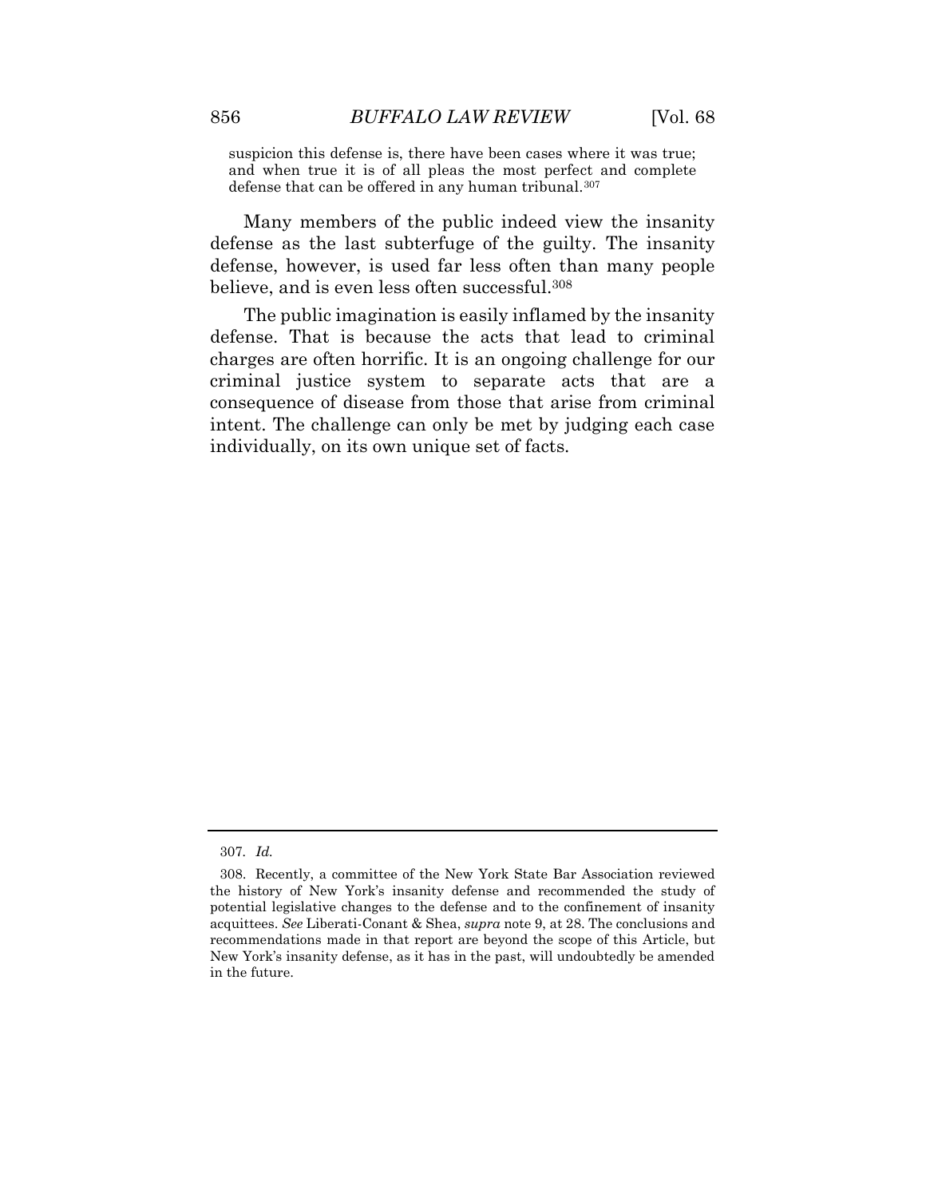> suspicion this defense is, there have been cases where it was true; and when true it is of all pleas the most perfect and complete defense that can be offered in any human tribunal.[307]

Many members of the public indeed view the insanity defense as the last subterfuge of the guilty. The insanity defense, however, is used far less often than many people believe, and is even less often successful.[308]

The public imagination is easily inflamed by the insanity defense. That is because the acts that lead to criminal charges are often horrific. It is an ongoing challenge for our criminal justice system to separate acts that are a consequence of disease from those that arise from criminal intent. The challenge can only be met by judging each case individually, on its own unique set of facts.

---

307. *Id.*

308. Recently, a committee of the New York State Bar Association reviewed the history of New York's insanity defense and recommended the study of potential legislative changes to the defense and to the confinement of insanity acquittees. *See* Liberati-Conant & Shea, *supra* note 9, at 28. The conclusions and recommendations made in that report are beyond the scope of this Article, but New York's insanity defense, as it has in the past, will undoubtedly be amended in the future.